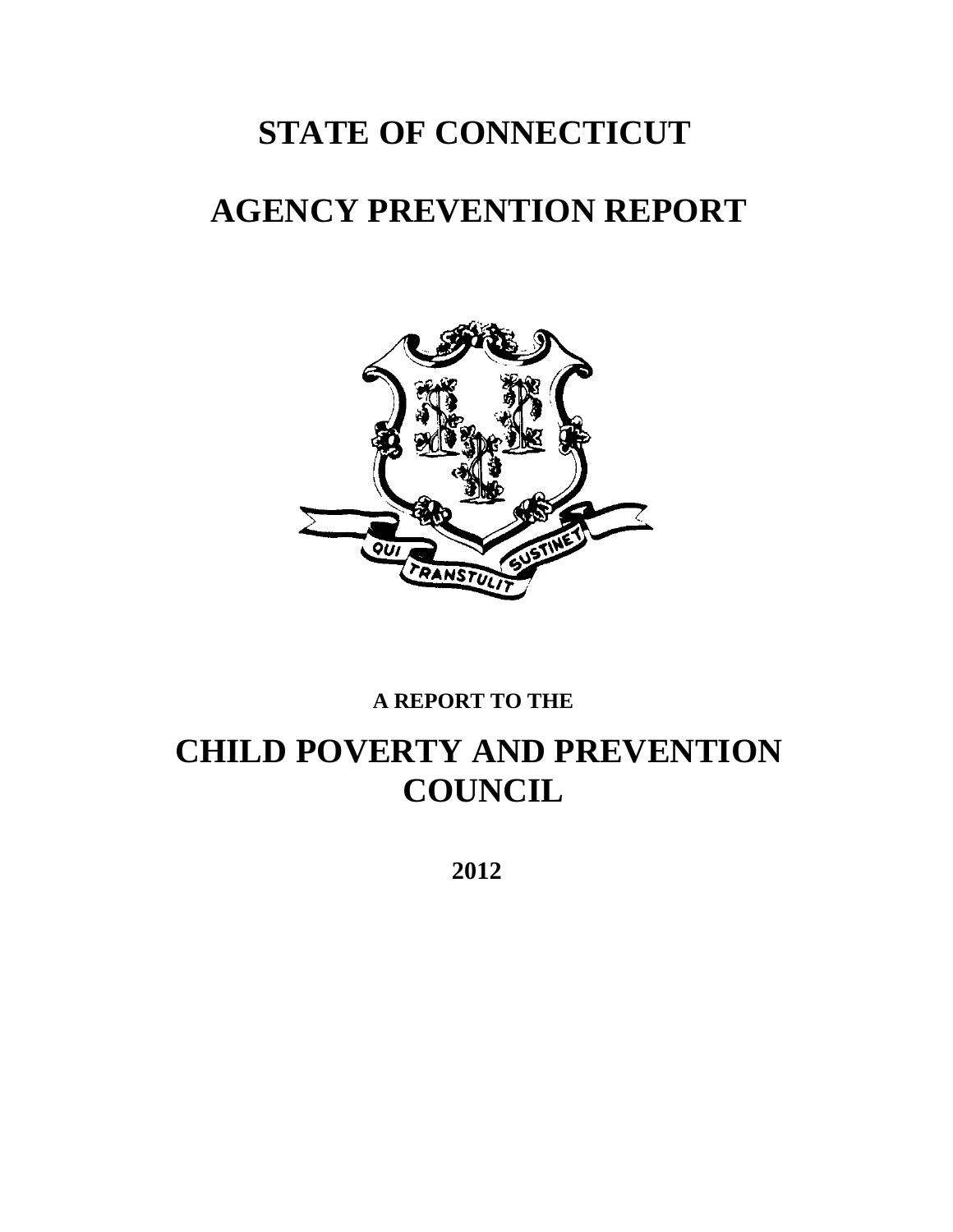# STATE OF CONNECTICUT

# AGENCY PREVENTION REPORT

**A REPORT TO THE**

# CHILD POVERTY AND PREVENTION COUNCIL

**2012**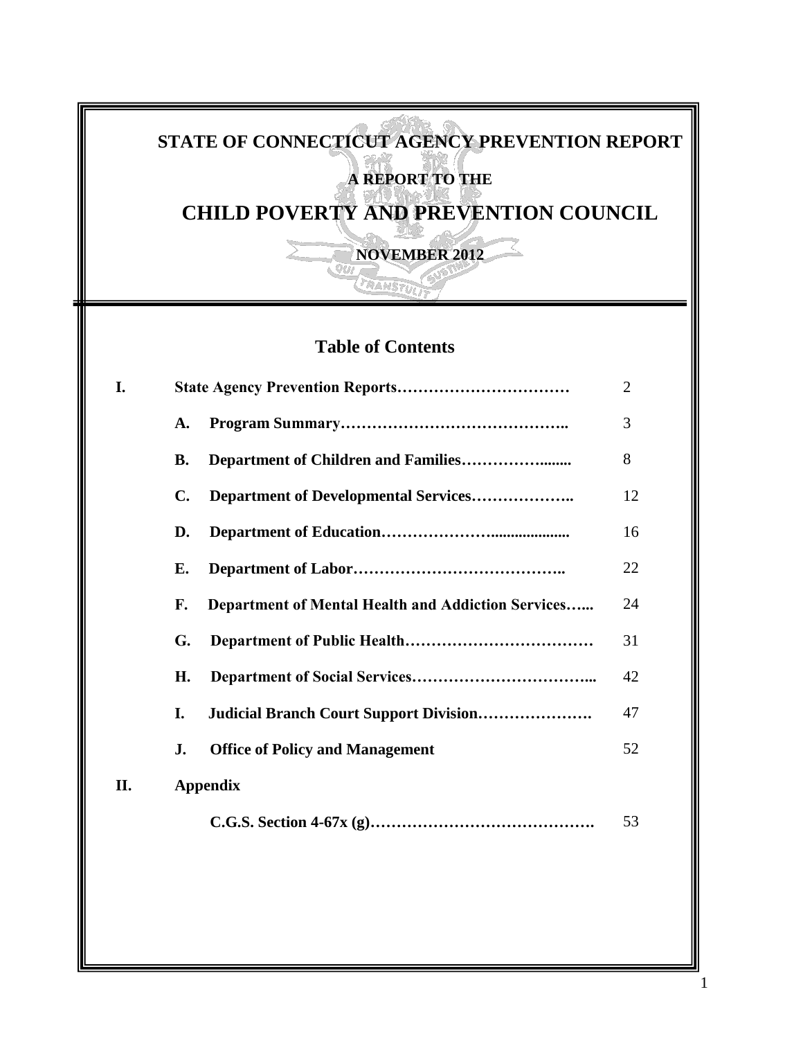# STATE OF CONNECTICUT AGENCY PREVENTION REPORT

## A REPORT TO THE

# CHILD POVERTY AND PREVENTION COUNCIL

**NOVEMBER 2012**

## Table of Contents

| | | |
|---|---|---|
| **I.** | **State Agency Prevention Reports……………………………** | 2 |
| | **A. Program Summary……………………………………..** | 3 |
| | **B. Department of Children and Families……………........** | 8 |
| | **C. Department of Developmental Services………………..** | 12 |
| | **D. Department of Education…………………..................** | 16 |
| | **E. Department of Labor………………………………….** | 22 |
| | **F. Department of Mental Health and Addiction Services…...** | 24 |
| | **G. Department of Public Health………………………………** | 31 |
| | **H. Department of Social Services……………………………...** | 42 |
| | **I. Judicial Branch Court Support Division………………….** | 47 |
| | **J. Office of Policy and Management** | 52 |
| **II.** | **Appendix** | |
| | **C.G.S. Section 4-67x (g)…………………………………….** | 53 |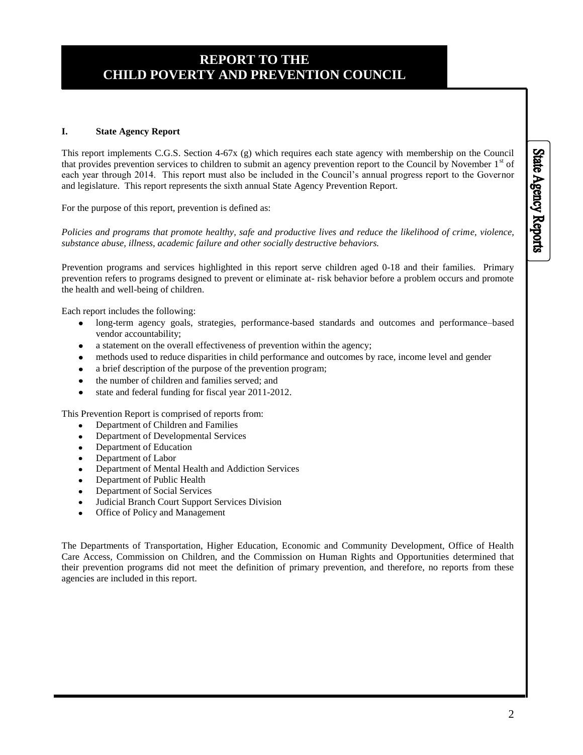# REPORT TO THE CHILD POVERTY AND PREVENTION COUNCIL

## I. State Agency Report

This report implements C.G.S. Section 4-67x (g) which requires each state agency with membership on the Council that provides prevention services to children to submit an agency prevention report to the Council by November 1st of each year through 2014. This report must also be included in the Council's annual progress report to the Governor and legislature. This report represents the sixth annual State Agency Prevention Report.

For the purpose of this report, prevention is defined as:

*Policies and programs that promote healthy, safe and productive lives and reduce the likelihood of crime, violence, substance abuse, illness, academic failure and other socially destructive behaviors.*

Prevention programs and services highlighted in this report serve children aged 0-18 and their families. Primary prevention refers to programs designed to prevent or eliminate at- risk behavior before a problem occurs and promote the health and well-being of children.

Each report includes the following:

- long-term agency goals, strategies, performance-based standards and outcomes and performance–based vendor accountability;
- a statement on the overall effectiveness of prevention within the agency;
- methods used to reduce disparities in child performance and outcomes by race, income level and gender
- a brief description of the purpose of the prevention program;
- the number of children and families served; and
- state and federal funding for fiscal year 2011-2012.

This Prevention Report is comprised of reports from:

- Department of Children and Families
- Department of Developmental Services
- Department of Education
- Department of Labor
- Department of Mental Health and Addiction Services
- Department of Public Health
- Department of Social Services
- Judicial Branch Court Support Services Division
- Office of Policy and Management

The Departments of Transportation, Higher Education, Economic and Community Development, Office of Health Care Access, Commission on Children, and the Commission on Human Rights and Opportunities determined that their prevention programs did not meet the definition of primary prevention, and therefore, no reports from these agencies are included in this report.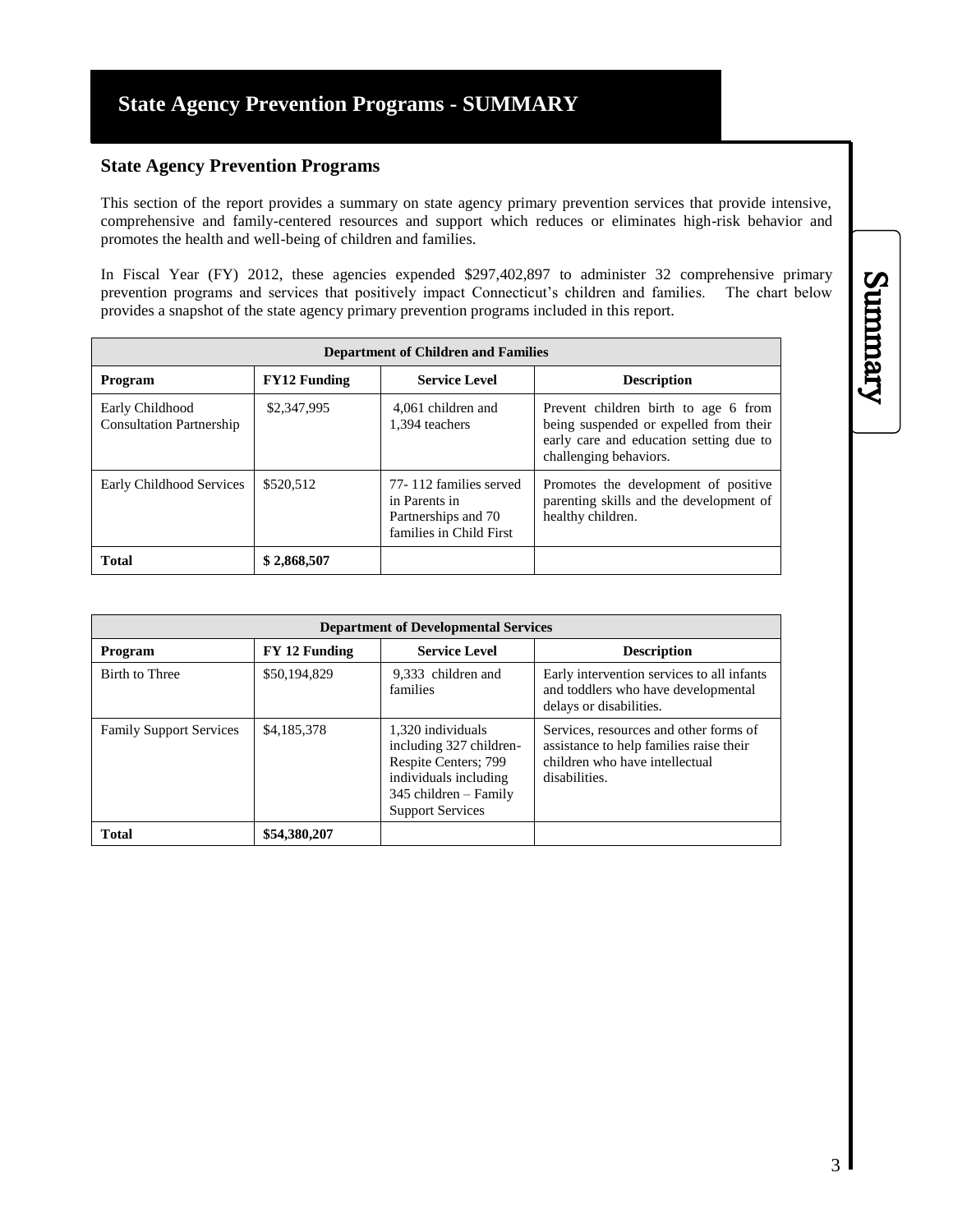# State Agency Prevention Programs - SUMMARY

## State Agency Prevention Programs

This section of the report provides a summary on state agency primary prevention services that provide intensive, comprehensive and family-centered resources and support which reduces or eliminates high-risk behavior and promotes the health and well-being of children and families.

In Fiscal Year (FY) 2012, these agencies expended $297,402,897 to administer 32 comprehensive primary prevention programs and services that positively impact Connecticut's children and families. The chart below provides a snapshot of the state agency primary prevention programs included in this report.

| **Department of Children and Families** | | | |
|---|---|---|---|
| **Program** | **FY12 Funding** | **Service Level** | **Description** |
| Early Childhood Consultation Partnership | $2,347,995 | 4,061 children and 1,394 teachers | Prevent children birth to age 6 from being suspended or expelled from their early care and education setting due to challenging behaviors. |
| Early Childhood Services | $520,512 | 77- 112 families served in Parents in Partnerships and 70 families in Child First | Promotes the development of positive parenting skills and the development of healthy children. |
| **Total** | **$ 2,868,507** | | |

| **Department of Developmental Services** | | | |
|---|---|---|---|
| **Program** | **FY 12 Funding** | **Service Level** | **Description** |
| Birth to Three | $50,194,829 | 9,333 children and families | Early intervention services to all infants and toddlers who have developmental delays or disabilities. |
| Family Support Services | $4,185,378 | 1,320 individuals including 327 children- Respite Centers; 799 individuals including 345 children – Family Support Services | Services, resources and other forms of assistance to help families raise their children who have intellectual disabilities. |
| **Total** | **$54,380,207** | | |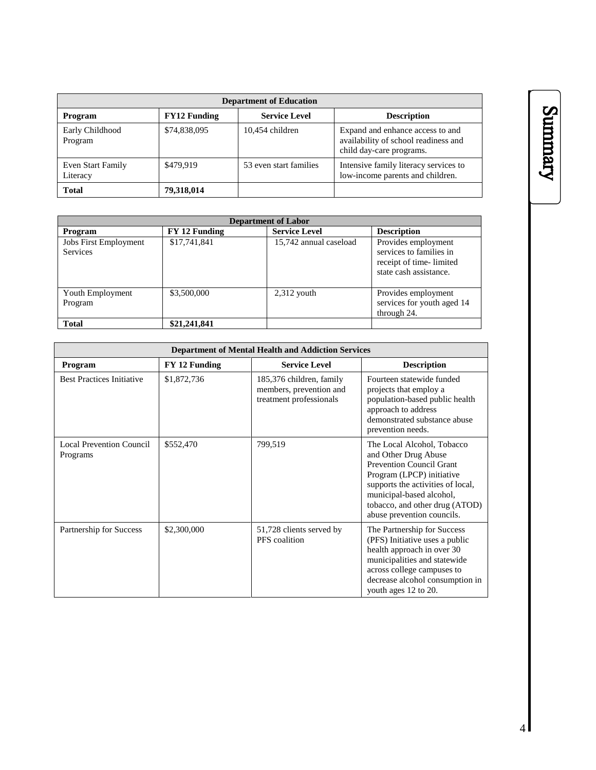| Department of Education | | | |
| --- | --- | --- | --- |
| **Program** | **FY12 Funding** | **Service Level** | **Description** |
| Early Childhood Program | $74,838,095 | 10,454 children | Expand and enhance access to and availability of school readiness and child day-care programs. |
| Even Start Family Literacy | $479,919 | 53 even start families | Intensive family literacy services to low-income parents and children. |
| **Total** | **79,318,014** | | |

| Department of Labor | | | |
| --- | --- | --- | --- |
| **Program** | **FY 12 Funding** | **Service Level** | **Description** |
| Jobs First Employment Services | $17,741,841 | 15,742 annual caseload | Provides employment services to families in receipt of time- limited state cash assistance. |
| Youth Employment Program | $3,500,000 | 2,312 youth | Provides employment services for youth aged 14 through 24. |
| **Total** | **$21,241,841** | | |

| Department of Mental Health and Addiction Services | | | |
| --- | --- | --- | --- |
| **Program** | **FY 12 Funding** | **Service Level** | **Description** |
| Best Practices Initiative | $1,872,736 | 185,376 children, family members, prevention and treatment professionals | Fourteen statewide funded projects that employ a population-based public health approach to address demonstrated substance abuse prevention needs. |
| Local Prevention Council Programs | $552,470 | 799,519 | The Local Alcohol, Tobacco and Other Drug Abuse Prevention Council Grant Program (LPCP) initiative supports the activities of local, municipal-based alcohol, tobacco, and other drug (ATOD) abuse prevention councils. |
| Partnership for Success | $2,300,000 | 51,728 clients served by PFS coalition | The Partnership for Success (PFS) Initiative uses a public health approach in over 30 municipalities and statewide across college campuses to decrease alcohol consumption in youth ages 12 to 20. |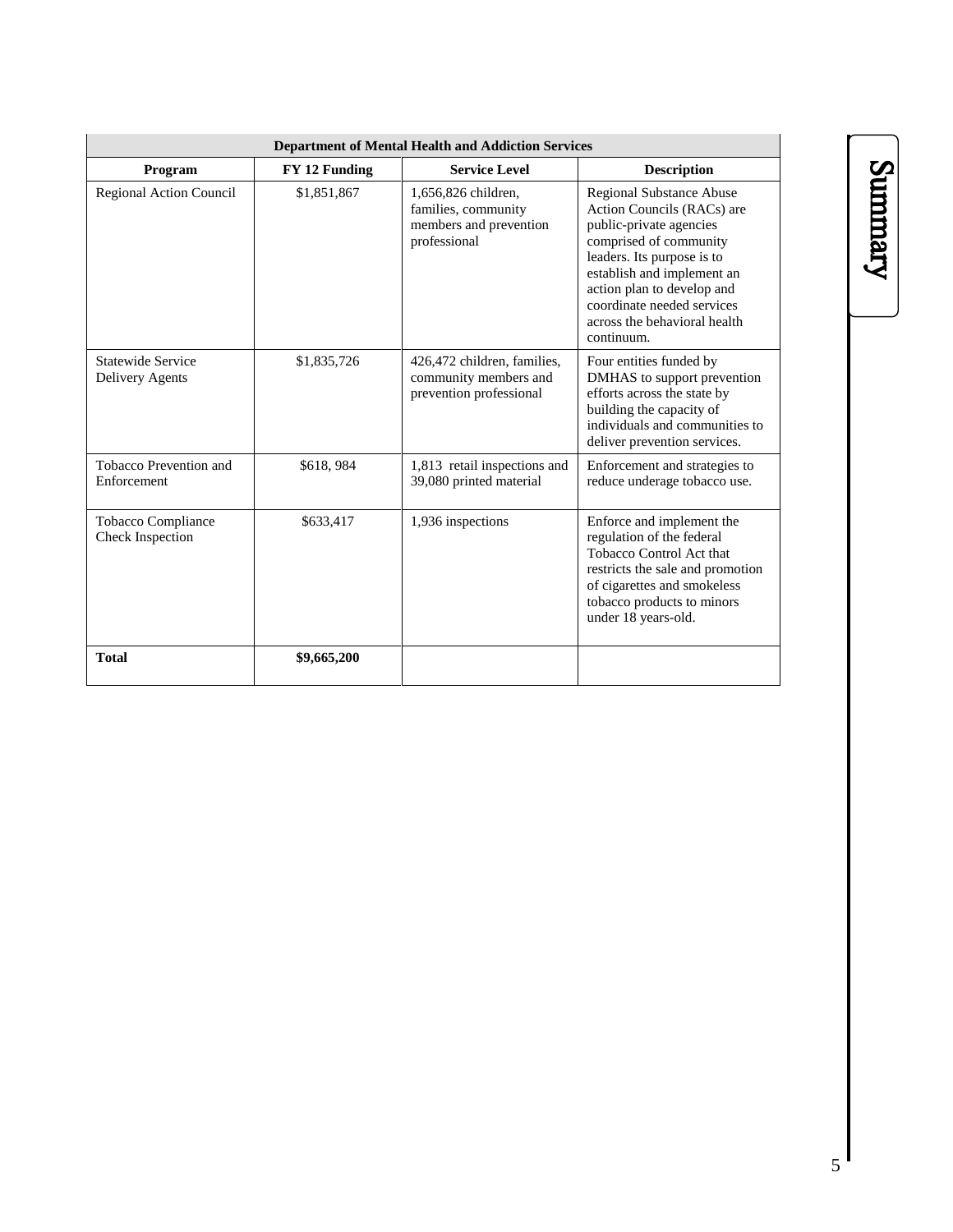| Department of Mental Health and Addiction Services | | | |
|---|---|---|---|
| **Program** | **FY 12 Funding** | **Service Level** | **Description** |
| Regional Action Council | $1,851,867 | 1,656,826 children, families, community members and prevention professional | Regional Substance Abuse Action Councils (RACs) are public-private agencies comprised of community leaders. Its purpose is to establish and implement an action plan to develop and coordinate needed services across the behavioral health continuum. |
| Statewide Service Delivery Agents | $1,835,726 | 426,472 children, families, community members and prevention professional | Four entities funded by DMHAS to support prevention efforts across the state by building the capacity of individuals and communities to deliver prevention services. |
| Tobacco Prevention and Enforcement | $618, 984 | 1,813 retail inspections and 39,080 printed material | Enforcement and strategies to reduce underage tobacco use. |
| Tobacco Compliance Check Inspection | $633,417 | 1,936 inspections | Enforce and implement the regulation of the federal Tobacco Control Act that restricts the sale and promotion of cigarettes and smokeless tobacco products to minors under 18 years-old. |
| **Total** | **$9,665,200** | | |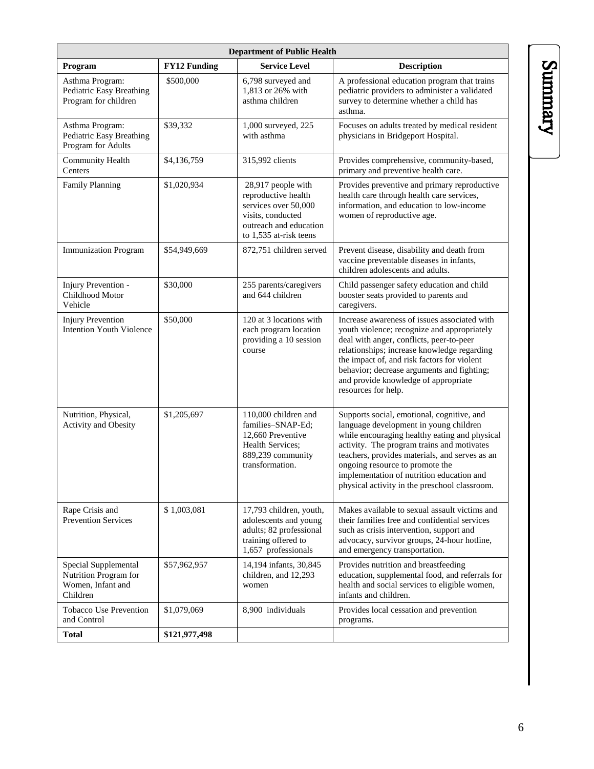| Department of Public Health | | | |
|---|---|---|---|
| **Program** | **FY12 Funding** | **Service Level** | **Description** |
| Asthma Program: Pediatric Easy Breathing Program for children | $500,000 | 6,798 surveyed and 1,813 or 26% with asthma children | A professional education program that trains pediatric providers to administer a validated survey to determine whether a child has asthma. |
| Asthma Program: Pediatric Easy Breathing Program for Adults | $39,332 | 1,000 surveyed, 225 with asthma | Focuses on adults treated by medical resident physicians in Bridgeport Hospital. |
| Community Health Centers | $4,136,759 | 315,992 clients | Provides comprehensive, community-based, primary and preventive health care. |
| Family Planning | $1,020,934 | 28,917 people with reproductive health services over 50,000 visits, conducted outreach and education to 1,535 at-risk teens | Provides preventive and primary reproductive health care through health care services, information, and education to low-income women of reproductive age. |
| Immunization Program | $54,949,669 | 872,751 children served | Prevent disease, disability and death from vaccine preventable diseases in infants, children adolescents and adults. |
| Injury Prevention - Childhood Motor Vehicle | $30,000 | 255 parents/caregivers and 644 children | Child passenger safety education and child booster seats provided to parents and caregivers. |
| Injury Prevention Intention Youth Violence | $50,000 | 120 at 3 locations with each program location providing a 10 session course | Increase awareness of issues associated with youth violence; recognize and appropriately deal with anger, conflicts, peer-to-peer relationships; increase knowledge regarding the impact of, and risk factors for violent behavior; decrease arguments and fighting; and provide knowledge of appropriate resources for help. |
| Nutrition, Physical, Activity and Obesity | $1,205,697 | 110,000 children and families–SNAP-Ed; 12,660 Preventive Health Services; 889,239 community transformation. | Supports social, emotional, cognitive, and language development in young children while encouraging healthy eating and physical activity. The program trains and motivates teachers, provides materials, and serves as an ongoing resource to promote the implementation of nutrition education and physical activity in the preschool classroom. |
| Rape Crisis and Prevention Services | $ 1,003,081 | 17,793 children, youth, adolescents and young adults; 82 professional training offered to 1,657 professionals | Makes available to sexual assault victims and their families free and confidential services such as crisis intervention, support and advocacy, survivor groups, 24-hour hotline, and emergency transportation. |
| Special Supplemental Nutrition Program for Women, Infant and Children | $57,962,957 | 14,194 infants, 30,845 children, and 12,293 women | Provides nutrition and breastfeeding education, supplemental food, and referrals for health and social services to eligible women, infants and children. |
| Tobacco Use Prevention and Control | $1,079,069 | 8,900 individuals | Provides local cessation and prevention programs. |
| **Total** | **$121,977,498** | | |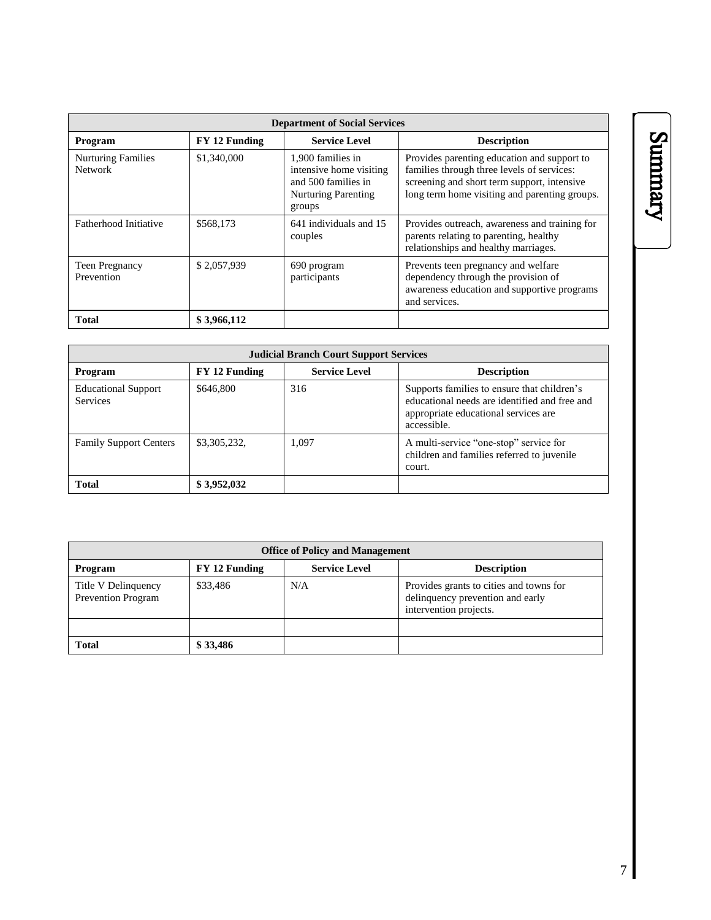| Department of Social Services | | | |
|---|---|---|---|
| **Program** | **FY 12 Funding** | **Service Level** | **Description** |
| Nurturing Families Network | $1,340,000 | 1,900 families in intensive home visiting and 500 families in Nurturing Parenting groups | Provides parenting education and support to families through three levels of services: screening and short term support, intensive long term home visiting and parenting groups. |
| Fatherhood Initiative | $568,173 | 641 individuals and 15 couples | Provides outreach, awareness and training for parents relating to parenting, healthy relationships and healthy marriages. |
| Teen Pregnancy Prevention | $ 2,057,939 | 690 program participants | Prevents teen pregnancy and welfare dependency through the provision of awareness education and supportive programs and services. |
| **Total** | **$ 3,966,112** | | |

| Judicial Branch Court Support Services | | | |
|---|---|---|---|
| **Program** | **FY 12 Funding** | **Service Level** | **Description** |
| Educational Support Services | $646,800 | 316 | Supports families to ensure that children's educational needs are identified and free and appropriate educational services are accessible. |
| Family Support Centers | $3,305,232, | 1,097 | A multi-service "one-stop" service for children and families referred to juvenile court. |
| **Total** | **$ 3,952,032** | | |

| Office of Policy and Management | | | |
|---|---|---|---|
| **Program** | **FY 12 Funding** | **Service Level** | **Description** |
| Title V Delinquency Prevention Program | $33,486 | N/A | Provides grants to cities and towns for delinquency prevention and early intervention projects. |
| | | | |
| **Total** | **$ 33,486** | | |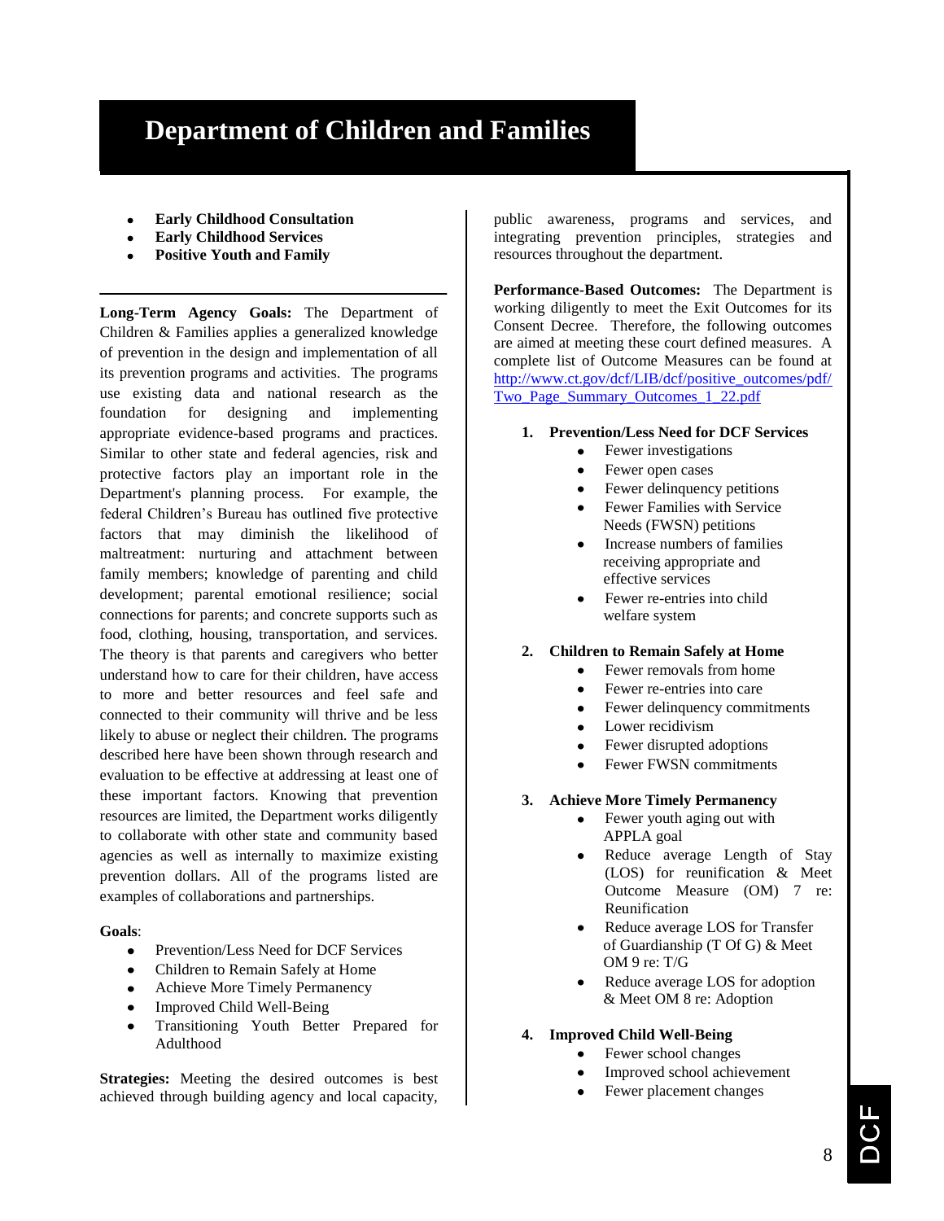# Department of Children and Families

- **Early Childhood Consultation**
- **Early Childhood Services**
- **Positive Youth and Family**

---

**Long-Term Agency Goals:** The Department of Children & Families applies a generalized knowledge of prevention in the design and implementation of all its prevention programs and activities. The programs use existing data and national research as the foundation for designing and implementing appropriate evidence-based programs and practices. Similar to other state and federal agencies, risk and protective factors play an important role in the Department's planning process. For example, the federal Children's Bureau has outlined five protective factors that may diminish the likelihood of maltreatment: nurturing and attachment between family members; knowledge of parenting and child development; parental emotional resilience; social connections for parents; and concrete supports such as food, clothing, housing, transportation, and services. The theory is that parents and caregivers who better understand how to care for their children, have access to more and better resources and feel safe and connected to their community will thrive and be less likely to abuse or neglect their children. The programs described here have been shown through research and evaluation to be effective at addressing at least one of these important factors. Knowing that prevention resources are limited, the Department works diligently to collaborate with other state and community based agencies as well as internally to maximize existing prevention dollars. All of the programs listed are examples of collaborations and partnerships.

**Goals**:

- Prevention/Less Need for DCF Services
- Children to Remain Safely at Home
- Achieve More Timely Permanency
- Improved Child Well-Being
- Transitioning Youth Better Prepared for Adulthood

**Strategies:** Meeting the desired outcomes is best achieved through building agency and local capacity, public awareness, programs and services, and integrating prevention principles, strategies and resources throughout the department.

**Performance-Based Outcomes:** The Department is working diligently to meet the Exit Outcomes for its Consent Decree. Therefore, the following outcomes are aimed at meeting these court defined measures. A complete list of Outcome Measures can be found at http://www.ct.gov/dcf/LIB/dcf/positive_outcomes/pdf/Two_Page_Summary_Outcomes_1_22.pdf

1. **Prevention/Less Need for DCF Services**
   - Fewer investigations
   - Fewer open cases
   - Fewer delinquency petitions
   - Fewer Families with Service Needs (FWSN) petitions
   - Increase numbers of families receiving appropriate and effective services
   - Fewer re-entries into child welfare system

2. **Children to Remain Safely at Home**
   - Fewer removals from home
   - Fewer re-entries into care
   - Fewer delinquency commitments
   - Lower recidivism
   - Fewer disrupted adoptions
   - Fewer FWSN commitments

3. **Achieve More Timely Permanency**
   - Fewer youth aging out with APPLA goal
   - Reduce average Length of Stay (LOS) for reunification & Meet Outcome Measure (OM) 7 re: Reunification
   - Reduce average LOS for Transfer of Guardianship (T Of G) & Meet OM 9 re: T/G
   - Reduce average LOS for adoption & Meet OM 8 re: Adoption

4. **Improved Child Well-Being**
   - Fewer school changes
   - Improved school achievement
   - Fewer placement changes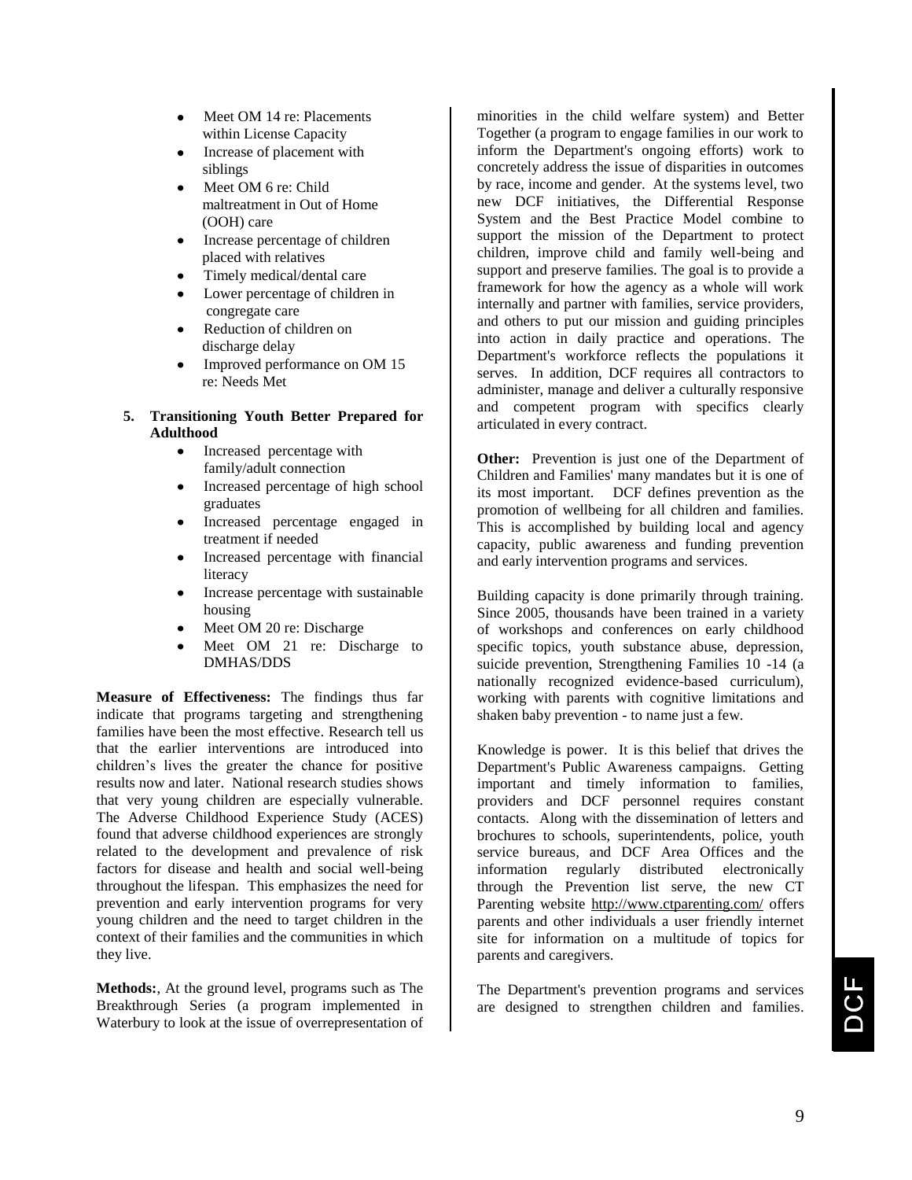- Meet OM 14 re: Placements within License Capacity
- Increase of placement with siblings
- Meet OM 6 re: Child maltreatment in Out of Home (OOH) care
- Increase percentage of children placed with relatives
- Timely medical/dental care
- Lower percentage of children in congregate care
- Reduction of children on discharge delay
- Improved performance on OM 15 re: Needs Met

5. **Transitioning Youth Better Prepared for Adulthood**
    - Increased percentage with family/adult connection
    - Increased percentage of high school graduates
    - Increased percentage engaged in treatment if needed
    - Increased percentage with financial literacy
    - Increase percentage with sustainable housing
    - Meet OM 20 re: Discharge
    - Meet OM 21 re: Discharge to DMHAS/DDS

**Measure of Effectiveness:** The findings thus far indicate that programs targeting and strengthening families have been the most effective. Research tell us that the earlier interventions are introduced into children's lives the greater the chance for positive results now and later. National research studies shows that very young children are especially vulnerable. The Adverse Childhood Experience Study (ACES) found that adverse childhood experiences are strongly related to the development and prevalence of risk factors for disease and health and social well-being throughout the lifespan. This emphasizes the need for prevention and early intervention programs for very young children and the need to target children in the context of their families and the communities in which they live.

**Methods:**, At the ground level, programs such as The Breakthrough Series (a program implemented in Waterbury to look at the issue of overrepresentation of minorities in the child welfare system) and Better Together (a program to engage families in our work to inform the Department's ongoing efforts) work to concretely address the issue of disparities in outcomes by race, income and gender. At the systems level, two new DCF initiatives, the Differential Response System and the Best Practice Model combine to support the mission of the Department to protect children, improve child and family well-being and support and preserve families. The goal is to provide a framework for how the agency as a whole will work internally and partner with families, service providers, and others to put our mission and guiding principles into action in daily practice and operations. The Department's workforce reflects the populations it serves. In addition, DCF requires all contractors to administer, manage and deliver a culturally responsive and competent program with specifics clearly articulated in every contract.

**Other:** Prevention is just one of the Department of Children and Families' many mandates but it is one of its most important. DCF defines prevention as the promotion of wellbeing for all children and families. This is accomplished by building local and agency capacity, public awareness and funding prevention and early intervention programs and services.

Building capacity is done primarily through training. Since 2005, thousands have been trained in a variety of workshops and conferences on early childhood specific topics, youth substance abuse, depression, suicide prevention, Strengthening Families 10 -14 (a nationally recognized evidence-based curriculum), working with parents with cognitive limitations and shaken baby prevention - to name just a few.

Knowledge is power. It is this belief that drives the Department's Public Awareness campaigns. Getting important and timely information to families, providers and DCF personnel requires constant contacts. Along with the dissemination of letters and brochures to schools, superintendents, police, youth service bureaus, and DCF Area Offices and the information regularly distributed electronically through the Prevention list serve, the new CT Parenting website http://www.ctparenting.com/ offers parents and other individuals a user friendly internet site for information on a multitude of topics for parents and caregivers.

The Department's prevention programs and services are designed to strengthen children and families.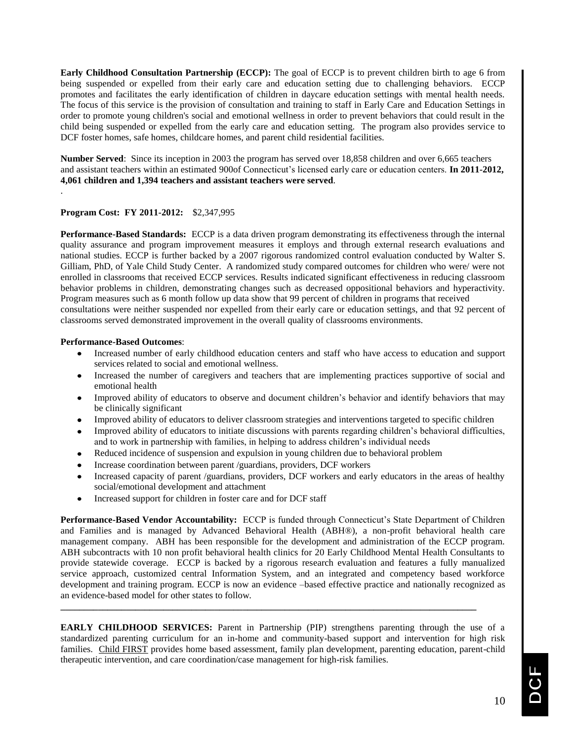**Early Childhood Consultation Partnership (ECCP):** The goal of ECCP is to prevent children birth to age 6 from being suspended or expelled from their early care and education setting due to challenging behaviors. ECCP promotes and facilitates the early identification of children in daycare education settings with mental health needs. The focus of this service is the provision of consultation and training to staff in Early Care and Education Settings in order to promote young children's social and emotional wellness in order to prevent behaviors that could result in the child being suspended or expelled from the early care and education setting. The program also provides service to DCF foster homes, safe homes, childcare homes, and parent child residential facilities.

**Number Served**: Since its inception in 2003 the program has served over 18,858 children and over 6,665 teachers and assistant teachers within an estimated 900of Connecticut's licensed early care or education centers. **In 2011-2012, 4,061 children and 1,394 teachers and assistant teachers were served**.

.

**Program Cost: FY 2011-2012:** $2,347,995

**Performance-Based Standards:** ECCP is a data driven program demonstrating its effectiveness through the internal quality assurance and program improvement measures it employs and through external research evaluations and national studies. ECCP is further backed by a 2007 rigorous randomized control evaluation conducted by Walter S. Gilliam, PhD, of Yale Child Study Center. A randomized study compared outcomes for children who were/ were not enrolled in classrooms that received ECCP services. Results indicated significant effectiveness in reducing classroom behavior problems in children, demonstrating changes such as decreased oppositional behaviors and hyperactivity. Program measures such as 6 month follow up data show that 99 percent of children in programs that received consultations were neither suspended nor expelled from their early care or education settings, and that 92 percent of classrooms served demonstrated improvement in the overall quality of classrooms environments.

**Performance-Based Outcomes**:

- Increased number of early childhood education centers and staff who have access to education and support services related to social and emotional wellness.
- Increased the number of caregivers and teachers that are implementing practices supportive of social and emotional health
- Improved ability of educators to observe and document children's behavior and identify behaviors that may be clinically significant
- Improved ability of educators to deliver classroom strategies and interventions targeted to specific children
- Improved ability of educators to initiate discussions with parents regarding children's behavioral difficulties, and to work in partnership with families, in helping to address children's individual needs
- Reduced incidence of suspension and expulsion in young children due to behavioral problem
- Increase coordination between parent /guardians, providers, DCF workers
- Increased capacity of parent /guardians, providers, DCF workers and early educators in the areas of healthy social/emotional development and attachment
- Increased support for children in foster care and for DCF staff

**Performance-Based Vendor Accountability:** ECCP is funded through Connecticut's State Department of Children and Families and is managed by Advanced Behavioral Health (ABH®), a non-profit behavioral health care management company. ABH has been responsible for the development and administration of the ECCP program. ABH subcontracts with 10 non profit behavioral health clinics for 20 Early Childhood Mental Health Consultants to provide statewide coverage. ECCP is backed by a rigorous research evaluation and features a fully manualized service approach, customized central Information System, and an integrated and competency based workforce development and training program. ECCP is now an evidence –based effective practice and nationally recognized as an evidence-based model for other states to follow.

---

**EARLY CHILDHOOD SERVICES:** Parent in Partnership (PIP) strengthens parenting through the use of a standardized parenting curriculum for an in-home and community-based support and intervention for high risk families. Child FIRST provides home based assessment, family plan development, parenting education, parent-child therapeutic intervention, and care coordination/case management for high-risk families.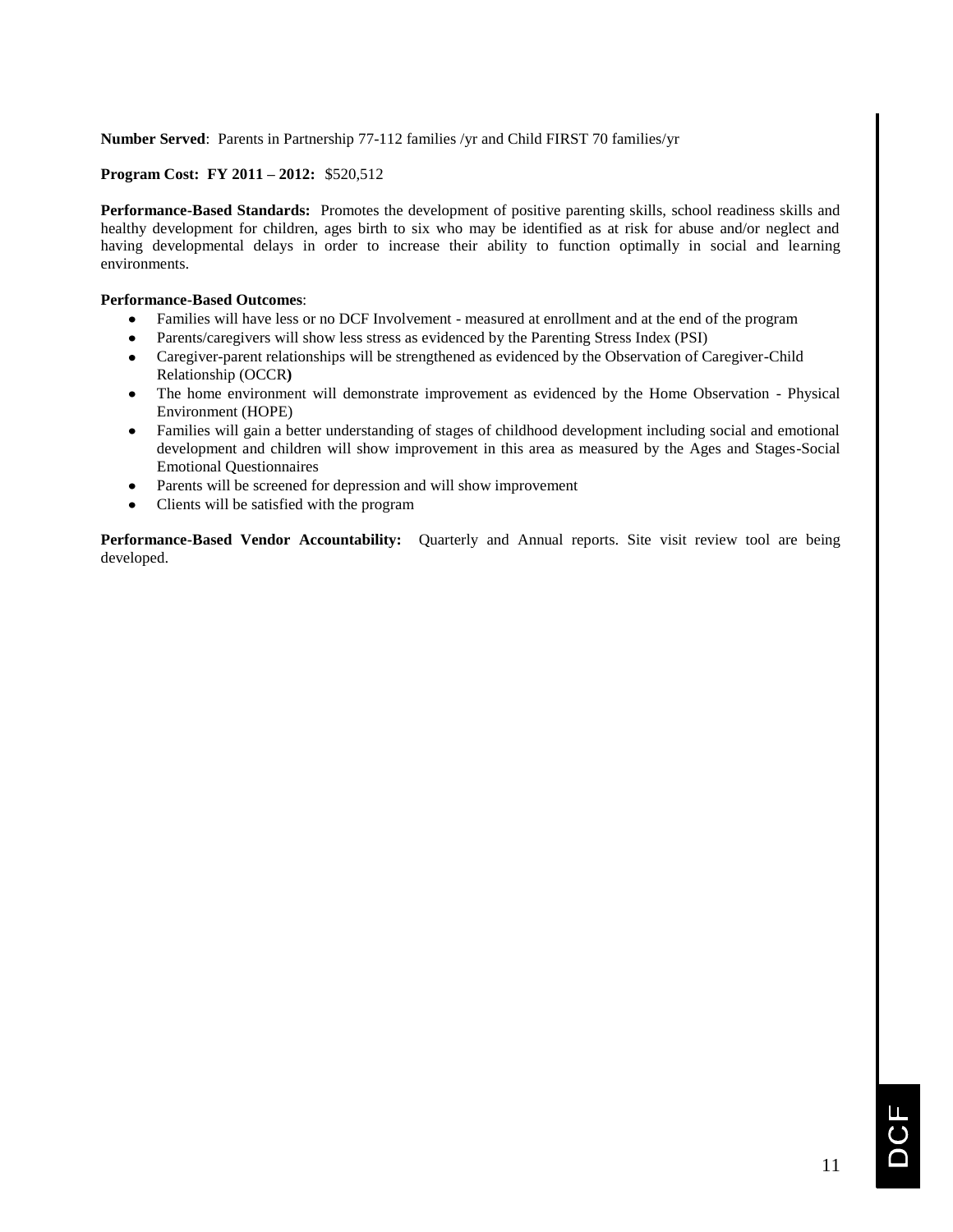**Number Served**: Parents in Partnership 77-112 families /yr and Child FIRST 70 families/yr

**Program Cost: FY 2011 – 2012:** $520,512

**Performance-Based Standards:** Promotes the development of positive parenting skills, school readiness skills and healthy development for children, ages birth to six who may be identified as at risk for abuse and/or neglect and having developmental delays in order to increase their ability to function optimally in social and learning environments.

**Performance-Based Outcomes**:

- Families will have less or no DCF Involvement - measured at enrollment and at the end of the program
- Parents/caregivers will show less stress as evidenced by the Parenting Stress Index (PSI)
- Caregiver-parent relationships will be strengthened as evidenced by the Observation of Caregiver-Child Relationship (OCCR)
- The home environment will demonstrate improvement as evidenced by the Home Observation - Physical Environment (HOPE)
- Families will gain a better understanding of stages of childhood development including social and emotional development and children will show improvement in this area as measured by the Ages and Stages-Social Emotional Questionnaires
- Parents will be screened for depression and will show improvement
- Clients will be satisfied with the program

**Performance-Based Vendor Accountability:** Quarterly and Annual reports. Site visit review tool are being developed.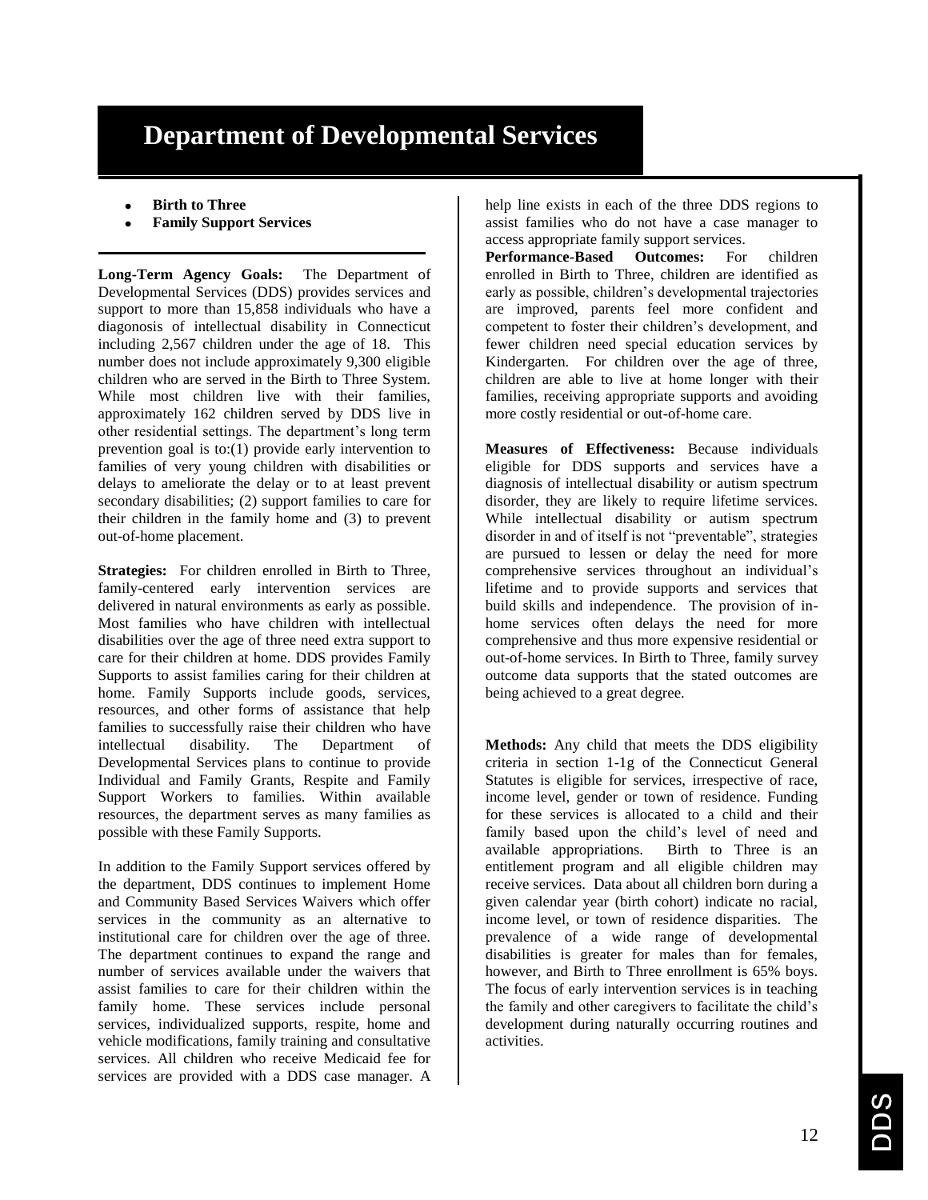# Department of Developmental Services

- **Birth to Three**
- **Family Support Services**

**Long-Term Agency Goals:** The Department of Developmental Services (DDS) provides services and support to more than 15,858 individuals who have a diagonosis of intellectual disability in Connecticut including 2,567 children under the age of 18. This number does not include approximately 9,300 eligible children who are served in the Birth to Three System. While most children live with their families, approximately 162 children served by DDS live in other residential settings. The department's long term prevention goal is to:(1) provide early intervention to families of very young children with disabilities or delays to ameliorate the delay or to at least prevent secondary disabilities; (2) support families to care for their children in the family home and (3) to prevent out-of-home placement.

**Strategies:** For children enrolled in Birth to Three, family-centered early intervention services are delivered in natural environments as early as possible. Most families who have children with intellectual disabilities over the age of three need extra support to care for their children at home. DDS provides Family Supports to assist families caring for their children at home. Family Supports include goods, services, resources, and other forms of assistance that help families to successfully raise their children who have intellectual disability. The Department of Developmental Services plans to continue to provide Individual and Family Grants, Respite and Family Support Workers to families. Within available resources, the department serves as many families as possible with these Family Supports.

In addition to the Family Support services offered by the department, DDS continues to implement Home and Community Based Services Waivers which offer services in the community as an alternative to institutional care for children over the age of three. The department continues to expand the range and number of services available under the waivers that assist families to care for their children within the family home. These services include personal services, individualized supports, respite, home and vehicle modifications, family training and consultative services. All children who receive Medicaid fee for services are provided with a DDS case manager. A help line exists in each of the three DDS regions to assist families who do not have a case manager to access appropriate family support services.

**Performance-Based Outcomes:** For children enrolled in Birth to Three, children are identified as early as possible, children's developmental trajectories are improved, parents feel more confident and competent to foster their children's development, and fewer children need special education services by Kindergarten. For children over the age of three, children are able to live at home longer with their families, receiving appropriate supports and avoiding more costly residential or out-of-home care.

**Measures of Effectiveness:** Because individuals eligible for DDS supports and services have a diagnosis of intellectual disability or autism spectrum disorder, they are likely to require lifetime services. While intellectual disability or autism spectrum disorder in and of itself is not "preventable", strategies are pursued to lessen or delay the need for more comprehensive services throughout an individual's lifetime and to provide supports and services that build skills and independence. The provision of in-home services often delays the need for more comprehensive and thus more expensive residential or out-of-home services. In Birth to Three, family survey outcome data supports that the stated outcomes are being achieved to a great degree.

**Methods:** Any child that meets the DDS eligibility criteria in section 1-1g of the Connecticut General Statutes is eligible for services, irrespective of race, income level, gender or town of residence. Funding for these services is allocated to a child and their family based upon the child's level of need and available appropriations. Birth to Three is an entitlement program and all eligible children may receive services. Data about all children born during a given calendar year (birth cohort) indicate no racial, income level, or town of residence disparities. The prevalence of a wide range of developmental disabilities is greater for males than for females, however, and Birth to Three enrollment is 65% boys. The focus of early intervention services is in teaching the family and other caregivers to facilitate the child's development during naturally occurring routines and activities.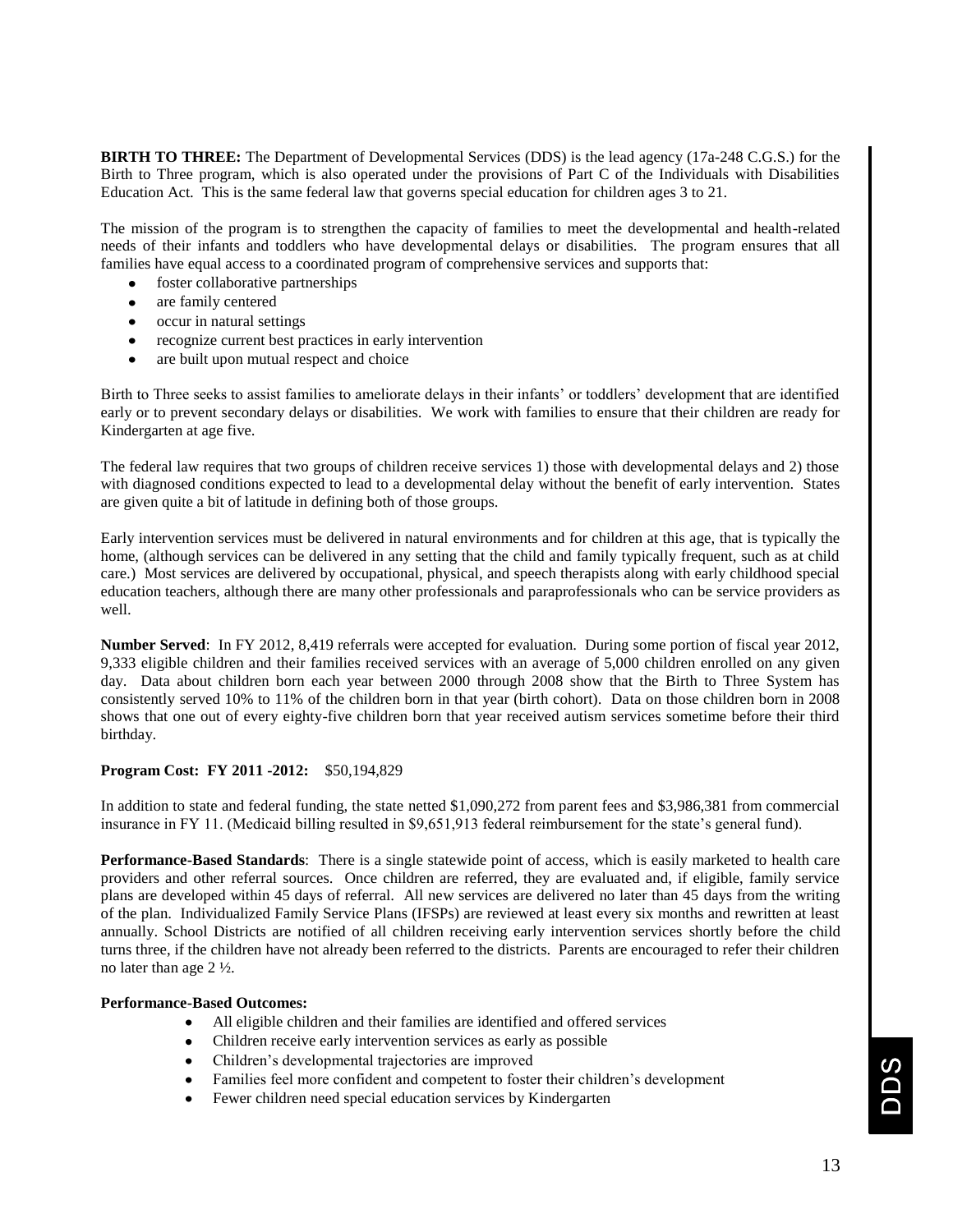**BIRTH TO THREE:** The Department of Developmental Services (DDS) is the lead agency (17a-248 C.G.S.) for the Birth to Three program, which is also operated under the provisions of Part C of the Individuals with Disabilities Education Act. This is the same federal law that governs special education for children ages 3 to 21.

The mission of the program is to strengthen the capacity of families to meet the developmental and health-related needs of their infants and toddlers who have developmental delays or disabilities. The program ensures that all families have equal access to a coordinated program of comprehensive services and supports that:

- foster collaborative partnerships
- are family centered
- occur in natural settings
- recognize current best practices in early intervention
- are built upon mutual respect and choice

Birth to Three seeks to assist families to ameliorate delays in their infants' or toddlers' development that are identified early or to prevent secondary delays or disabilities. We work with families to ensure that their children are ready for Kindergarten at age five.

The federal law requires that two groups of children receive services 1) those with developmental delays and 2) those with diagnosed conditions expected to lead to a developmental delay without the benefit of early intervention. States are given quite a bit of latitude in defining both of those groups.

Early intervention services must be delivered in natural environments and for children at this age, that is typically the home, (although services can be delivered in any setting that the child and family typically frequent, such as at child care.) Most services are delivered by occupational, physical, and speech therapists along with early childhood special education teachers, although there are many other professionals and paraprofessionals who can be service providers as well.

**Number Served**: In FY 2012, 8,419 referrals were accepted for evaluation. During some portion of fiscal year 2012, 9,333 eligible children and their families received services with an average of 5,000 children enrolled on any given day. Data about children born each year between 2000 through 2008 show that the Birth to Three System has consistently served 10% to 11% of the children born in that year (birth cohort). Data on those children born in 2008 shows that one out of every eighty-five children born that year received autism services sometime before their third birthday.

**Program Cost: FY 2011 -2012:** $50,194,829

In addition to state and federal funding, the state netted $1,090,272 from parent fees and $3,986,381 from commercial insurance in FY 11. (Medicaid billing resulted in $9,651,913 federal reimbursement for the state's general fund).

**Performance-Based Standards**: There is a single statewide point of access, which is easily marketed to health care providers and other referral sources. Once children are referred, they are evaluated and, if eligible, family service plans are developed within 45 days of referral. All new services are delivered no later than 45 days from the writing of the plan. Individualized Family Service Plans (IFSPs) are reviewed at least every six months and rewritten at least annually. School Districts are notified of all children receiving early intervention services shortly before the child turns three, if the children have not already been referred to the districts. Parents are encouraged to refer their children no later than age 2 ½.

**Performance-Based Outcomes:**

- All eligible children and their families are identified and offered services
- Children receive early intervention services as early as possible
- Children's developmental trajectories are improved
- Families feel more confident and competent to foster their children's development
- Fewer children need special education services by Kindergarten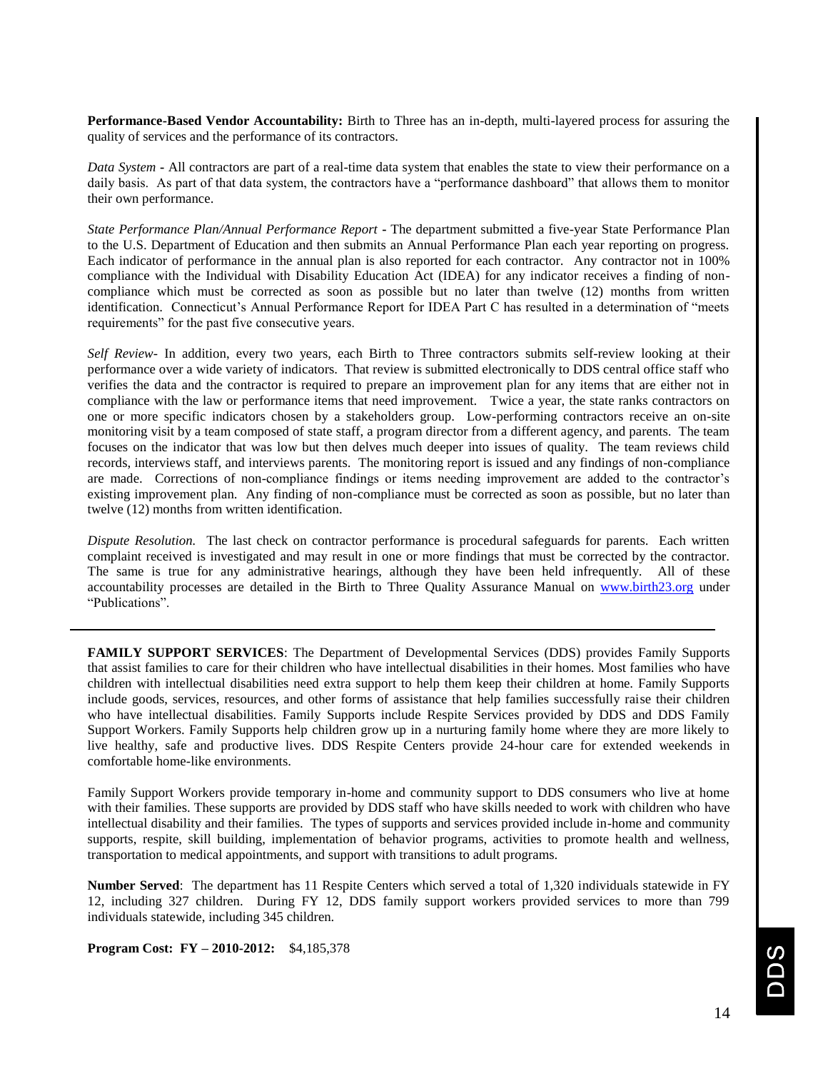**Performance-Based Vendor Accountability:** Birth to Three has an in-depth, multi-layered process for assuring the quality of services and the performance of its contractors.

*Data System* - All contractors are part of a real-time data system that enables the state to view their performance on a daily basis. As part of that data system, the contractors have a "performance dashboard" that allows them to monitor their own performance.

*State Performance Plan/Annual Performance Report* **-** The department submitted a five-year State Performance Plan to the U.S. Department of Education and then submits an Annual Performance Plan each year reporting on progress. Each indicator of performance in the annual plan is also reported for each contractor. Any contractor not in 100% compliance with the Individual with Disability Education Act (IDEA) for any indicator receives a finding of non-compliance which must be corrected as soon as possible but no later than twelve (12) months from written identification. Connecticut's Annual Performance Report for IDEA Part C has resulted in a determination of "meets requirements" for the past five consecutive years.

*Self Review*- In addition, every two years, each Birth to Three contractors submits self-review looking at their performance over a wide variety of indicators. That review is submitted electronically to DDS central office staff who verifies the data and the contractor is required to prepare an improvement plan for any items that are either not in compliance with the law or performance items that need improvement. Twice a year, the state ranks contractors on one or more specific indicators chosen by a stakeholders group. Low-performing contractors receive an on-site monitoring visit by a team composed of state staff, a program director from a different agency, and parents. The team focuses on the indicator that was low but then delves much deeper into issues of quality. The team reviews child records, interviews staff, and interviews parents. The monitoring report is issued and any findings of non-compliance are made. Corrections of non-compliance findings or items needing improvement are added to the contractor's existing improvement plan. Any finding of non-compliance must be corrected as soon as possible, but no later than twelve (12) months from written identification.

*Dispute Resolution.* The last check on contractor performance is procedural safeguards for parents. Each written complaint received is investigated and may result in one or more findings that must be corrected by the contractor. The same is true for any administrative hearings, although they have been held infrequently. All of these accountability processes are detailed in the Birth to Three Quality Assurance Manual on www.birth23.org under "Publications".

---

**FAMILY SUPPORT SERVICES**: The Department of Developmental Services (DDS) provides Family Supports that assist families to care for their children who have intellectual disabilities in their homes. Most families who have children with intellectual disabilities need extra support to help them keep their children at home. Family Supports include goods, services, resources, and other forms of assistance that help families successfully raise their children who have intellectual disabilities. Family Supports include Respite Services provided by DDS and DDS Family Support Workers. Family Supports help children grow up in a nurturing family home where they are more likely to live healthy, safe and productive lives. DDS Respite Centers provide 24-hour care for extended weekends in comfortable home-like environments.

Family Support Workers provide temporary in-home and community support to DDS consumers who live at home with their families. These supports are provided by DDS staff who have skills needed to work with children who have intellectual disability and their families. The types of supports and services provided include in-home and community supports, respite, skill building, implementation of behavior programs, activities to promote health and wellness, transportation to medical appointments, and support with transitions to adult programs.

**Number Served**: The department has 11 Respite Centers which served a total of 1,320 individuals statewide in FY 12, including 327 children. During FY 12, DDS family support workers provided services to more than 799 individuals statewide, including 345 children.

**Program Cost: FY – 2010-2012:** $4,185,378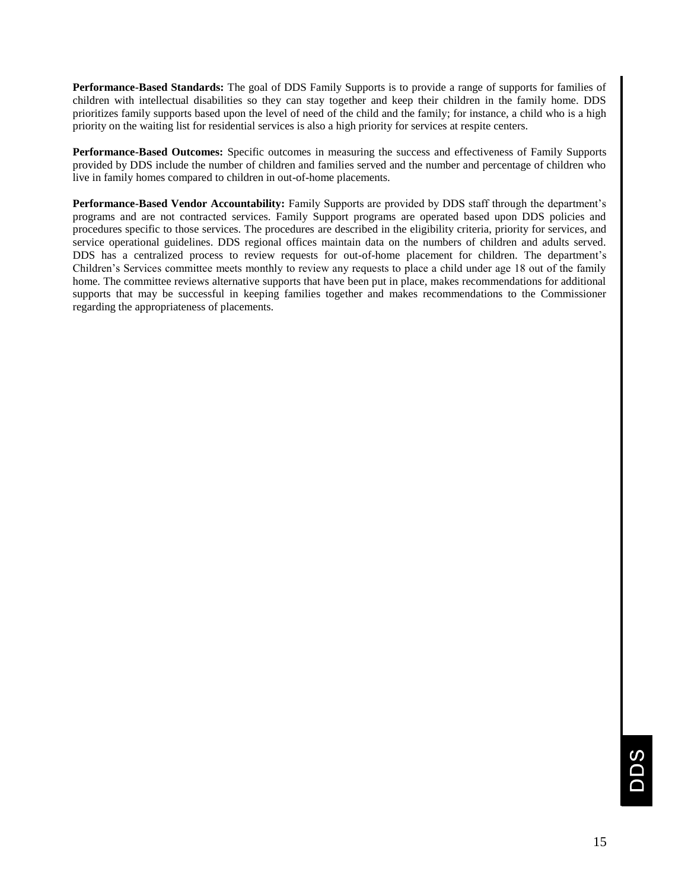**Performance-Based Standards:** The goal of DDS Family Supports is to provide a range of supports for families of children with intellectual disabilities so they can stay together and keep their children in the family home. DDS prioritizes family supports based upon the level of need of the child and the family; for instance, a child who is a high priority on the waiting list for residential services is also a high priority for services at respite centers.

**Performance-Based Outcomes:** Specific outcomes in measuring the success and effectiveness of Family Supports provided by DDS include the number of children and families served and the number and percentage of children who live in family homes compared to children in out-of-home placements.

**Performance-Based Vendor Accountability:** Family Supports are provided by DDS staff through the department's programs and are not contracted services. Family Support programs are operated based upon DDS policies and procedures specific to those services. The procedures are described in the eligibility criteria, priority for services, and service operational guidelines. DDS regional offices maintain data on the numbers of children and adults served. DDS has a centralized process to review requests for out-of-home placement for children. The department's Children's Services committee meets monthly to review any requests to place a child under age 18 out of the family home. The committee reviews alternative supports that have been put in place, makes recommendations for additional supports that may be successful in keeping families together and makes recommendations to the Commissioner regarding the appropriateness of placements.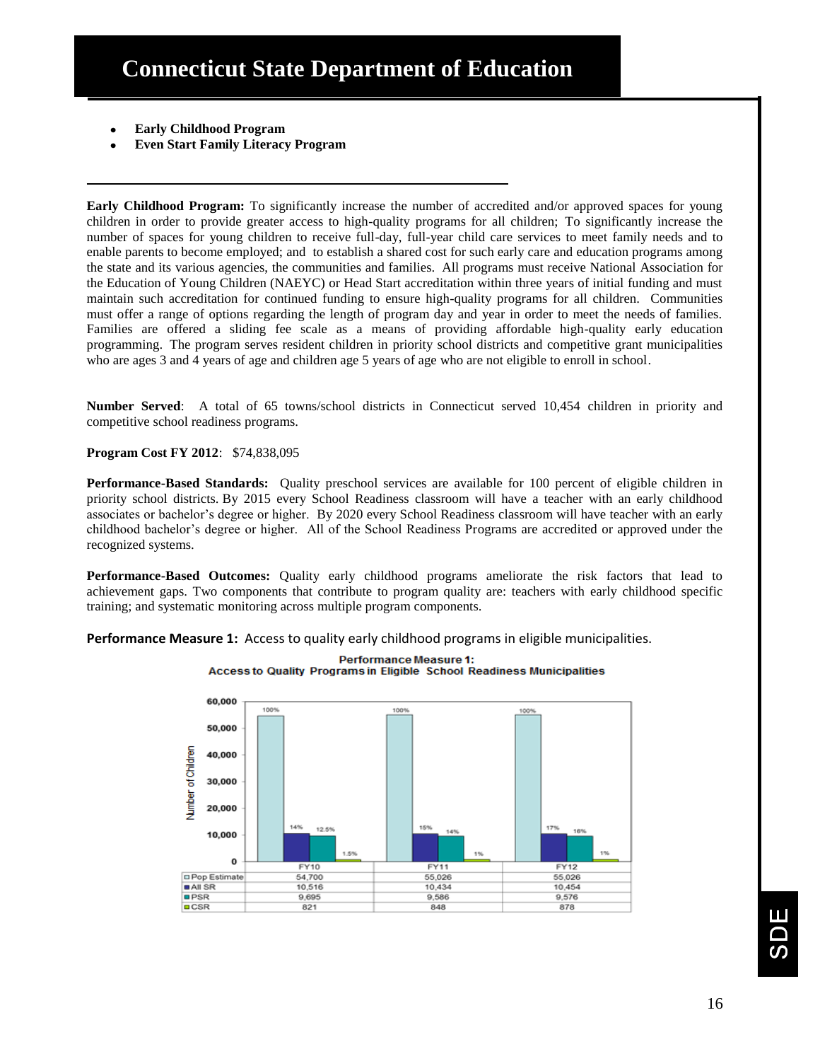# Connecticut State Department of Education

- **Early Childhood Program**
- **Even Start Family Literacy Program**

---

**Early Childhood Program:** To significantly increase the number of accredited and/or approved spaces for young children in order to provide greater access to high-quality programs for all children; To significantly increase the number of spaces for young children to receive full-day, full-year child care services to meet family needs and to enable parents to become employed; and to establish a shared cost for such early care and education programs among the state and its various agencies, the communities and families. All programs must receive National Association for the Education of Young Children (NAEYC) or Head Start accreditation within three years of initial funding and must maintain such accreditation for continued funding to ensure high-quality programs for all children. Communities must offer a range of options regarding the length of program day and year in order to meet the needs of families. Families are offered a sliding fee scale as a means of providing affordable high-quality early education programming. The program serves resident children in priority school districts and competitive grant municipalities who are ages 3 and 4 years of age and children age 5 years of age who are not eligible to enroll in school.

**Number Served**: A total of 65 towns/school districts in Connecticut served 10,454 children in priority and competitive school readiness programs.

**Program Cost FY 2012**: $74,838,095

**Performance-Based Standards:** Quality preschool services are available for 100 percent of eligible children in priority school districts. By 2015 every School Readiness classroom will have a teacher with an early childhood associates or bachelor's degree or higher. By 2020 every School Readiness classroom will have teacher with an early childhood bachelor's degree or higher. All of the School Readiness Programs are accredited or approved under the recognized systems.

**Performance-Based Outcomes:** Quality early childhood programs ameliorate the risk factors that lead to achievement gaps. Two components that contribute to program quality are: teachers with early childhood specific training; and systematic monitoring across multiple program components.

**Performance Measure 1:** Access to quality early childhood programs in eligible municipalities.

**Performance Measure 1: Access to Quality Programs in Eligible School Readiness Municipalities**

| | FY10 | FY11 | FY12 |
|---|---|---|---|
| Pop Estimate | 54,700 (100%) | 55,026 (100%) | 55,026 (100%) |
| All SR | 10,516 (14%) | 10,434 (15%) | 10,454 (17%) |
| PSR | 9,695 (12.5%) | 9,586 (14%) | 9,576 (16%) |
| CSR | 821 (1.5%) | 848 (1%) | 878 (1%) |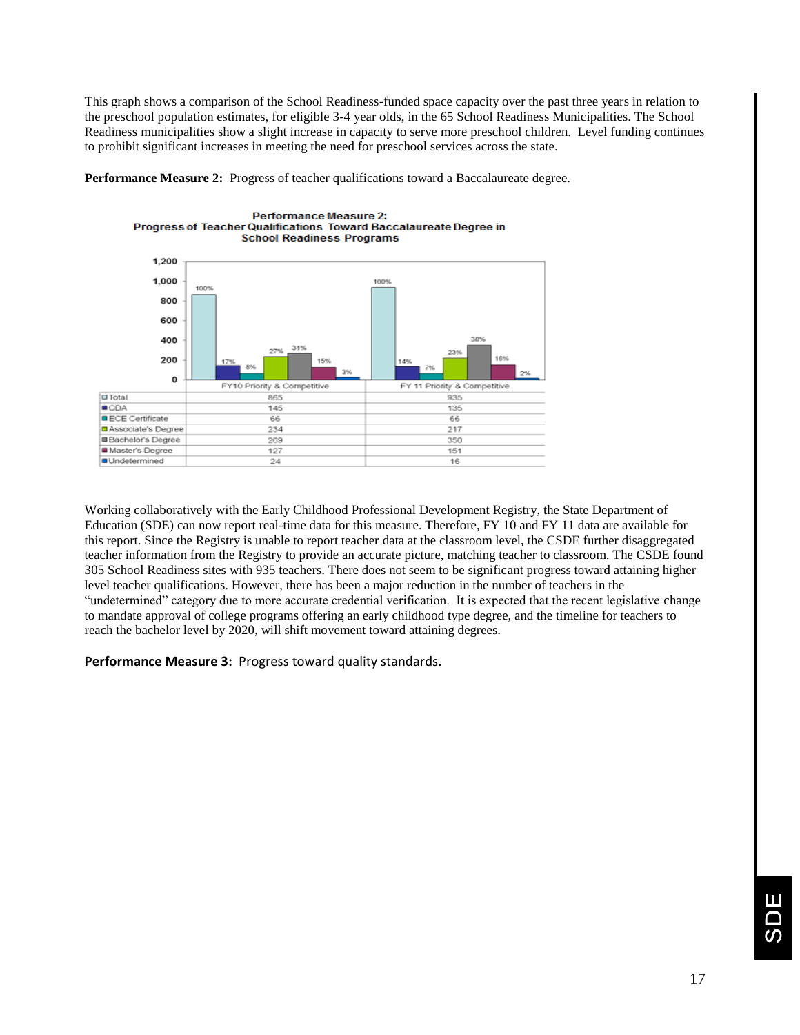This graph shows a comparison of the School Readiness-funded space capacity over the past three years in relation to the preschool population estimates, for eligible 3-4 year olds, in the 65 School Readiness Municipalities. The School Readiness municipalities show a slight increase in capacity to serve more preschool children. Level funding continues to prohibit significant increases in meeting the need for preschool services across the state.

**Performance Measure 2:** Progress of teacher qualifications toward a Baccalaureate degree.

**Performance Measure 2: Progress of Teacher Qualifications Toward Baccalaureate Degree in School Readiness Programs**

| | FY10 Priority & Competitive | FY 11 Priority & Competitive |
|---|---|---|
| Total | 865 (100%) | 935 (100%) |
| CDA | 145 (17%) | 135 (14%) |
| ECE Certificate | 66 (8%) | 66 (7%) |
| Associate's Degree | 234 (27%) | 217 (23%) |
| Bachelor's Degree | 269 (31%) | 350 (38%) |
| Master's Degree | 127 (15%) | 151 (16%) |
| Undetermined | 24 (3%) | 16 (2%) |

Working collaboratively with the Early Childhood Professional Development Registry, the State Department of Education (SDE) can now report real-time data for this measure. Therefore, FY 10 and FY 11 data are available for this report. Since the Registry is unable to report teacher data at the classroom level, the CSDE further disaggregated teacher information from the Registry to provide an accurate picture, matching teacher to classroom. The CSDE found 305 School Readiness sites with 935 teachers. There does not seem to be significant progress toward attaining higher level teacher qualifications. However, there has been a major reduction in the number of teachers in the "undetermined" category due to more accurate credential verification. It is expected that the recent legislative change to mandate approval of college programs offering an early childhood type degree, and the timeline for teachers to reach the bachelor level by 2020, will shift movement toward attaining degrees.

**Performance Measure 3:** Progress toward quality standards.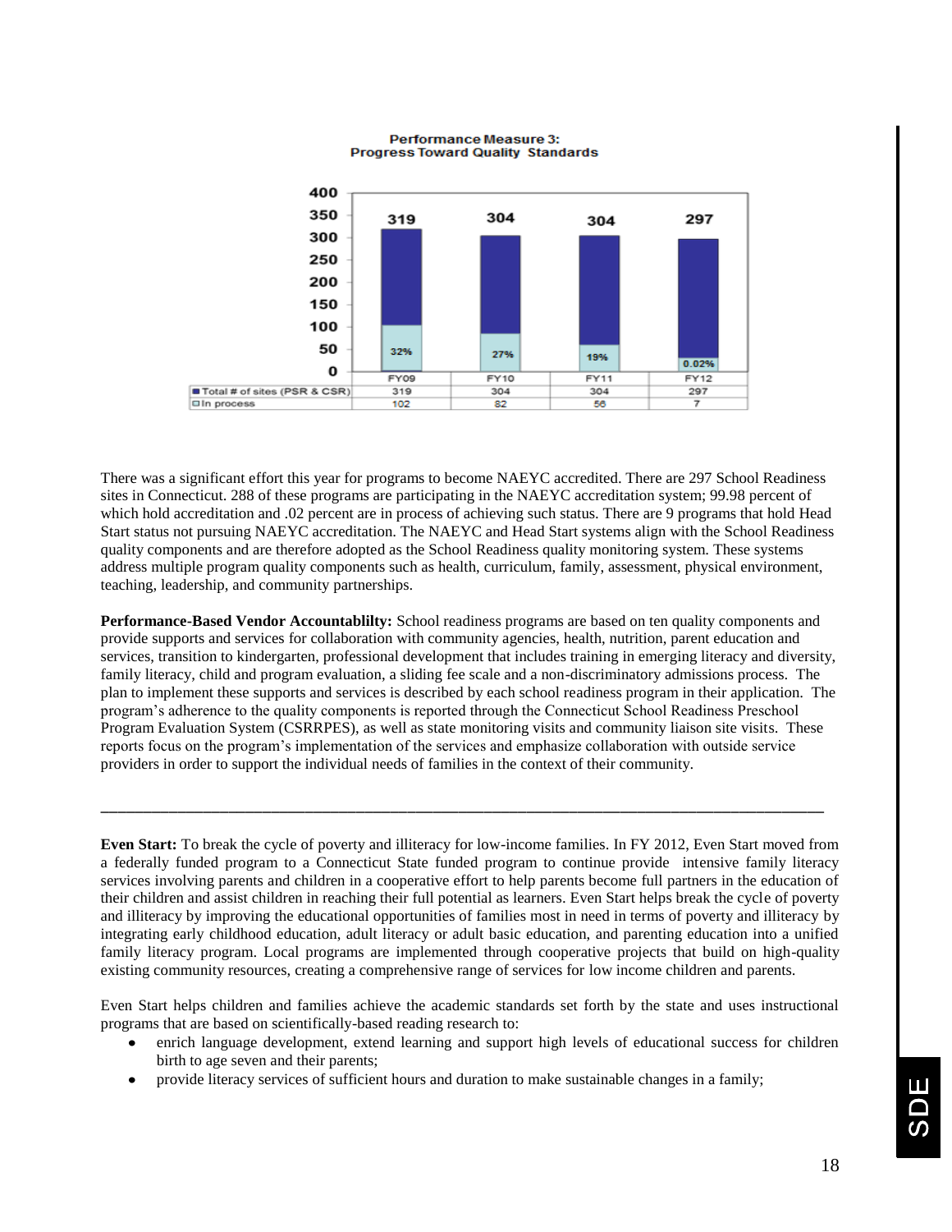**Performance Measure 3:**
**Progress Toward Quality Standards**

| | FY09 | FY10 | FY11 | FY12 |
|---|---|---|---|---|
| Total # of sites (PSR & CSR) | 319 | 304 | 304 | 297 |
| In process | 102 | 82 | 56 | 7 |
| In process (%) | 32% | 27% | 19% | 0.02% |

There was a significant effort this year for programs to become NAEYC accredited. There are 297 School Readiness sites in Connecticut. 288 of these programs are participating in the NAEYC accreditation system; 99.98 percent of which hold accreditation and .02 percent are in process of achieving such status. There are 9 programs that hold Head Start status not pursuing NAEYC accreditation. The NAEYC and Head Start systems align with the School Readiness quality components and are therefore adopted as the School Readiness quality monitoring system. These systems address multiple program quality components such as health, curriculum, family, assessment, physical environment, teaching, leadership, and community partnerships.

**Performance-Based Vendor Accountablilty:** School readiness programs are based on ten quality components and provide supports and services for collaboration with community agencies, health, nutrition, parent education and services, transition to kindergarten, professional development that includes training in emerging literacy and diversity, family literacy, child and program evaluation, a sliding fee scale and a non-discriminatory admissions process. The plan to implement these supports and services is described by each school readiness program in their application. The program's adherence to the quality components is reported through the Connecticut School Readiness Preschool Program Evaluation System (CSRRPES), as well as state monitoring visits and community liaison site visits. These reports focus on the program's implementation of the services and emphasize collaboration with outside service providers in order to support the individual needs of families in the context of their community.

---

**Even Start:** To break the cycle of poverty and illiteracy for low-income families. In FY 2012, Even Start moved from a federally funded program to a Connecticut State funded program to continue provide intensive family literacy services involving parents and children in a cooperative effort to help parents become full partners in the education of their children and assist children in reaching their full potential as learners. Even Start helps break the cycle of poverty and illiteracy by improving the educational opportunities of families most in need in terms of poverty and illiteracy by integrating early childhood education, adult literacy or adult basic education, and parenting education into a unified family literacy program. Local programs are implemented through cooperative projects that build on high-quality existing community resources, creating a comprehensive range of services for low income children and parents.

Even Start helps children and families achieve the academic standards set forth by the state and uses instructional programs that are based on scientifically-based reading research to:

- enrich language development, extend learning and support high levels of educational success for children birth to age seven and their parents;
- provide literacy services of sufficient hours and duration to make sustainable changes in a family;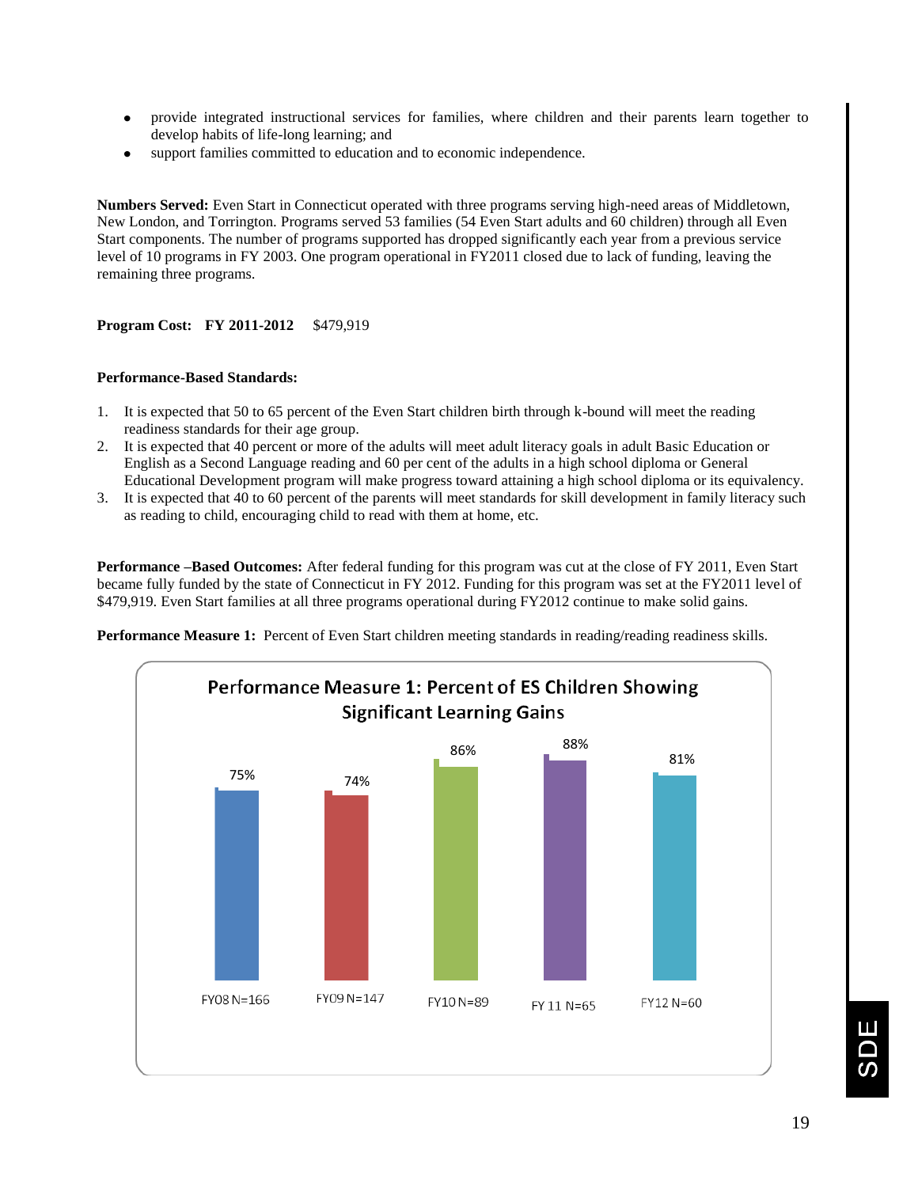- provide integrated instructional services for families, where children and their parents learn together to develop habits of life-long learning; and
- support families committed to education and to economic independence.

**Numbers Served:** Even Start in Connecticut operated with three programs serving high-need areas of Middletown, New London, and Torrington. Programs served 53 families (54 Even Start adults and 60 children) through all Even Start components. The number of programs supported has dropped significantly each year from a previous service level of 10 programs in FY 2003. One program operational in FY2011 closed due to lack of funding, leaving the remaining three programs.

**Program Cost: FY 2011-2012** $479,919

**Performance-Based Standards:**

1. It is expected that 50 to 65 percent of the Even Start children birth through k-bound will meet the reading readiness standards for their age group.
2. It is expected that 40 percent or more of the adults will meet adult literacy goals in adult Basic Education or English as a Second Language reading and 60 per cent of the adults in a high school diploma or General Educational Development program will make progress toward attaining a high school diploma or its equivalency.
3. It is expected that 40 to 60 percent of the parents will meet standards for skill development in family literacy such as reading to child, encouraging child to read with them at home, etc.

**Performance –Based Outcomes:** After federal funding for this program was cut at the close of FY 2011, Even Start became fully funded by the state of Connecticut in FY 2012. Funding for this program was set at the FY2011 level of $479,919. Even Start families at all three programs operational during FY2012 continue to make solid gains.

**Performance Measure 1:** Percent of Even Start children meeting standards in reading/reading readiness skills.

**Performance Measure 1: Percent of ES Children Showing Significant Learning Gains**

| FY08 N=166 | FY09 N=147 | FY10 N=89 | FY 11 N=65 | FY12 N=60 |
|---|---|---|---|---|
| 75% | 74% | 86% | 88% | 81% |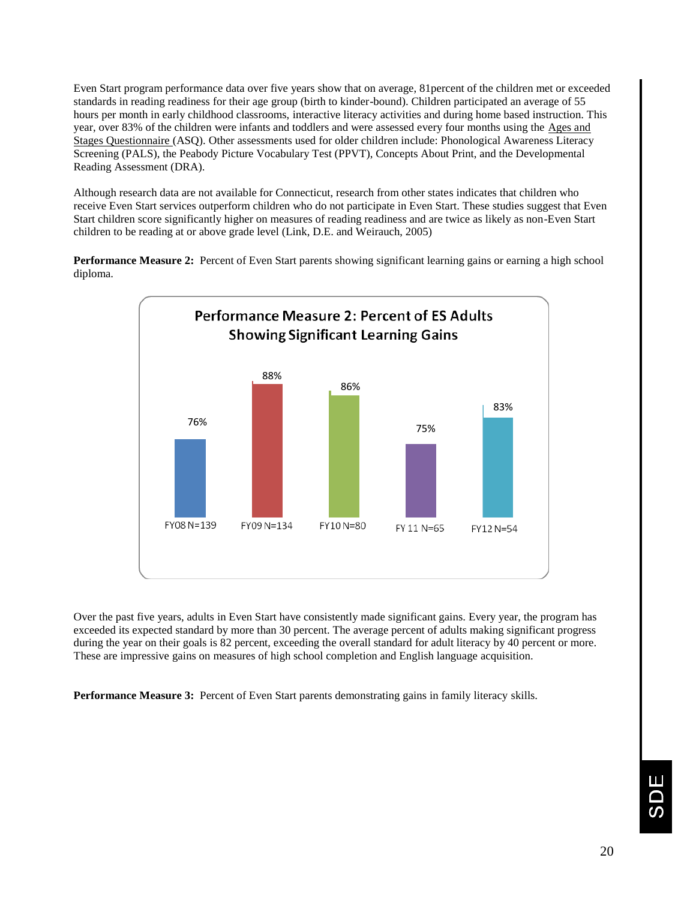Even Start program performance data over five years show that on average, 81percent of the children met or exceeded standards in reading readiness for their age group (birth to kinder-bound). Children participated an average of 55 hours per month in early childhood classrooms, interactive literacy activities and during home based instruction. This year, over 83% of the children were infants and toddlers and were assessed every four months using the Ages and Stages Questionnaire (ASQ). Other assessments used for older children include: Phonological Awareness Literacy Screening (PALS), the Peabody Picture Vocabulary Test (PPVT), Concepts About Print, and the Developmental Reading Assessment (DRA).

Although research data are not available for Connecticut, research from other states indicates that children who receive Even Start services outperform children who do not participate in Even Start. These studies suggest that Even Start children score significantly higher on measures of reading readiness and are twice as likely as non-Even Start children to be reading at or above grade level (Link, D.E. and Weirauch, 2005)

**Performance Measure 2:** Percent of Even Start parents showing significant learning gains or earning a high school diploma.

**Performance Measure 2: Percent of ES Adults Showing Significant Learning Gains**

| Year | Percent |
|---|---|
| FY08 N=139 | 76% |
| FY09 N=134 | 88% |
| FY10 N=80 | 86% |
| FY 11 N=65 | 75% |
| FY12 N=54 | 83% |

Over the past five years, adults in Even Start have consistently made significant gains. Every year, the program has exceeded its expected standard by more than 30 percent. The average percent of adults making significant progress during the year on their goals is 82 percent, exceeding the overall standard for adult literacy by 40 percent or more. These are impressive gains on measures of high school completion and English language acquisition.

**Performance Measure 3:** Percent of Even Start parents demonstrating gains in family literacy skills.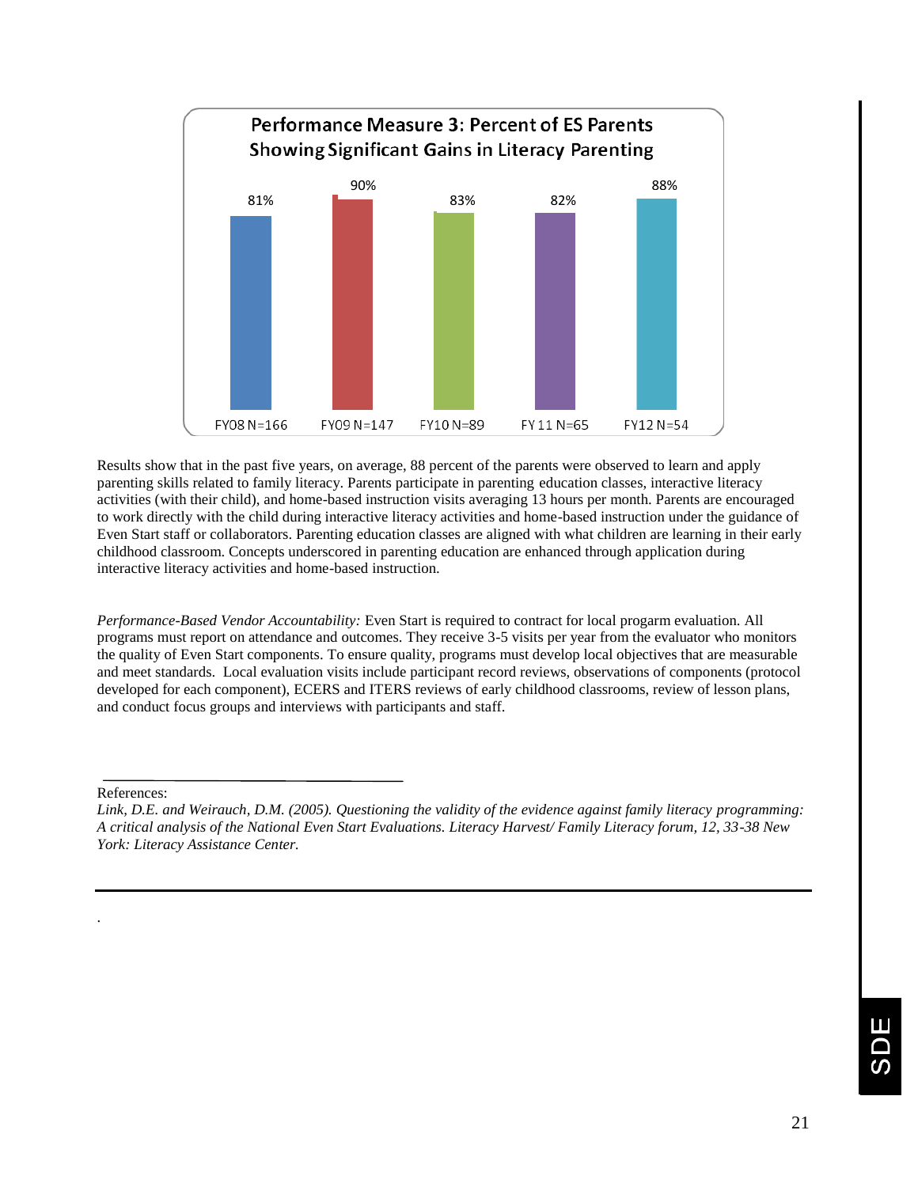**Performance Measure 3: Percent of ES Parents Showing Significant Gains in Literacy Parenting**

| FY08 N=166 | FY09 N=147 | FY10 N=89 | FY 11 N=65 | FY12 N=54 |
|---|---|---|---|---|
| 81% | 90% | 83% | 82% | 88% |

Results show that in the past five years, on average, 88 percent of the parents were observed to learn and apply parenting skills related to family literacy. Parents participate in parenting education classes, interactive literacy activities (with their child), and home-based instruction visits averaging 13 hours per month. Parents are encouraged to work directly with the child during interactive literacy activities and home-based instruction under the guidance of Even Start staff or collaborators. Parenting education classes are aligned with what children are learning in their early childhood classroom. Concepts underscored in parenting education are enhanced through application during interactive literacy activities and home-based instruction.

*Performance-Based Vendor Accountability:* Even Start is required to contract for local progarm evaluation. All programs must report on attendance and outcomes. They receive 3-5 visits per year from the evaluator who monitors the quality of Even Start components. To ensure quality, programs must develop local objectives that are measurable and meet standards. Local evaluation visits include participant record reviews, observations of components (protocol developed for each component), ECERS and ITERS reviews of early childhood classrooms, review of lesson plans, and conduct focus groups and interviews with participants and staff.

---

References:

*Link, D.E. and Weirauch, D.M. (2005). Questioning the validity of the evidence against family literacy programming: A critical analysis of the National Even Start Evaluations. Literacy Harvest/ Family Literacy forum, 12, 33-38 New York: Literacy Assistance Center.*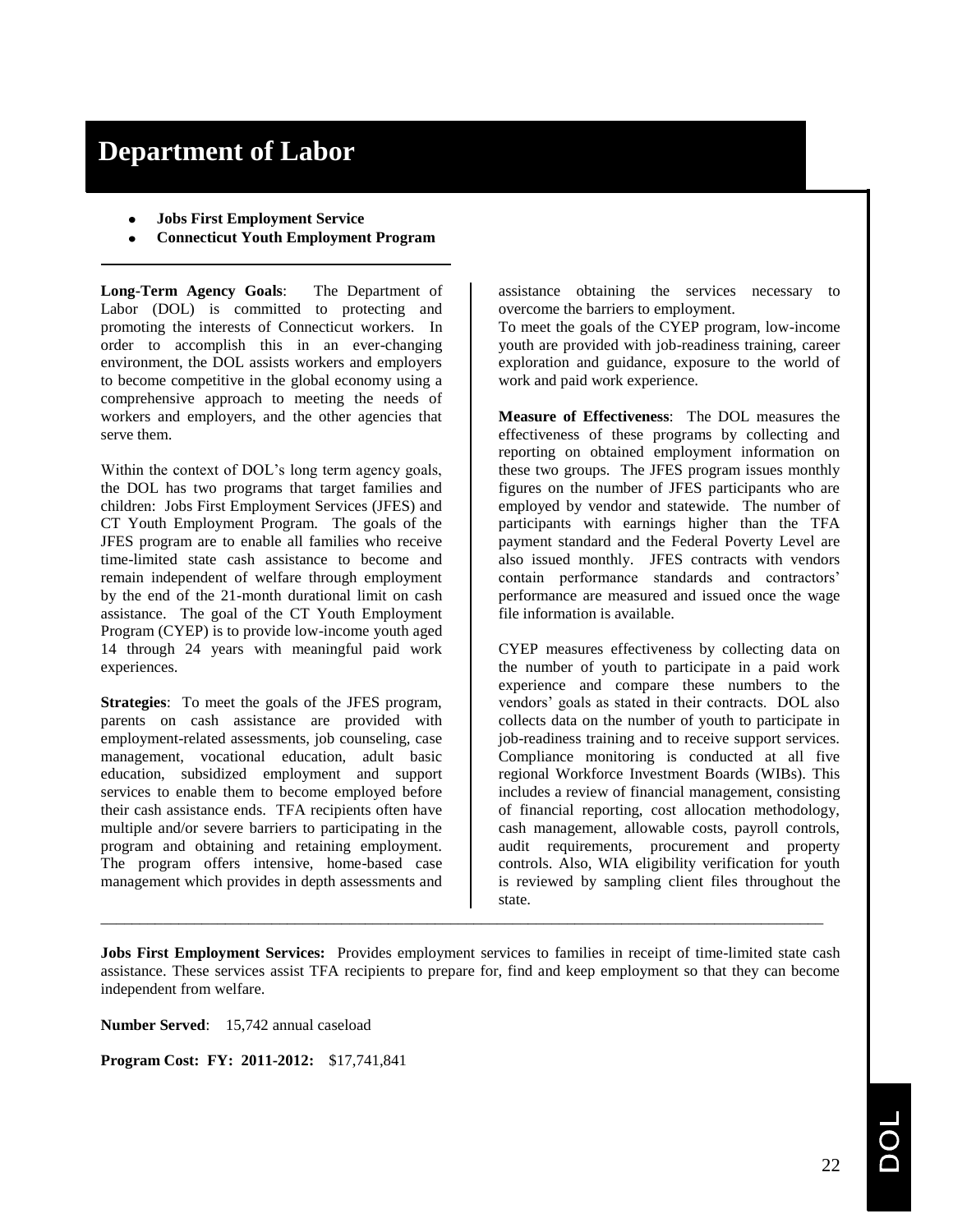# Department of Labor

- **Jobs First Employment Service**
- **Connecticut Youth Employment Program**

**Long-Term Agency Goals**: The Department of Labor (DOL) is committed to protecting and promoting the interests of Connecticut workers. In order to accomplish this in an ever-changing environment, the DOL assists workers and employers to become competitive in the global economy using a comprehensive approach to meeting the needs of workers and employers, and the other agencies that serve them.

Within the context of DOL's long term agency goals, the DOL has two programs that target families and children: Jobs First Employment Services (JFES) and CT Youth Employment Program. The goals of the JFES program are to enable all families who receive time-limited state cash assistance to become and remain independent of welfare through employment by the end of the 21-month durational limit on cash assistance. The goal of the CT Youth Employment Program (CYEP) is to provide low-income youth aged 14 through 24 years with meaningful paid work experiences.

**Strategies**: To meet the goals of the JFES program, parents on cash assistance are provided with employment-related assessments, job counseling, case management, vocational education, adult basic education, subsidized employment and support services to enable them to become employed before their cash assistance ends. TFA recipients often have multiple and/or severe barriers to participating in the program and obtaining and retaining employment. The program offers intensive, home-based case management which provides in depth assessments and assistance obtaining the services necessary to overcome the barriers to employment.

To meet the goals of the CYEP program, low-income youth are provided with job-readiness training, career exploration and guidance, exposure to the world of work and paid work experience.

**Measure of Effectiveness**: The DOL measures the effectiveness of these programs by collecting and reporting on obtained employment information on these two groups. The JFES program issues monthly figures on the number of JFES participants who are employed by vendor and statewide. The number of participants with earnings higher than the TFA payment standard and the Federal Poverty Level are also issued monthly. JFES contracts with vendors contain performance standards and contractors' performance are measured and issued once the wage file information is available.

CYEP measures effectiveness by collecting data on the number of youth to participate in a paid work experience and compare these numbers to the vendors' goals as stated in their contracts. DOL also collects data on the number of youth to participate in job-readiness training and to receive support services. Compliance monitoring is conducted at all five regional Workforce Investment Boards (WIBs). This includes a review of financial management, consisting of financial reporting, cost allocation methodology, cash management, allowable costs, payroll controls, audit requirements, procurement and property controls. Also, WIA eligibility verification for youth is reviewed by sampling client files throughout the state.

---

**Jobs First Employment Services:** Provides employment services to families in receipt of time-limited state cash assistance. These services assist TFA recipients to prepare for, find and keep employment so that they can become independent from welfare.

**Number Served**: 15,742 annual caseload

**Program Cost: FY: 2011-2012:** $17,741,841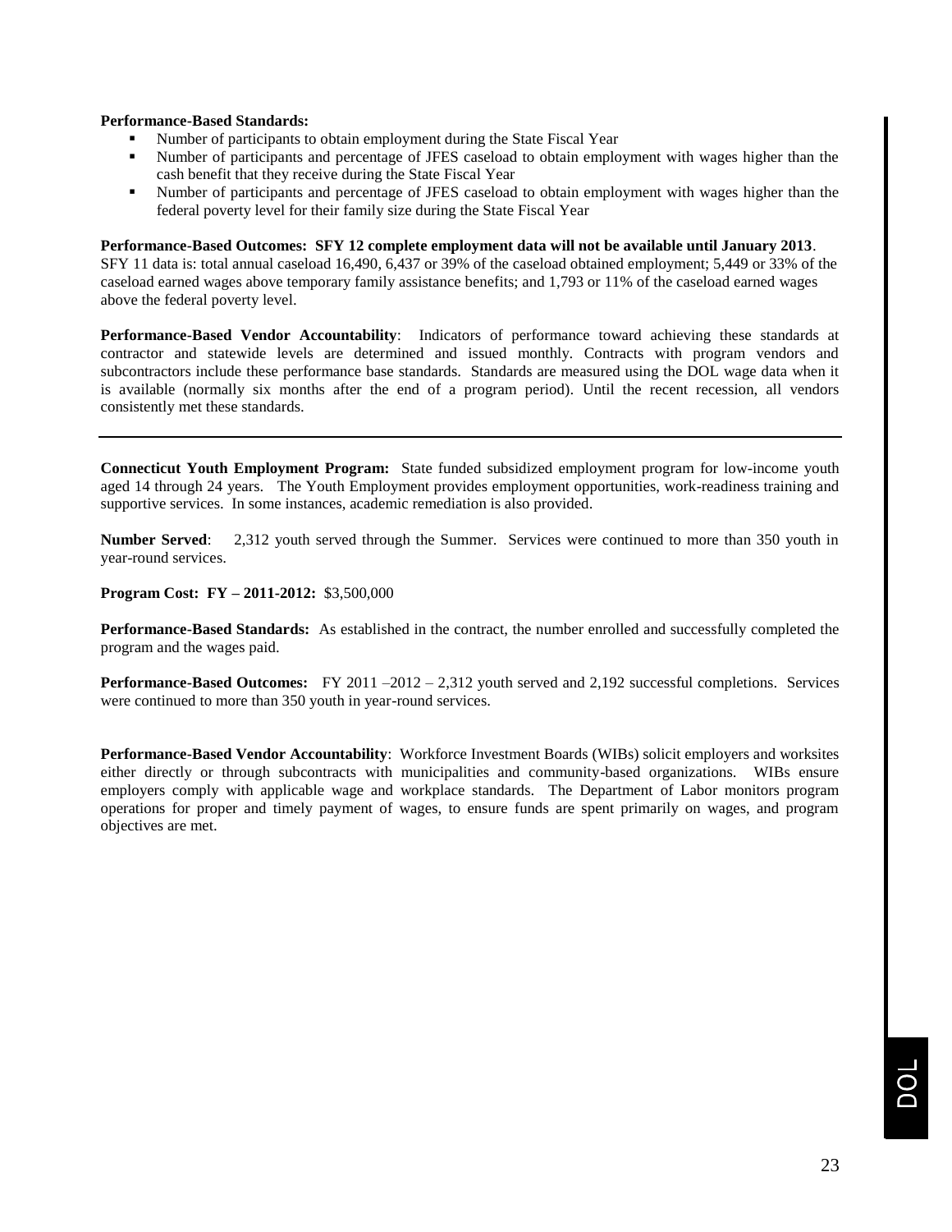**Performance-Based Standards:**

- Number of participants to obtain employment during the State Fiscal Year
- Number of participants and percentage of JFES caseload to obtain employment with wages higher than the cash benefit that they receive during the State Fiscal Year
- Number of participants and percentage of JFES caseload to obtain employment with wages higher than the federal poverty level for their family size during the State Fiscal Year

**Performance-Based Outcomes: SFY 12 complete employment data will not be available until January 2013**. SFY 11 data is: total annual caseload 16,490, 6,437 or 39% of the caseload obtained employment; 5,449 or 33% of the caseload earned wages above temporary family assistance benefits; and 1,793 or 11% of the caseload earned wages above the federal poverty level.

**Performance-Based Vendor Accountability**: Indicators of performance toward achieving these standards at contractor and statewide levels are determined and issued monthly. Contracts with program vendors and subcontractors include these performance base standards. Standards are measured using the DOL wage data when it is available (normally six months after the end of a program period). Until the recent recession, all vendors consistently met these standards.

---

**Connecticut Youth Employment Program:** State funded subsidized employment program for low-income youth aged 14 through 24 years. The Youth Employment provides employment opportunities, work-readiness training and supportive services. In some instances, academic remediation is also provided.

**Number Served**: 2,312 youth served through the Summer. Services were continued to more than 350 youth in year-round services.

**Program Cost: FY – 2011-2012:** $3,500,000

**Performance-Based Standards:** As established in the contract, the number enrolled and successfully completed the program and the wages paid.

**Performance-Based Outcomes:** FY 2011 –2012 – 2,312 youth served and 2,192 successful completions. Services were continued to more than 350 youth in year-round services.

**Performance-Based Vendor Accountability**: Workforce Investment Boards (WIBs) solicit employers and worksites either directly or through subcontracts with municipalities and community-based organizations. WIBs ensure employers comply with applicable wage and workplace standards. The Department of Labor monitors program operations for proper and timely payment of wages, to ensure funds are spent primarily on wages, and program objectives are met.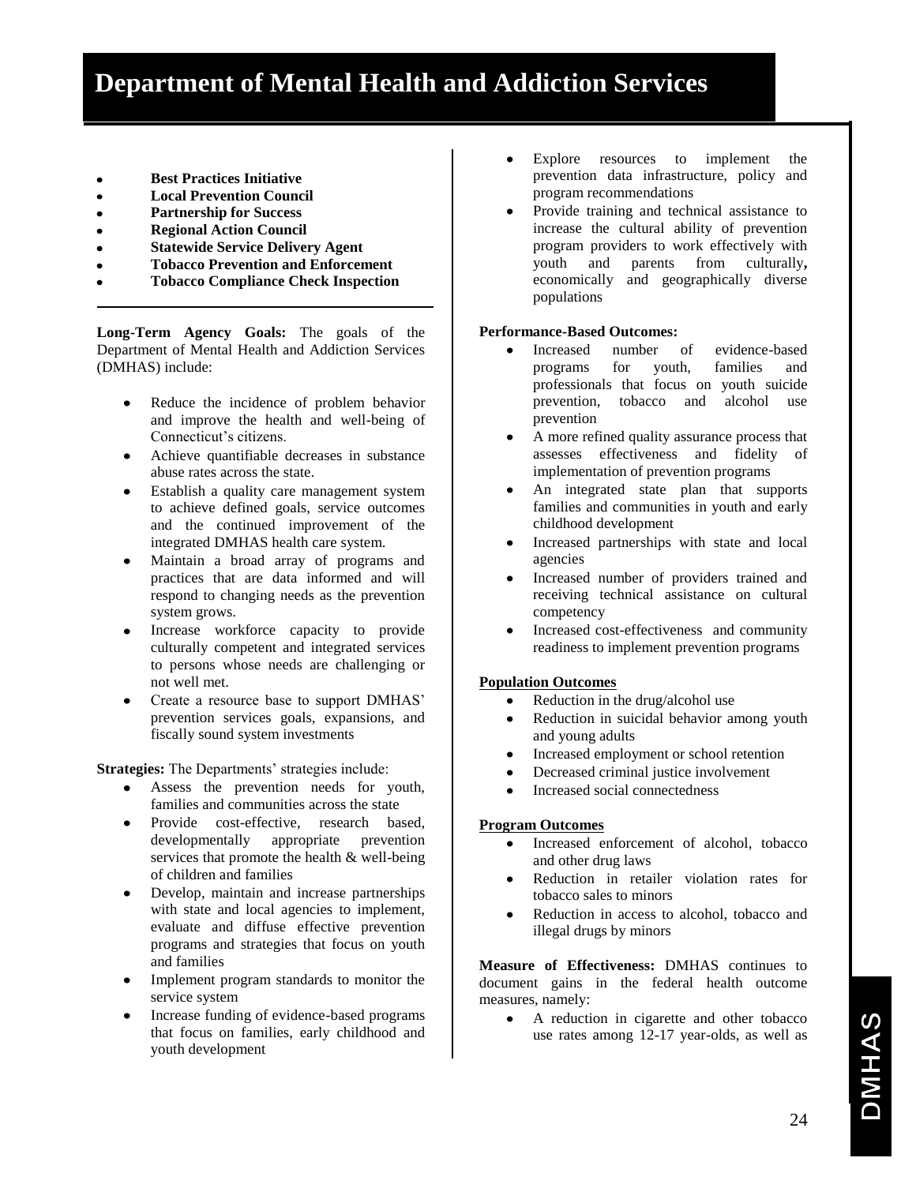# Department of Mental Health and Addiction Services

- **Best Practices Initiative**
- **Local Prevention Council**
- **Partnership for Success**
- **Regional Action Council**
- **Statewide Service Delivery Agent**
- **Tobacco Prevention and Enforcement**
- **Tobacco Compliance Check Inspection**

---

**Long-Term Agency Goals:** The goals of the Department of Mental Health and Addiction Services (DMHAS) include:

- Reduce the incidence of problem behavior and improve the health and well-being of Connecticut's citizens.
- Achieve quantifiable decreases in substance abuse rates across the state.
- Establish a quality care management system to achieve defined goals, service outcomes and the continued improvement of the integrated DMHAS health care system.
- Maintain a broad array of programs and practices that are data informed and will respond to changing needs as the prevention system grows.
- Increase workforce capacity to provide culturally competent and integrated services to persons whose needs are challenging or not well met.
- Create a resource base to support DMHAS' prevention services goals, expansions, and fiscally sound system investments

**Strategies:** The Departments' strategies include:

- Assess the prevention needs for youth, families and communities across the state
- Provide cost-effective, research based, developmentally appropriate prevention services that promote the health & well-being of children and families
- Develop, maintain and increase partnerships with state and local agencies to implement, evaluate and diffuse effective prevention programs and strategies that focus on youth and families
- Implement program standards to monitor the service system
- Increase funding of evidence-based programs that focus on families, early childhood and youth development
- Explore resources to implement the prevention data infrastructure, policy and program recommendations
- Provide training and technical assistance to increase the cultural ability of prevention program providers to work effectively with youth and parents from culturally**,** economically and geographically diverse populations

**Performance-Based Outcomes:**

- Increased number of evidence-based programs for youth, families and professionals that focus on youth suicide prevention, tobacco and alcohol use prevention
- A more refined quality assurance process that assesses effectiveness and fidelity of implementation of prevention programs
- An integrated state plan that supports families and communities in youth and early childhood development
- Increased partnerships with state and local agencies
- Increased number of providers trained and receiving technical assistance on cultural competency
- Increased cost-effectiveness and community readiness to implement prevention programs

**Population Outcomes**

- Reduction in the drug/alcohol use
- Reduction in suicidal behavior among youth and young adults
- Increased employment or school retention
- Decreased criminal justice involvement
- Increased social connectedness

**Program Outcomes**

- Increased enforcement of alcohol, tobacco and other drug laws
- Reduction in retailer violation rates for tobacco sales to minors
- Reduction in access to alcohol, tobacco and illegal drugs by minors

**Measure of Effectiveness:** DMHAS continues to document gains in the federal health outcome measures, namely:

- A reduction in cigarette and other tobacco use rates among 12-17 year-olds, as well as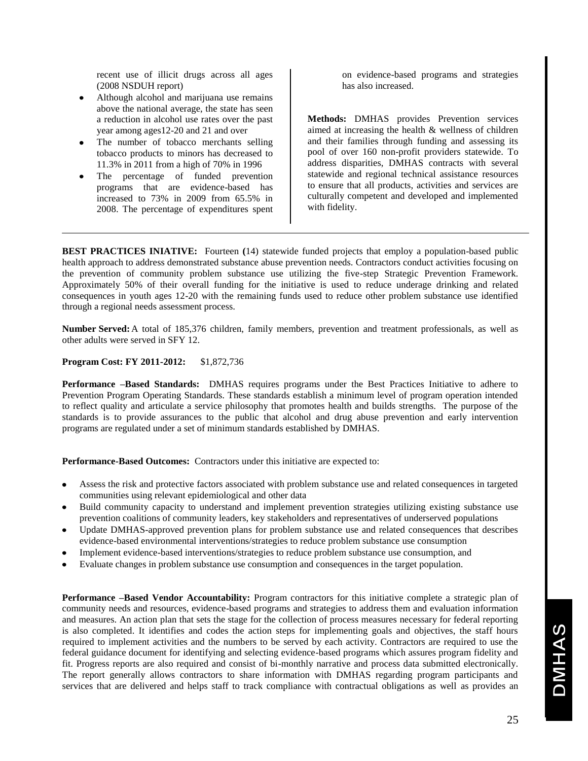recent use of illicit drugs across all ages (2008 NSDUH report)

- Although alcohol and marijuana use remains above the national average, the state has seen a reduction in alcohol use rates over the past year among ages12-20 and 21 and over
- The number of tobacco merchants selling tobacco products to minors has decreased to 11.3% in 2011 from a high of 70% in 1996
- The percentage of funded prevention programs that are evidence-based has increased to 73% in 2009 from 65.5% in 2008. The percentage of expenditures spent on evidence-based programs and strategies has also increased.

**Methods:** DMHAS provides Prevention services aimed at increasing the health & wellness of children and their families through funding and assessing its pool of over 160 non-profit providers statewide. To address disparities, DMHAS contracts with several statewide and regional technical assistance resources to ensure that all products, activities and services are culturally competent and developed and implemented with fidelity.

---

**BEST PRACTICES INIATIVE:** Fourteen **(**14) statewide funded projects that employ a population-based public health approach to address demonstrated substance abuse prevention needs. Contractors conduct activities focusing on the prevention of community problem substance use utilizing the five-step Strategic Prevention Framework. Approximately 50% of their overall funding for the initiative is used to reduce underage drinking and related consequences in youth ages 12-20 with the remaining funds used to reduce other problem substance use identified through a regional needs assessment process.

**Number Served:** A total of 185,376 children, family members, prevention and treatment professionals, as well as other adults were served in SFY 12.

**Program Cost: FY 2011-2012:** $1,872,736

**Performance –Based Standards:** DMHAS requires programs under the Best Practices Initiative to adhere to Prevention Program Operating Standards. These standards establish a minimum level of program operation intended to reflect quality and articulate a service philosophy that promotes health and builds strengths. The purpose of the standards is to provide assurances to the public that alcohol and drug abuse prevention and early intervention programs are regulated under a set of minimum standards established by DMHAS.

**Performance-Based Outcomes:** Contractors under this initiative are expected to:

- Assess the risk and protective factors associated with problem substance use and related consequences in targeted communities using relevant epidemiological and other data
- Build community capacity to understand and implement prevention strategies utilizing existing substance use prevention coalitions of community leaders, key stakeholders and representatives of underserved populations
- Update DMHAS-approved prevention plans for problem substance use and related consequences that describes evidence-based environmental interventions/strategies to reduce problem substance use consumption
- Implement evidence-based interventions/strategies to reduce problem substance use consumption, and
- Evaluate changes in problem substance use consumption and consequences in the target population.

**Performance –Based Vendor Accountability:** Program contractors for this initiative complete a strategic plan of community needs and resources, evidence-based programs and strategies to address them and evaluation information and measures. An action plan that sets the stage for the collection of process measures necessary for federal reporting is also completed. It identifies and codes the action steps for implementing goals and objectives, the staff hours required to implement activities and the numbers to be served by each activity. Contractors are required to use the federal guidance document for identifying and selecting evidence-based programs which assures program fidelity and fit. Progress reports are also required and consist of bi-monthly narrative and process data submitted electronically. The report generally allows contractors to share information with DMHAS regarding program participants and services that are delivered and helps staff to track compliance with contractual obligations as well as provides an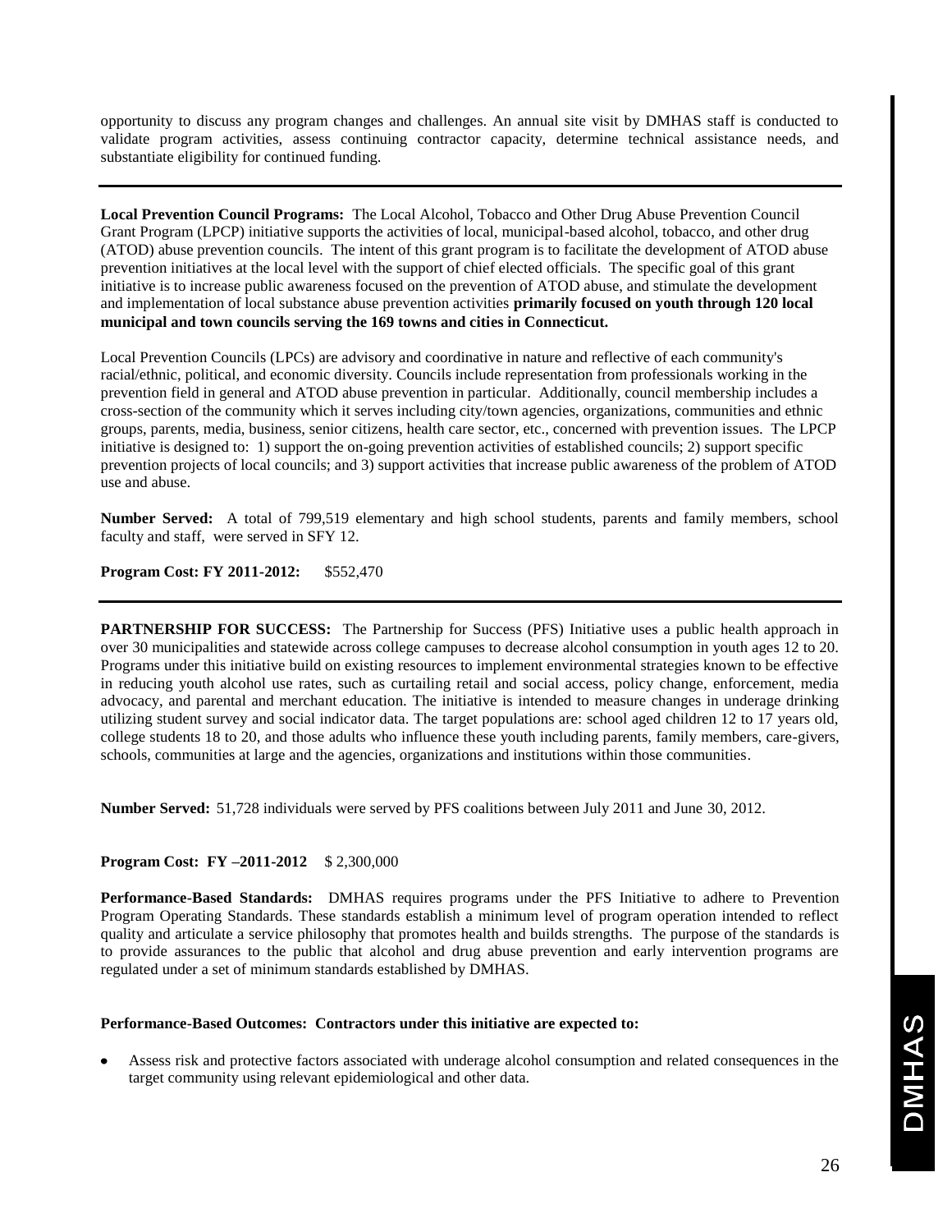opportunity to discuss any program changes and challenges. An annual site visit by DMHAS staff is conducted to validate program activities, assess continuing contractor capacity, determine technical assistance needs, and substantiate eligibility for continued funding.

---

**Local Prevention Council Programs:** The Local Alcohol, Tobacco and Other Drug Abuse Prevention Council Grant Program (LPCP) initiative supports the activities of local, municipal-based alcohol, tobacco, and other drug (ATOD) abuse prevention councils. The intent of this grant program is to facilitate the development of ATOD abuse prevention initiatives at the local level with the support of chief elected officials. The specific goal of this grant initiative is to increase public awareness focused on the prevention of ATOD abuse, and stimulate the development and implementation of local substance abuse prevention activities **primarily focused on youth through 120 local municipal and town councils serving the 169 towns and cities in Connecticut.**

Local Prevention Councils (LPCs) are advisory and coordinative in nature and reflective of each community's racial/ethnic, political, and economic diversity. Councils include representation from professionals working in the prevention field in general and ATOD abuse prevention in particular. Additionally, council membership includes a cross-section of the community which it serves including city/town agencies, organizations, communities and ethnic groups, parents, media, business, senior citizens, health care sector, etc., concerned with prevention issues. The LPCP initiative is designed to: 1) support the on-going prevention activities of established councils; 2) support specific prevention projects of local councils; and 3) support activities that increase public awareness of the problem of ATOD use and abuse.

**Number Served:** A total of 799,519 elementary and high school students, parents and family members, school faculty and staff, were served in SFY 12.

**Program Cost: FY 2011-2012:** $552,470

---

**PARTNERSHIP FOR SUCCESS:** The Partnership for Success (PFS) Initiative uses a public health approach in over 30 municipalities and statewide across college campuses to decrease alcohol consumption in youth ages 12 to 20. Programs under this initiative build on existing resources to implement environmental strategies known to be effective in reducing youth alcohol use rates, such as curtailing retail and social access, policy change, enforcement, media advocacy, and parental and merchant education. The initiative is intended to measure changes in underage drinking utilizing student survey and social indicator data. The target populations are: school aged children 12 to 17 years old, college students 18 to 20, and those adults who influence these youth including parents, family members, care-givers, schools, communities at large and the agencies, organizations and institutions within those communities.

**Number Served:** 51,728 individuals were served by PFS coalitions between July 2011 and June 30, 2012.

**Program Cost: FY –2011-2012** $ 2,300,000

**Performance-Based Standards:** DMHAS requires programs under the PFS Initiative to adhere to Prevention Program Operating Standards. These standards establish a minimum level of program operation intended to reflect quality and articulate a service philosophy that promotes health and builds strengths. The purpose of the standards is to provide assurances to the public that alcohol and drug abuse prevention and early intervention programs are regulated under a set of minimum standards established by DMHAS.

**Performance-Based Outcomes: Contractors under this initiative are expected to:**

- Assess risk and protective factors associated with underage alcohol consumption and related consequences in the target community using relevant epidemiological and other data.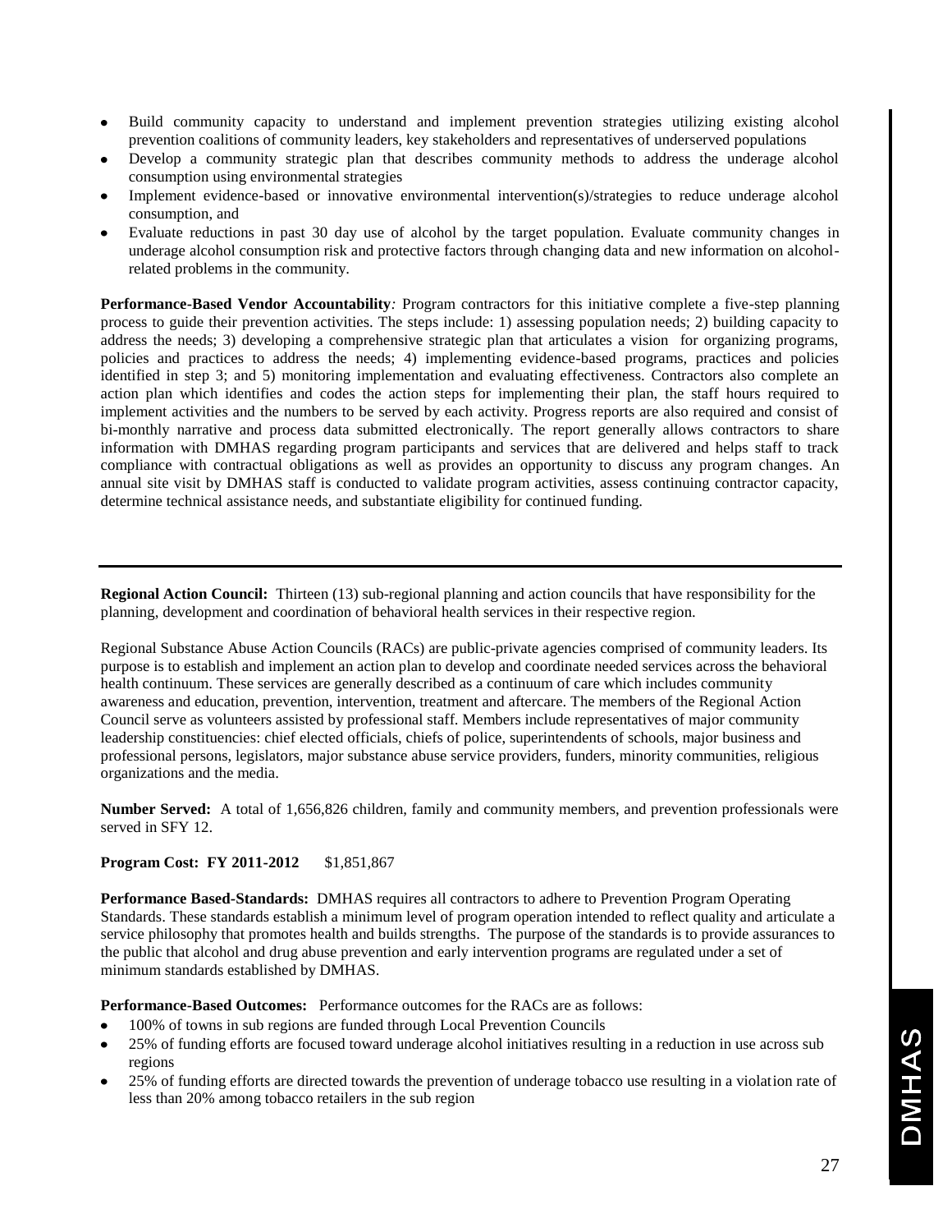- Build community capacity to understand and implement prevention strategies utilizing existing alcohol prevention coalitions of community leaders, key stakeholders and representatives of underserved populations
- Develop a community strategic plan that describes community methods to address the underage alcohol consumption using environmental strategies
- Implement evidence-based or innovative environmental intervention(s)/strategies to reduce underage alcohol consumption, and
- Evaluate reductions in past 30 day use of alcohol by the target population. Evaluate community changes in underage alcohol consumption risk and protective factors through changing data and new information on alcohol-related problems in the community.

**Performance-Based Vendor Accountability***:* Program contractors for this initiative complete a five-step planning process to guide their prevention activities. The steps include: 1) assessing population needs; 2) building capacity to address the needs; 3) developing a comprehensive strategic plan that articulates a vision for organizing programs, policies and practices to address the needs; 4) implementing evidence-based programs, practices and policies identified in step 3; and 5) monitoring implementation and evaluating effectiveness. Contractors also complete an action plan which identifies and codes the action steps for implementing their plan, the staff hours required to implement activities and the numbers to be served by each activity. Progress reports are also required and consist of bi-monthly narrative and process data submitted electronically. The report generally allows contractors to share information with DMHAS regarding program participants and services that are delivered and helps staff to track compliance with contractual obligations as well as provides an opportunity to discuss any program changes. An annual site visit by DMHAS staff is conducted to validate program activities, assess continuing contractor capacity, determine technical assistance needs, and substantiate eligibility for continued funding.

---

**Regional Action Council:** Thirteen (13) sub-regional planning and action councils that have responsibility for the planning, development and coordination of behavioral health services in their respective region.

Regional Substance Abuse Action Councils (RACs) are public-private agencies comprised of community leaders. Its purpose is to establish and implement an action plan to develop and coordinate needed services across the behavioral health continuum. These services are generally described as a continuum of care which includes community awareness and education, prevention, intervention, treatment and aftercare. The members of the Regional Action Council serve as volunteers assisted by professional staff. Members include representatives of major community leadership constituencies: chief elected officials, chiefs of police, superintendents of schools, major business and professional persons, legislators, major substance abuse service providers, funders, minority communities, religious organizations and the media.

**Number Served:** A total of 1,656,826 children, family and community members, and prevention professionals were served in SFY 12.

**Program Cost: FY 2011-2012** $1,851,867

**Performance Based-Standards:** DMHAS requires all contractors to adhere to Prevention Program Operating Standards. These standards establish a minimum level of program operation intended to reflect quality and articulate a service philosophy that promotes health and builds strengths. The purpose of the standards is to provide assurances to the public that alcohol and drug abuse prevention and early intervention programs are regulated under a set of minimum standards established by DMHAS.

**Performance-Based Outcomes:** Performance outcomes for the RACs are as follows:

- 100% of towns in sub regions are funded through Local Prevention Councils
- 25% of funding efforts are focused toward underage alcohol initiatives resulting in a reduction in use across sub regions
- 25% of funding efforts are directed towards the prevention of underage tobacco use resulting in a violation rate of less than 20% among tobacco retailers in the sub region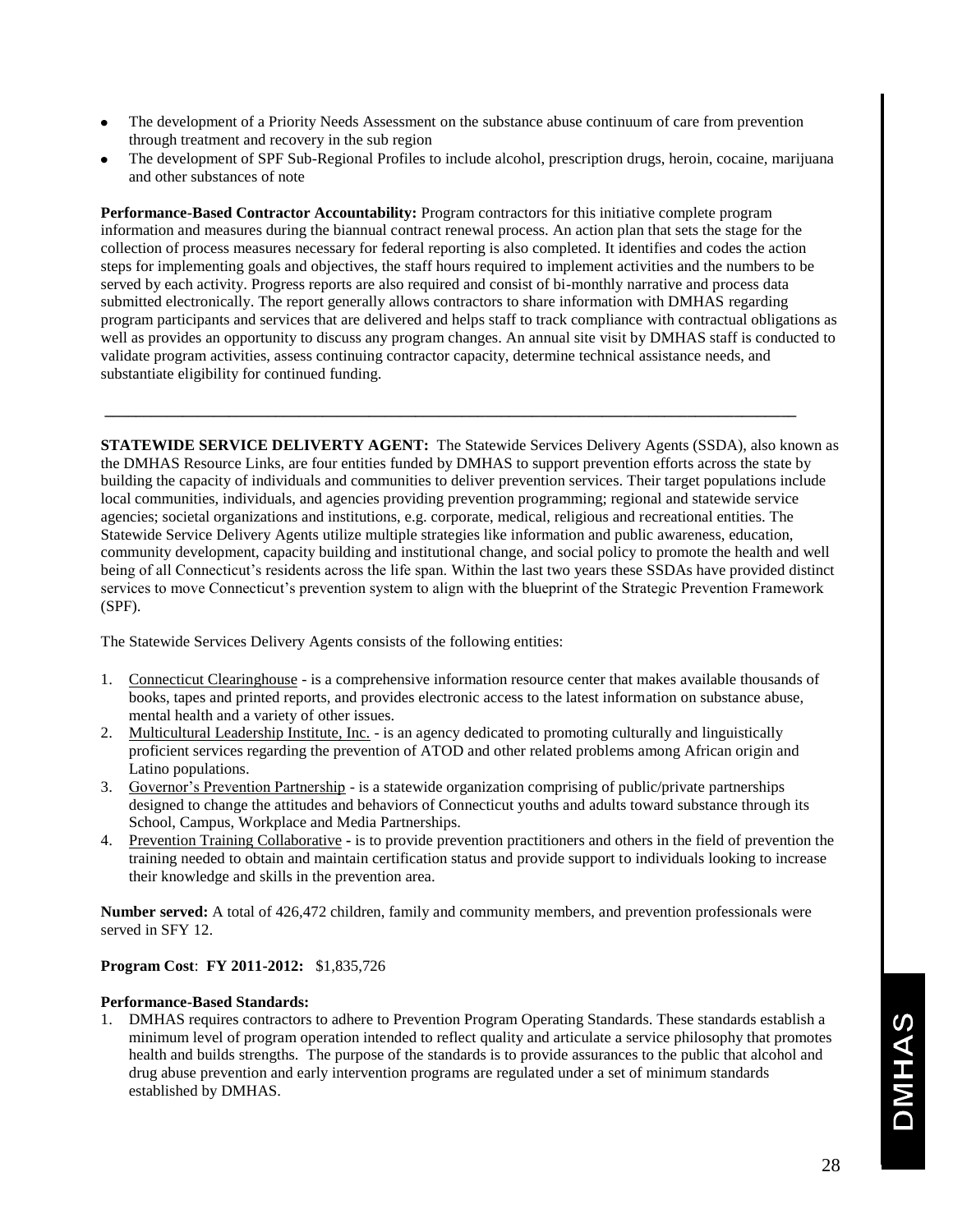- The development of a Priority Needs Assessment on the substance abuse continuum of care from prevention through treatment and recovery in the sub region
- The development of SPF Sub-Regional Profiles to include alcohol, prescription drugs, heroin, cocaine, marijuana and other substances of note

**Performance-Based Contractor Accountability:** Program contractors for this initiative complete program information and measures during the biannual contract renewal process. An action plan that sets the stage for the collection of process measures necessary for federal reporting is also completed. It identifies and codes the action steps for implementing goals and objectives, the staff hours required to implement activities and the numbers to be served by each activity. Progress reports are also required and consist of bi-monthly narrative and process data submitted electronically. The report generally allows contractors to share information with DMHAS regarding program participants and services that are delivered and helps staff to track compliance with contractual obligations as well as provides an opportunity to discuss any program changes. An annual site visit by DMHAS staff is conducted to validate program activities, assess continuing contractor capacity, determine technical assistance needs, and substantiate eligibility for continued funding.

---

**STATEWIDE SERVICE DELIVERTY AGENT:** The Statewide Services Delivery Agents (SSDA), also known as the DMHAS Resource Links, are four entities funded by DMHAS to support prevention efforts across the state by building the capacity of individuals and communities to deliver prevention services. Their target populations include local communities, individuals, and agencies providing prevention programming; regional and statewide service agencies; societal organizations and institutions, e.g. corporate, medical, religious and recreational entities. The Statewide Service Delivery Agents utilize multiple strategies like information and public awareness, education, community development, capacity building and institutional change, and social policy to promote the health and well being of all Connecticut's residents across the life span. Within the last two years these SSDAs have provided distinct services to move Connecticut's prevention system to align with the blueprint of the Strategic Prevention Framework (SPF).

The Statewide Services Delivery Agents consists of the following entities:

1. Connecticut Clearinghouse - is a comprehensive information resource center that makes available thousands of books, tapes and printed reports, and provides electronic access to the latest information on substance abuse, mental health and a variety of other issues.
2. Multicultural Leadership Institute, Inc. - is an agency dedicated to promoting culturally and linguistically proficient services regarding the prevention of ATOD and other related problems among African origin and Latino populations.
3. Governor's Prevention Partnership - is a statewide organization comprising of public/private partnerships designed to change the attitudes and behaviors of Connecticut youths and adults toward substance through its School, Campus, Workplace and Media Partnerships.
4. Prevention Training Collaborative - is to provide prevention practitioners and others in the field of prevention the training needed to obtain and maintain certification status and provide support to individuals looking to increase their knowledge and skills in the prevention area.

**Number served:** A total of 426,472 children, family and community members, and prevention professionals were served in SFY 12.

**Program Cost**: **FY 2011-2012:** $1,835,726

**Performance-Based Standards:**

1. DMHAS requires contractors to adhere to Prevention Program Operating Standards. These standards establish a minimum level of program operation intended to reflect quality and articulate a service philosophy that promotes health and builds strengths. The purpose of the standards is to provide assurances to the public that alcohol and drug abuse prevention and early intervention programs are regulated under a set of minimum standards established by DMHAS.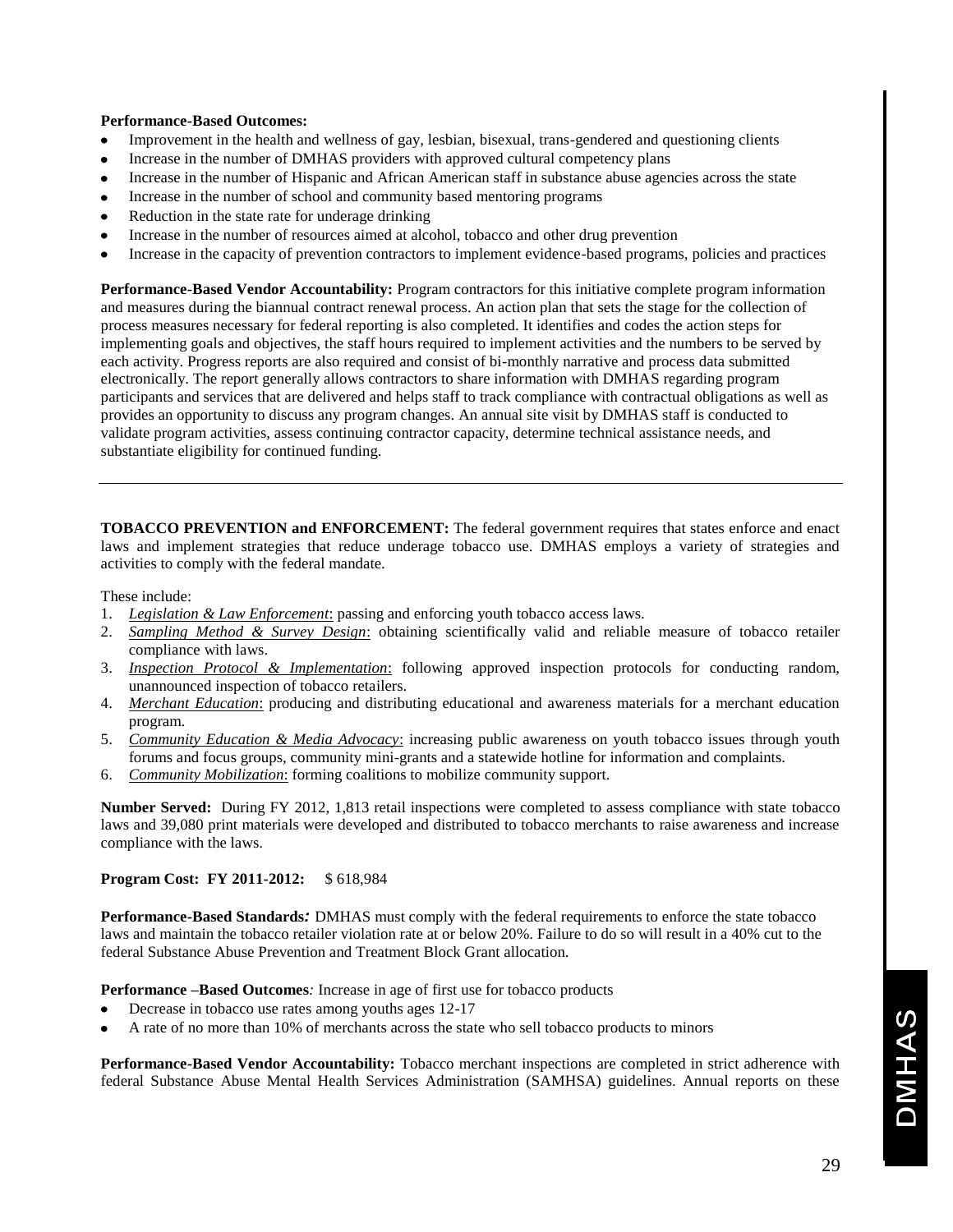**Performance-Based Outcomes:**

- Improvement in the health and wellness of gay, lesbian, bisexual, trans-gendered and questioning clients
- Increase in the number of DMHAS providers with approved cultural competency plans
- Increase in the number of Hispanic and African American staff in substance abuse agencies across the state
- Increase in the number of school and community based mentoring programs
- Reduction in the state rate for underage drinking
- Increase in the number of resources aimed at alcohol, tobacco and other drug prevention
- Increase in the capacity of prevention contractors to implement evidence-based programs, policies and practices

**Performance-Based Vendor Accountability:** Program contractors for this initiative complete program information and measures during the biannual contract renewal process. An action plan that sets the stage for the collection of process measures necessary for federal reporting is also completed. It identifies and codes the action steps for implementing goals and objectives, the staff hours required to implement activities and the numbers to be served by each activity. Progress reports are also required and consist of bi-monthly narrative and process data submitted electronically. The report generally allows contractors to share information with DMHAS regarding program participants and services that are delivered and helps staff to track compliance with contractual obligations as well as provides an opportunity to discuss any program changes. An annual site visit by DMHAS staff is conducted to validate program activities, assess continuing contractor capacity, determine technical assistance needs, and substantiate eligibility for continued funding.

---

**TOBACCO PREVENTION and ENFORCEMENT:** The federal government requires that states enforce and enact laws and implement strategies that reduce underage tobacco use. DMHAS employs a variety of strategies and activities to comply with the federal mandate.

These include:

1. *Legislation & Law Enforcement*: passing and enforcing youth tobacco access laws.
2. *Sampling Method & Survey Design*: obtaining scientifically valid and reliable measure of tobacco retailer compliance with laws.
3. *Inspection Protocol & Implementation*: following approved inspection protocols for conducting random, unannounced inspection of tobacco retailers.
4. *Merchant Education*: producing and distributing educational and awareness materials for a merchant education program.
5. *Community Education & Media Advocacy*: increasing public awareness on youth tobacco issues through youth forums and focus groups, community mini-grants and a statewide hotline for information and complaints.
6. *Community Mobilization*: forming coalitions to mobilize community support.

**Number Served:** During FY 2012, 1,813 retail inspections were completed to assess compliance with state tobacco laws and 39,080 print materials were developed and distributed to tobacco merchants to raise awareness and increase compliance with the laws.

**Program Cost: FY 2011-2012:** $ 618,984

**Performance-Based Standards*:*** DMHAS must comply with the federal requirements to enforce the state tobacco laws and maintain the tobacco retailer violation rate at or below 20%. Failure to do so will result in a 40% cut to the federal Substance Abuse Prevention and Treatment Block Grant allocation.

**Performance –Based Outcomes***:* Increase in age of first use for tobacco products

- Decrease in tobacco use rates among youths ages 12-17
- A rate of no more than 10% of merchants across the state who sell tobacco products to minors

**Performance-Based Vendor Accountability:** Tobacco merchant inspections are completed in strict adherence with federal Substance Abuse Mental Health Services Administration (SAMHSA) guidelines. Annual reports on these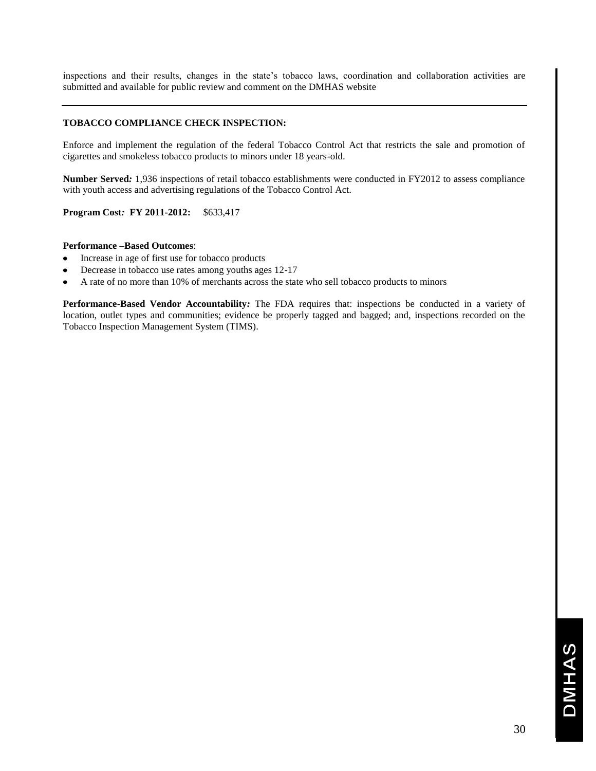inspections and their results, changes in the state's tobacco laws, coordination and collaboration activities are submitted and available for public review and comment on the DMHAS website

---

**TOBACCO COMPLIANCE CHECK INSPECTION:**

Enforce and implement the regulation of the federal Tobacco Control Act that restricts the sale and promotion of cigarettes and smokeless tobacco products to minors under 18 years-old.

**Number Served***:* 1,936 inspections of retail tobacco establishments were conducted in FY2012 to assess compliance with youth access and advertising regulations of the Tobacco Control Act.

**Program Cost***:* **FY 2011-2012:** $633,417

**Performance –Based Outcomes**:

- Increase in age of first use for tobacco products
- Decrease in tobacco use rates among youths ages 12-17
- A rate of no more than 10% of merchants across the state who sell tobacco products to minors

**Performance-Based Vendor Accountability***:* The FDA requires that: inspections be conducted in a variety of location, outlet types and communities; evidence be properly tagged and bagged; and, inspections recorded on the Tobacco Inspection Management System (TIMS).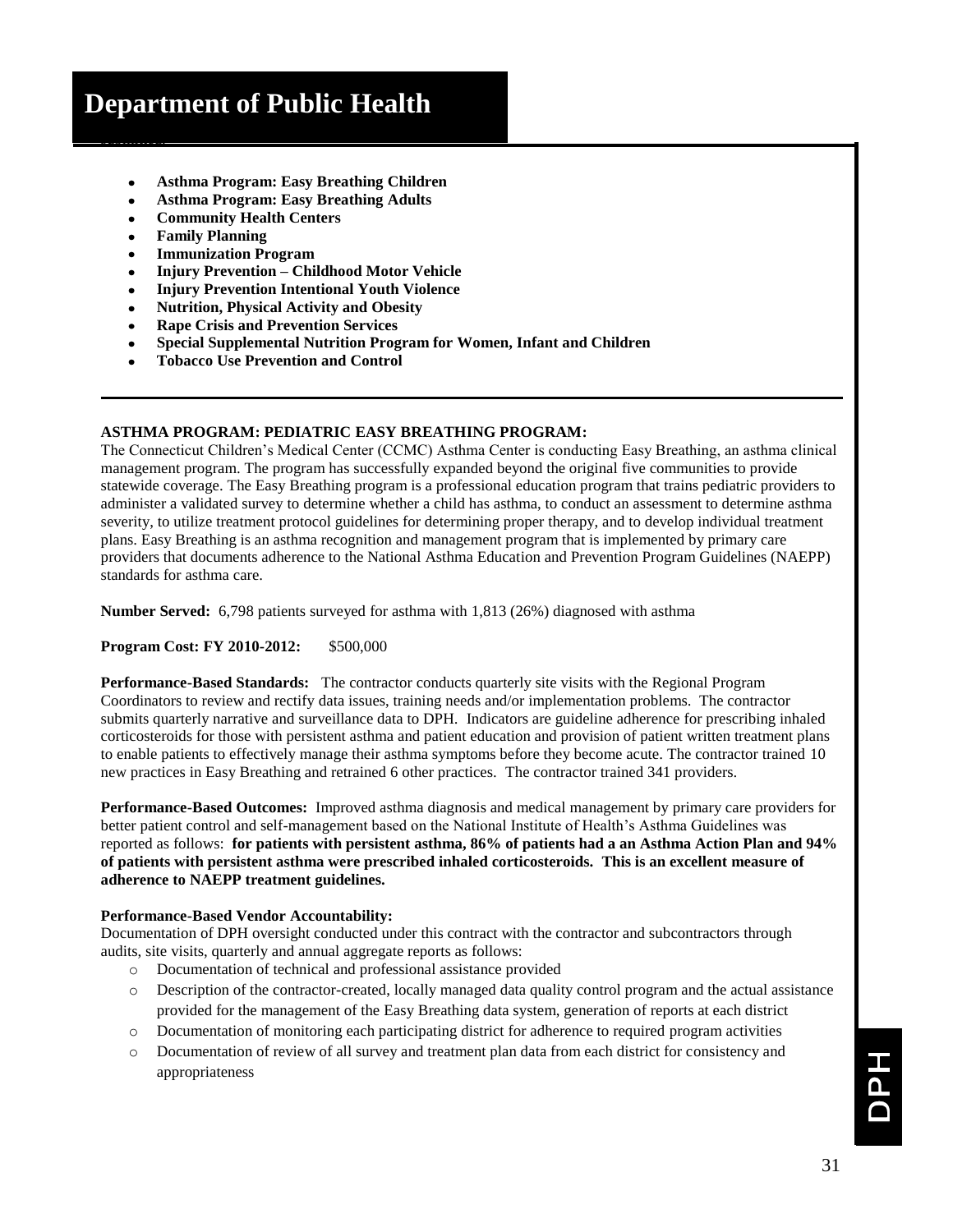# Department of Public Health

- **Asthma Program: Easy Breathing Children**
- **Asthma Program: Easy Breathing Adults**
- **Community Health Centers**
- **Family Planning**
- **Immunization Program**
- **Injury Prevention – Childhood Motor Vehicle**
- **Injury Prevention Intentional Youth Violence**
- **Nutrition, Physical Activity and Obesity**
- **Rape Crisis and Prevention Services**
- **Special Supplemental Nutrition Program for Women, Infant and Children**
- **Tobacco Use Prevention and Control**

---

**ASTHMA PROGRAM: PEDIATRIC EASY BREATHING PROGRAM:**

The Connecticut Children's Medical Center (CCMC) Asthma Center is conducting Easy Breathing, an asthma clinical management program. The program has successfully expanded beyond the original five communities to provide statewide coverage. The Easy Breathing program is a professional education program that trains pediatric providers to administer a validated survey to determine whether a child has asthma, to conduct an assessment to determine asthma severity, to utilize treatment protocol guidelines for determining proper therapy, and to develop individual treatment plans. Easy Breathing is an asthma recognition and management program that is implemented by primary care providers that documents adherence to the National Asthma Education and Prevention Program Guidelines (NAEPP) standards for asthma care.

**Number Served:** 6,798 patients surveyed for asthma with 1,813 (26%) diagnosed with asthma

**Program Cost: FY 2010-2012:** $500,000

**Performance-Based Standards:** The contractor conducts quarterly site visits with the Regional Program Coordinators to review and rectify data issues, training needs and/or implementation problems. The contractor submits quarterly narrative and surveillance data to DPH. Indicators are guideline adherence for prescribing inhaled corticosteroids for those with persistent asthma and patient education and provision of patient written treatment plans to enable patients to effectively manage their asthma symptoms before they become acute. The contractor trained 10 new practices in Easy Breathing and retrained 6 other practices. The contractor trained 341 providers.

**Performance-Based Outcomes:** Improved asthma diagnosis and medical management by primary care providers for better patient control and self-management based on the National Institute of Health's Asthma Guidelines was reported as follows: **for patients with persistent asthma, 86% of patients had a an Asthma Action Plan and 94% of patients with persistent asthma were prescribed inhaled corticosteroids. This is an excellent measure of adherence to NAEPP treatment guidelines.**

**Performance-Based Vendor Accountability:**

Documentation of DPH oversight conducted under this contract with the contractor and subcontractors through audits, site visits, quarterly and annual aggregate reports as follows:

- Documentation of technical and professional assistance provided
- Description of the contractor-created, locally managed data quality control program and the actual assistance provided for the management of the Easy Breathing data system, generation of reports at each district
- Documentation of monitoring each participating district for adherence to required program activities
- Documentation of review of all survey and treatment plan data from each district for consistency and appropriateness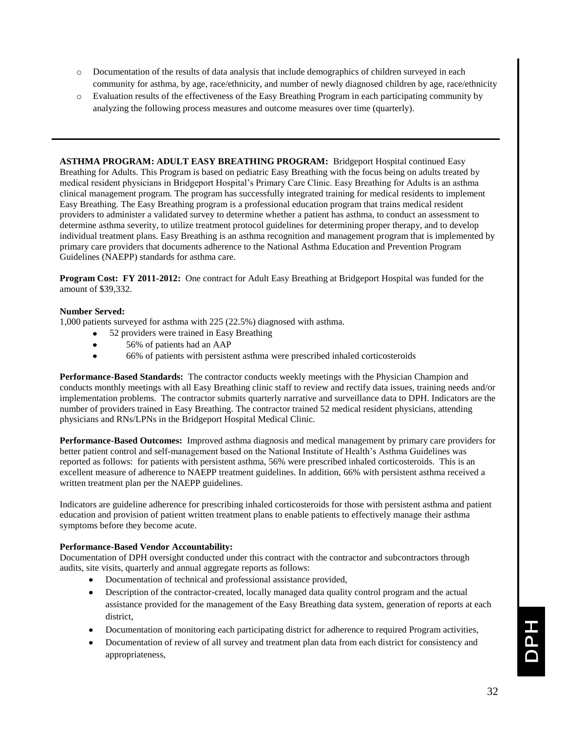- Documentation of the results of data analysis that include demographics of children surveyed in each community for asthma, by age, race/ethnicity, and number of newly diagnosed children by age, race/ethnicity
- Evaluation results of the effectiveness of the Easy Breathing Program in each participating community by analyzing the following process measures and outcome measures over time (quarterly).

---

**ASTHMA PROGRAM: ADULT EASY BREATHING PROGRAM:** Bridgeport Hospital continued Easy Breathing for Adults. This Program is based on pediatric Easy Breathing with the focus being on adults treated by medical resident physicians in Bridgeport Hospital's Primary Care Clinic. Easy Breathing for Adults is an asthma clinical management program. The program has successfully integrated training for medical residents to implement Easy Breathing. The Easy Breathing program is a professional education program that trains medical resident providers to administer a validated survey to determine whether a patient has asthma, to conduct an assessment to determine asthma severity, to utilize treatment protocol guidelines for determining proper therapy, and to develop individual treatment plans. Easy Breathing is an asthma recognition and management program that is implemented by primary care providers that documents adherence to the National Asthma Education and Prevention Program Guidelines (NAEPP) standards for asthma care.

**Program Cost: FY 2011-2012:** One contract for Adult Easy Breathing at Bridgeport Hospital was funded for the amount of $39,332.

**Number Served:**
1,000 patients surveyed for asthma with 225 (22.5%) diagnosed with asthma.

- 52 providers were trained in Easy Breathing
- 56% of patients had an AAP
- 66% of patients with persistent asthma were prescribed inhaled corticosteroids

**Performance-Based Standards:** The contractor conducts weekly meetings with the Physician Champion and conducts monthly meetings with all Easy Breathing clinic staff to review and rectify data issues, training needs and/or implementation problems. The contractor submits quarterly narrative and surveillance data to DPH. Indicators are the number of providers trained in Easy Breathing. The contractor trained 52 medical resident physicians, attending physicians and RNs/LPNs in the Bridgeport Hospital Medical Clinic.

**Performance-Based Outcomes:** Improved asthma diagnosis and medical management by primary care providers for better patient control and self-management based on the National Institute of Health's Asthma Guidelines was reported as follows: for patients with persistent asthma, 56% were prescribed inhaled corticosteroids. This is an excellent measure of adherence to NAEPP treatment guidelines. In addition, 66% with persistent asthma received a written treatment plan per the NAEPP guidelines.

Indicators are guideline adherence for prescribing inhaled corticosteroids for those with persistent asthma and patient education and provision of patient written treatment plans to enable patients to effectively manage their asthma symptoms before they become acute.

**Performance-Based Vendor Accountability:**
Documentation of DPH oversight conducted under this contract with the contractor and subcontractors through audits, site visits, quarterly and annual aggregate reports as follows:

- Documentation of technical and professional assistance provided,
- Description of the contractor-created, locally managed data quality control program and the actual assistance provided for the management of the Easy Breathing data system, generation of reports at each district,
- Documentation of monitoring each participating district for adherence to required Program activities,
- Documentation of review of all survey and treatment plan data from each district for consistency and appropriateness,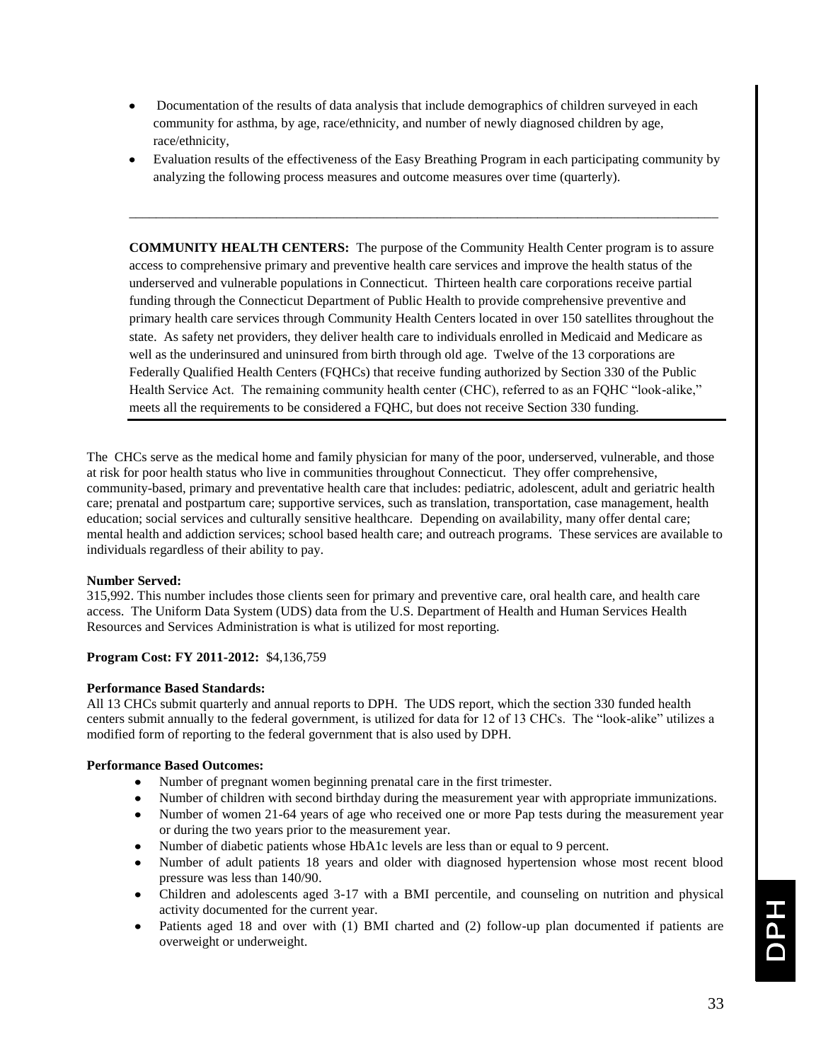- Documentation of the results of data analysis that include demographics of children surveyed in each community for asthma, by age, race/ethnicity, and number of newly diagnosed children by age, race/ethnicity,
- Evaluation results of the effectiveness of the Easy Breathing Program in each participating community by analyzing the following process measures and outcome measures over time (quarterly).

---

**COMMUNITY HEALTH CENTERS:** The purpose of the Community Health Center program is to assure access to comprehensive primary and preventive health care services and improve the health status of the underserved and vulnerable populations in Connecticut. Thirteen health care corporations receive partial funding through the Connecticut Department of Public Health to provide comprehensive preventive and primary health care services through Community Health Centers located in over 150 satellites throughout the state. As safety net providers, they deliver health care to individuals enrolled in Medicaid and Medicare as well as the underinsured and uninsured from birth through old age. Twelve of the 13 corporations are Federally Qualified Health Centers (FQHCs) that receive funding authorized by Section 330 of the Public Health Service Act. The remaining community health center (CHC), referred to as an FQHC "look-alike," meets all the requirements to be considered a FQHC, but does not receive Section 330 funding.

The CHCs serve as the medical home and family physician for many of the poor, underserved, vulnerable, and those at risk for poor health status who live in communities throughout Connecticut. They offer comprehensive, community-based, primary and preventative health care that includes: pediatric, adolescent, adult and geriatric health care; prenatal and postpartum care; supportive services, such as translation, transportation, case management, health education; social services and culturally sensitive healthcare. Depending on availability, many offer dental care; mental health and addiction services; school based health care; and outreach programs. These services are available to individuals regardless of their ability to pay.

**Number Served:**
315,992. This number includes those clients seen for primary and preventive care, oral health care, and health care access. The Uniform Data System (UDS) data from the U.S. Department of Health and Human Services Health Resources and Services Administration is what is utilized for most reporting.

**Program Cost: FY 2011-2012:** $4,136,759

**Performance Based Standards:**
All 13 CHCs submit quarterly and annual reports to DPH. The UDS report, which the section 330 funded health centers submit annually to the federal government, is utilized for data for 12 of 13 CHCs. The "look-alike" utilizes a modified form of reporting to the federal government that is also used by DPH.

**Performance Based Outcomes:**

- Number of pregnant women beginning prenatal care in the first trimester.
- Number of children with second birthday during the measurement year with appropriate immunizations.
- Number of women 21-64 years of age who received one or more Pap tests during the measurement year or during the two years prior to the measurement year.
- Number of diabetic patients whose HbA1c levels are less than or equal to 9 percent.
- Number of adult patients 18 years and older with diagnosed hypertension whose most recent blood pressure was less than 140/90.
- Children and adolescents aged 3-17 with a BMI percentile, and counseling on nutrition and physical activity documented for the current year.
- Patients aged 18 and over with (1) BMI charted and (2) follow-up plan documented if patients are overweight or underweight.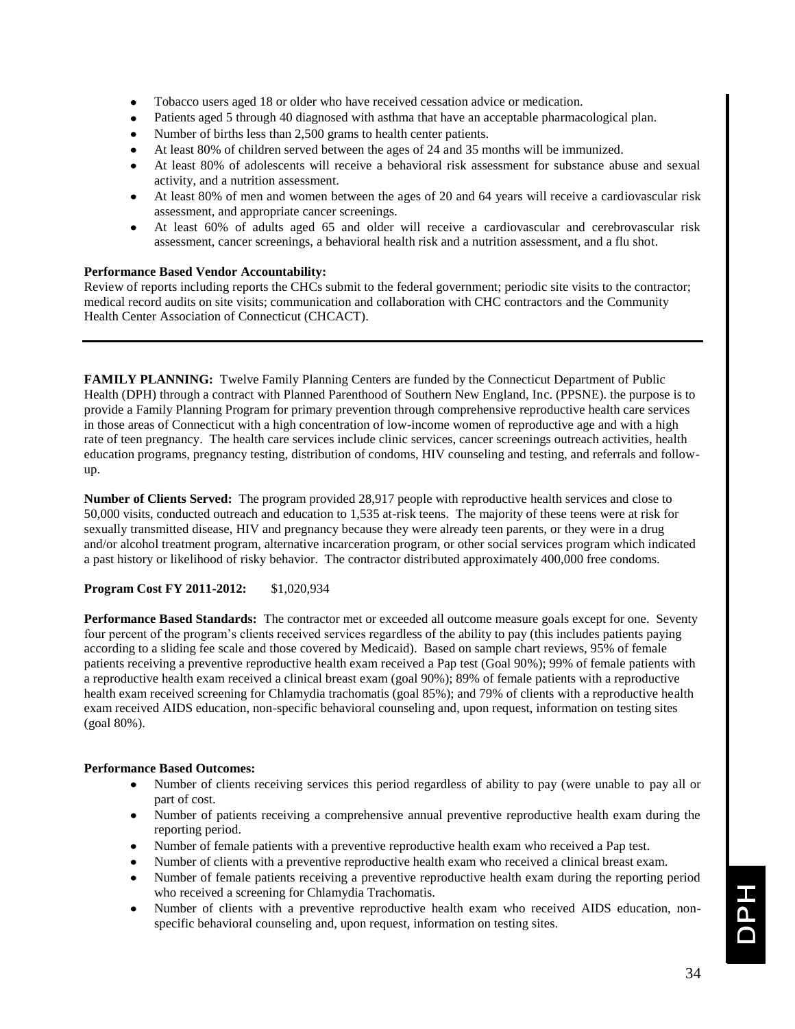- Tobacco users aged 18 or older who have received cessation advice or medication.
- Patients aged 5 through 40 diagnosed with asthma that have an acceptable pharmacological plan.
- Number of births less than 2,500 grams to health center patients.
- At least 80% of children served between the ages of 24 and 35 months will be immunized.
- At least 80% of adolescents will receive a behavioral risk assessment for substance abuse and sexual activity, and a nutrition assessment.
- At least 80% of men and women between the ages of 20 and 64 years will receive a cardiovascular risk assessment, and appropriate cancer screenings.
- At least 60% of adults aged 65 and older will receive a cardiovascular and cerebrovascular risk assessment, cancer screenings, a behavioral health risk and a nutrition assessment, and a flu shot.

**Performance Based Vendor Accountability:**
Review of reports including reports the CHCs submit to the federal government; periodic site visits to the contractor; medical record audits on site visits; communication and collaboration with CHC contractors and the Community Health Center Association of Connecticut (CHCACT).

---

**FAMILY PLANNING:** Twelve Family Planning Centers are funded by the Connecticut Department of Public Health (DPH) through a contract with Planned Parenthood of Southern New England, Inc. (PPSNE). the purpose is to provide a Family Planning Program for primary prevention through comprehensive reproductive health care services in those areas of Connecticut with a high concentration of low-income women of reproductive age and with a high rate of teen pregnancy. The health care services include clinic services, cancer screenings outreach activities, health education programs, pregnancy testing, distribution of condoms, HIV counseling and testing, and referrals and follow-up.

**Number of Clients Served:** The program provided 28,917 people with reproductive health services and close to 50,000 visits, conducted outreach and education to 1,535 at-risk teens. The majority of these teens were at risk for sexually transmitted disease, HIV and pregnancy because they were already teen parents, or they were in a drug and/or alcohol treatment program, alternative incarceration program, or other social services program which indicated a past history or likelihood of risky behavior. The contractor distributed approximately 400,000 free condoms.

**Program Cost FY 2011-2012:** $1,020,934

**Performance Based Standards:** The contractor met or exceeded all outcome measure goals except for one. Seventy four percent of the program's clients received services regardless of the ability to pay (this includes patients paying according to a sliding fee scale and those covered by Medicaid). Based on sample chart reviews, 95% of female patients receiving a preventive reproductive health exam received a Pap test (Goal 90%); 99% of female patients with a reproductive health exam received a clinical breast exam (goal 90%); 89% of female patients with a reproductive health exam received screening for Chlamydia trachomatis (goal 85%); and 79% of clients with a reproductive health exam received AIDS education, non-specific behavioral counseling and, upon request, information on testing sites (goal 80%).

**Performance Based Outcomes:**

- Number of clients receiving services this period regardless of ability to pay (were unable to pay all or part of cost.
- Number of patients receiving a comprehensive annual preventive reproductive health exam during the reporting period.
- Number of female patients with a preventive reproductive health exam who received a Pap test.
- Number of clients with a preventive reproductive health exam who received a clinical breast exam.
- Number of female patients receiving a preventive reproductive health exam during the reporting period who received a screening for Chlamydia Trachomatis.
- Number of clients with a preventive reproductive health exam who received AIDS education, non-specific behavioral counseling and, upon request, information on testing sites.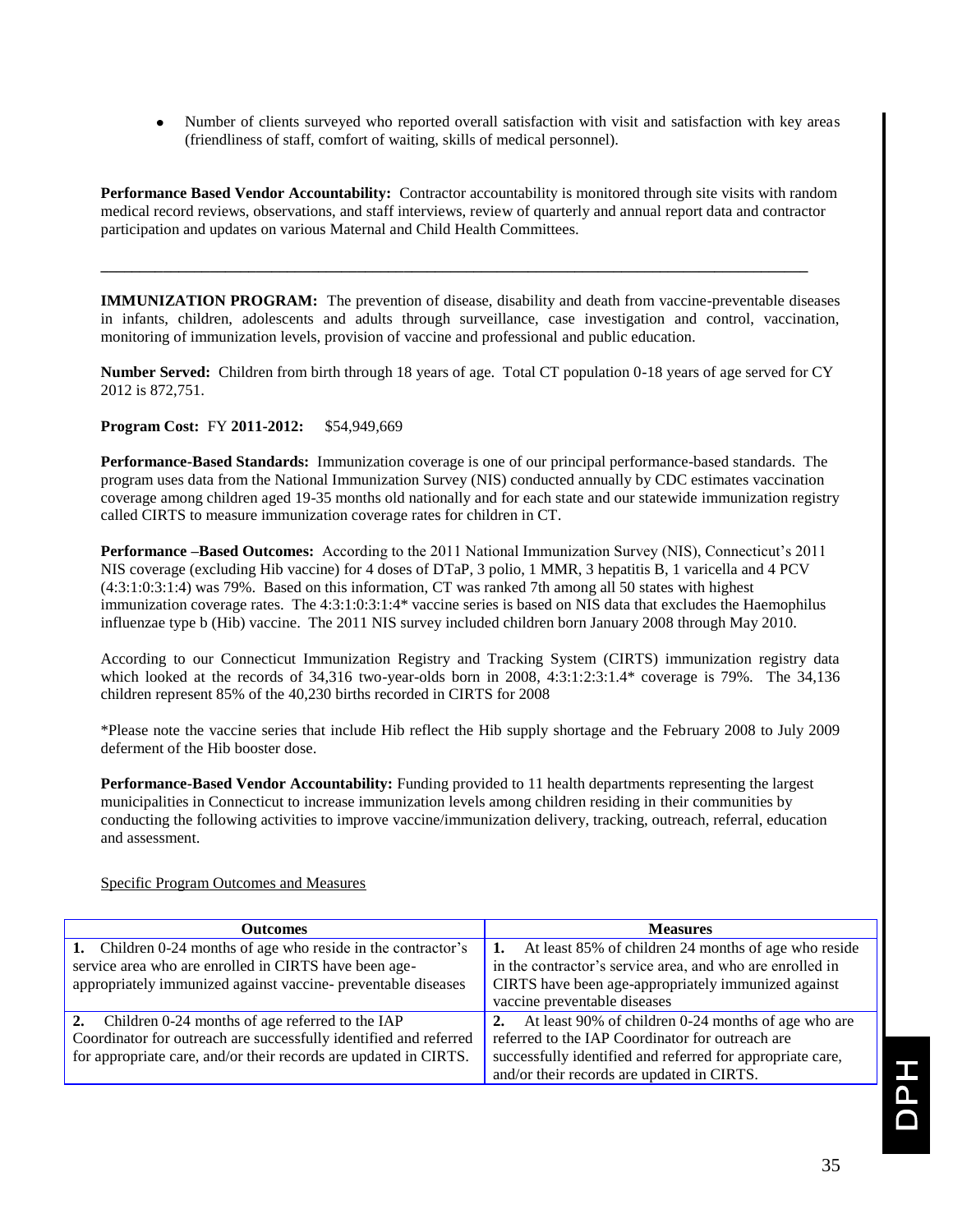- Number of clients surveyed who reported overall satisfaction with visit and satisfaction with key areas (friendliness of staff, comfort of waiting, skills of medical personnel).

**Performance Based Vendor Accountability:** Contractor accountability is monitored through site visits with random medical record reviews, observations, and staff interviews, review of quarterly and annual report data and contractor participation and updates on various Maternal and Child Health Committees.

---

**IMMUNIZATION PROGRAM:** The prevention of disease, disability and death from vaccine-preventable diseases in infants, children, adolescents and adults through surveillance, case investigation and control, vaccination, monitoring of immunization levels, provision of vaccine and professional and public education.

**Number Served:** Children from birth through 18 years of age. Total CT population 0-18 years of age served for CY 2012 is 872,751.

**Program Cost:** FY **2011-2012:** $54,949,669

**Performance-Based Standards:** Immunization coverage is one of our principal performance-based standards. The program uses data from the National Immunization Survey (NIS) conducted annually by CDC estimates vaccination coverage among children aged 19-35 months old nationally and for each state and our statewide immunization registry called CIRTS to measure immunization coverage rates for children in CT.

**Performance –Based Outcomes:** According to the 2011 National Immunization Survey (NIS), Connecticut's 2011 NIS coverage (excluding Hib vaccine) for 4 doses of DTaP, 3 polio, 1 MMR, 3 hepatitis B, 1 varicella and 4 PCV (4:3:1:0:3:1:4) was 79%. Based on this information, CT was ranked 7th among all 50 states with highest immunization coverage rates. The 4:3:1:0:3:1:4* vaccine series is based on NIS data that excludes the Haemophilus influenzae type b (Hib) vaccine. The 2011 NIS survey included children born January 2008 through May 2010.

According to our Connecticut Immunization Registry and Tracking System (CIRTS) immunization registry data which looked at the records of 34,316 two-year-olds born in 2008, 4:3:1:2:3:1.4* coverage is 79%. The 34,136 children represent 85% of the 40,230 births recorded in CIRTS for 2008

*Please note the vaccine series that include Hib reflect the Hib supply shortage and the February 2008 to July 2009 deferment of the Hib booster dose.

**Performance-Based Vendor Accountability:** Funding provided to 11 health departments representing the largest municipalities in Connecticut to increase immunization levels among children residing in their communities by conducting the following activities to improve vaccine/immunization delivery, tracking, outreach, referral, education and assessment.

Specific Program Outcomes and Measures

| Outcomes | Measures |
|---|---|
| **1.** Children 0-24 months of age who reside in the contractor's service area who are enrolled in CIRTS have been age-appropriately immunized against vaccine- preventable diseases | **1.** At least 85% of children 24 months of age who reside in the contractor's service area, and who are enrolled in CIRTS have been age-appropriately immunized against vaccine preventable diseases |
| **2.** Children 0-24 months of age referred to the IAP Coordinator for outreach are successfully identified and referred for appropriate care, and/or their records are updated in CIRTS. | **2.** At least 90% of children 0-24 months of age who are referred to the IAP Coordinator for outreach are successfully identified and referred for appropriate care, and/or their records are updated in CIRTS. |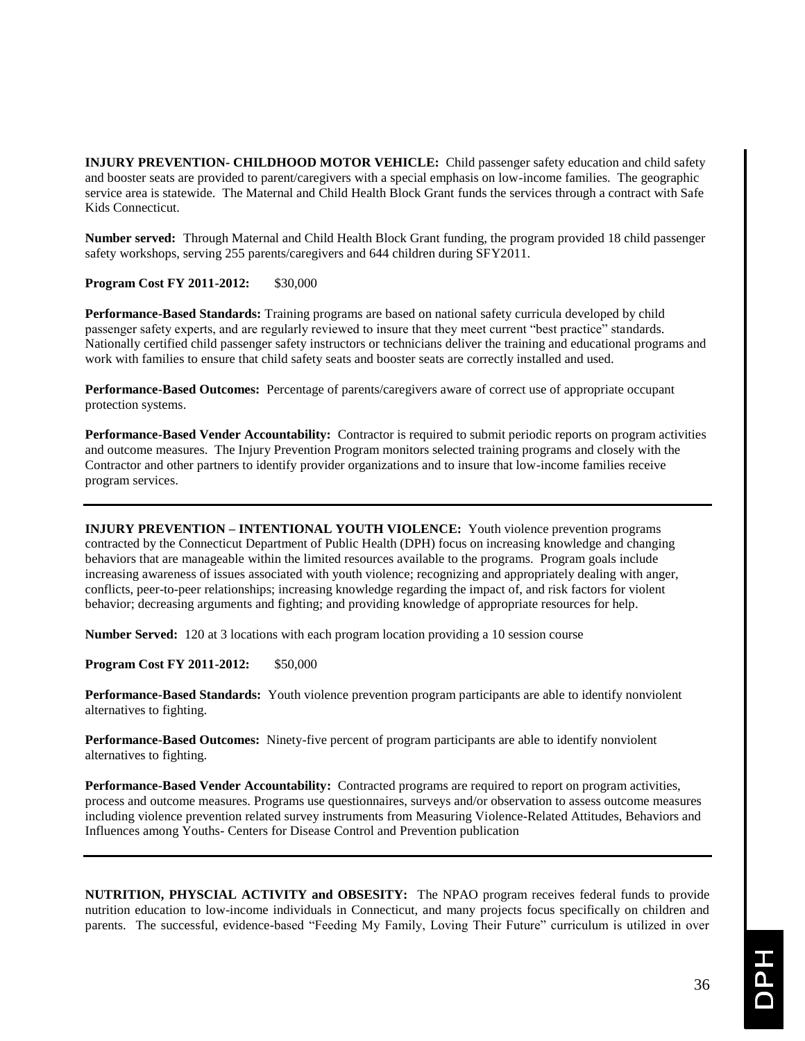**INJURY PREVENTION- CHILDHOOD MOTOR VEHICLE:** Child passenger safety education and child safety and booster seats are provided to parent/caregivers with a special emphasis on low-income families. The geographic service area is statewide. The Maternal and Child Health Block Grant funds the services through a contract with Safe Kids Connecticut.

**Number served:** Through Maternal and Child Health Block Grant funding, the program provided 18 child passenger safety workshops, serving 255 parents/caregivers and 644 children during SFY2011.

**Program Cost FY 2011-2012:** $30,000

**Performance-Based Standards:** Training programs are based on national safety curricula developed by child passenger safety experts, and are regularly reviewed to insure that they meet current "best practice" standards. Nationally certified child passenger safety instructors or technicians deliver the training and educational programs and work with families to ensure that child safety seats and booster seats are correctly installed and used.

**Performance-Based Outcomes:** Percentage of parents/caregivers aware of correct use of appropriate occupant protection systems.

**Performance-Based Vender Accountability:** Contractor is required to submit periodic reports on program activities and outcome measures. The Injury Prevention Program monitors selected training programs and closely with the Contractor and other partners to identify provider organizations and to insure that low-income families receive program services.

---

**INJURY PREVENTION – INTENTIONAL YOUTH VIOLENCE:** Youth violence prevention programs contracted by the Connecticut Department of Public Health (DPH) focus on increasing knowledge and changing behaviors that are manageable within the limited resources available to the programs. Program goals include increasing awareness of issues associated with youth violence; recognizing and appropriately dealing with anger, conflicts, peer-to-peer relationships; increasing knowledge regarding the impact of, and risk factors for violent behavior; decreasing arguments and fighting; and providing knowledge of appropriate resources for help.

**Number Served:** 120 at 3 locations with each program location providing a 10 session course

**Program Cost FY 2011-2012:** $50,000

**Performance-Based Standards:** Youth violence prevention program participants are able to identify nonviolent alternatives to fighting.

**Performance-Based Outcomes:** Ninety-five percent of program participants are able to identify nonviolent alternatives to fighting.

**Performance-Based Vender Accountability:** Contracted programs are required to report on program activities, process and outcome measures. Programs use questionnaires, surveys and/or observation to assess outcome measures including violence prevention related survey instruments from Measuring Violence-Related Attitudes, Behaviors and Influences among Youths- Centers for Disease Control and Prevention publication

---

**NUTRITION, PHYSCIAL ACTIVITY and OBSESITY:** The NPAO program receives federal funds to provide nutrition education to low-income individuals in Connecticut, and many projects focus specifically on children and parents. The successful, evidence-based "Feeding My Family, Loving Their Future" curriculum is utilized in over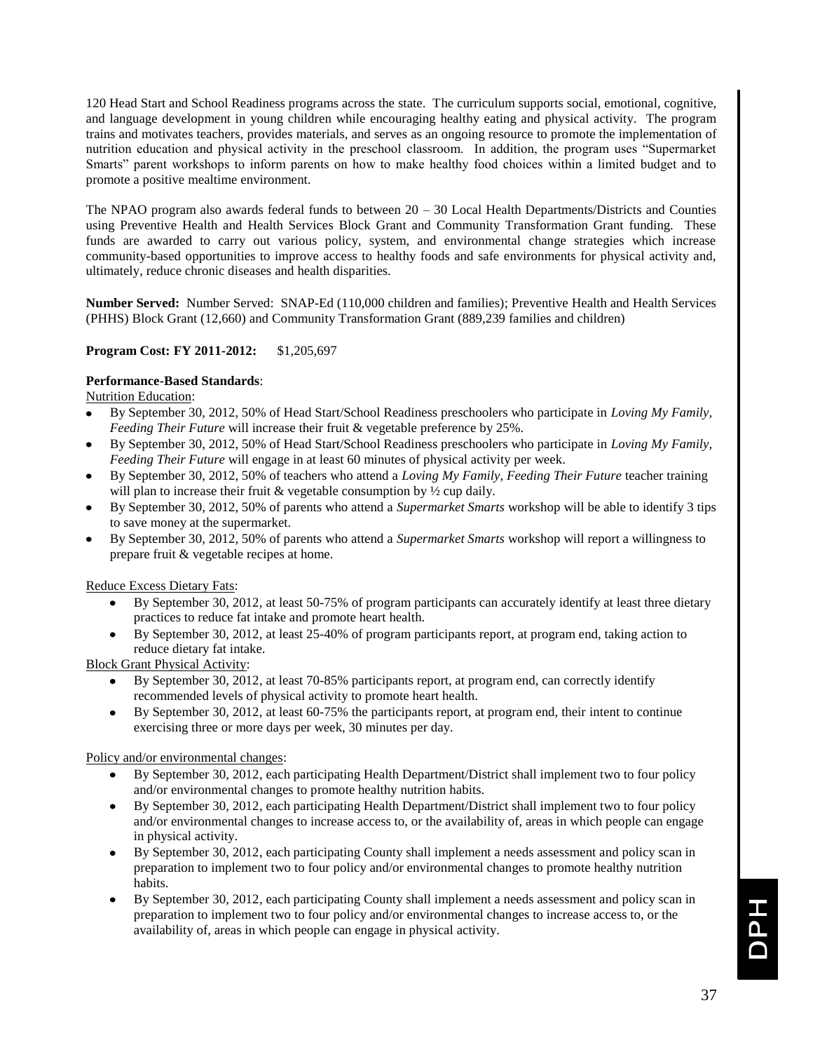120 Head Start and School Readiness programs across the state. The curriculum supports social, emotional, cognitive, and language development in young children while encouraging healthy eating and physical activity. The program trains and motivates teachers, provides materials, and serves as an ongoing resource to promote the implementation of nutrition education and physical activity in the preschool classroom. In addition, the program uses "Supermarket Smarts" parent workshops to inform parents on how to make healthy food choices within a limited budget and to promote a positive mealtime environment.

The NPAO program also awards federal funds to between 20 – 30 Local Health Departments/Districts and Counties using Preventive Health and Health Services Block Grant and Community Transformation Grant funding. These funds are awarded to carry out various policy, system, and environmental change strategies which increase community-based opportunities to improve access to healthy foods and safe environments for physical activity and, ultimately, reduce chronic diseases and health disparities.

**Number Served:** Number Served: SNAP-Ed (110,000 children and families); Preventive Health and Health Services (PHHS) Block Grant (12,660) and Community Transformation Grant (889,239 families and children)

**Program Cost: FY 2011-2012:** $1,205,697

**Performance-Based Standards**:

Nutrition Education:

- By September 30, 2012, 50% of Head Start/School Readiness preschoolers who participate in *Loving My Family, Feeding Their Future* will increase their fruit & vegetable preference by 25%.
- By September 30, 2012, 50% of Head Start/School Readiness preschoolers who participate in *Loving My Family, Feeding Their Future* will engage in at least 60 minutes of physical activity per week.
- By September 30, 2012, 50% of teachers who attend a *Loving My Family, Feeding Their Future* teacher training will plan to increase their fruit & vegetable consumption by ½ cup daily.
- By September 30, 2012, 50% of parents who attend a *Supermarket Smarts* workshop will be able to identify 3 tips to save money at the supermarket.
- By September 30, 2012, 50% of parents who attend a *Supermarket Smarts* workshop will report a willingness to prepare fruit & vegetable recipes at home.

Reduce Excess Dietary Fats:

- By September 30, 2012, at least 50-75% of program participants can accurately identify at least three dietary practices to reduce fat intake and promote heart health.
- By September 30, 2012, at least 25-40% of program participants report, at program end, taking action to reduce dietary fat intake.

Block Grant Physical Activity:

- By September 30, 2012, at least 70-85% participants report, at program end, can correctly identify recommended levels of physical activity to promote heart health.
- By September 30, 2012, at least 60-75% the participants report, at program end, their intent to continue exercising three or more days per week, 30 minutes per day.

Policy and/or environmental changes:

- By September 30, 2012, each participating Health Department/District shall implement two to four policy and/or environmental changes to promote healthy nutrition habits.
- By September 30, 2012, each participating Health Department/District shall implement two to four policy and/or environmental changes to increase access to, or the availability of, areas in which people can engage in physical activity.
- By September 30, 2012, each participating County shall implement a needs assessment and policy scan in preparation to implement two to four policy and/or environmental changes to promote healthy nutrition habits.
- By September 30, 2012, each participating County shall implement a needs assessment and policy scan in preparation to implement two to four policy and/or environmental changes to increase access to, or the availability of, areas in which people can engage in physical activity.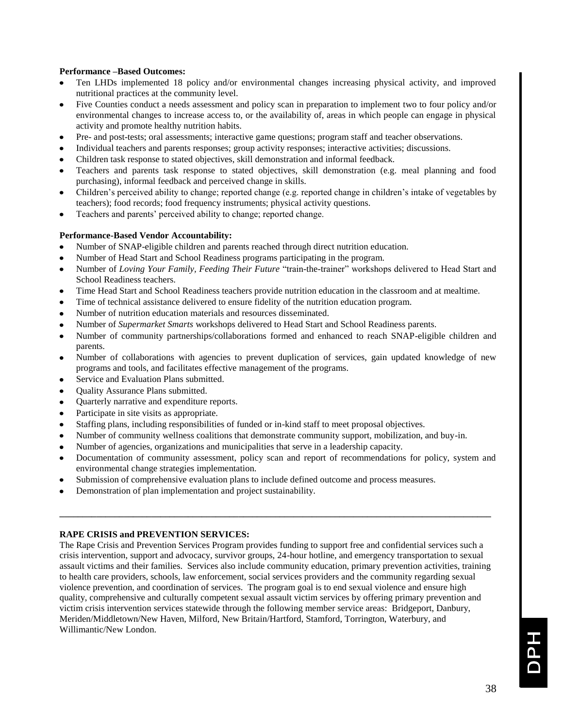**Performance –Based Outcomes:**

- Ten LHDs implemented 18 policy and/or environmental changes increasing physical activity, and improved nutritional practices at the community level.
- Five Counties conduct a needs assessment and policy scan in preparation to implement two to four policy and/or environmental changes to increase access to, or the availability of, areas in which people can engage in physical activity and promote healthy nutrition habits.
- Pre- and post-tests; oral assessments; interactive game questions; program staff and teacher observations.
- Individual teachers and parents responses; group activity responses; interactive activities; discussions.
- Children task response to stated objectives, skill demonstration and informal feedback.
- Teachers and parents task response to stated objectives, skill demonstration (e.g. meal planning and food purchasing), informal feedback and perceived change in skills.
- Children's perceived ability to change; reported change (e.g. reported change in children's intake of vegetables by teachers); food records; food frequency instruments; physical activity questions.
- Teachers and parents' perceived ability to change; reported change.

**Performance-Based Vendor Accountability:**

- Number of SNAP-eligible children and parents reached through direct nutrition education.
- Number of Head Start and School Readiness programs participating in the program.
- Number of *Loving Your Family, Feeding Their Future* "train-the-trainer" workshops delivered to Head Start and School Readiness teachers.
- Time Head Start and School Readiness teachers provide nutrition education in the classroom and at mealtime.
- Time of technical assistance delivered to ensure fidelity of the nutrition education program.
- Number of nutrition education materials and resources disseminated.
- Number of *Supermarket Smarts* workshops delivered to Head Start and School Readiness parents.
- Number of community partnerships/collaborations formed and enhanced to reach SNAP-eligible children and parents.
- Number of collaborations with agencies to prevent duplication of services, gain updated knowledge of new programs and tools, and facilitates effective management of the programs.
- Service and Evaluation Plans submitted.
- Quality Assurance Plans submitted.
- Quarterly narrative and expenditure reports.
- Participate in site visits as appropriate.
- Staffing plans, including responsibilities of funded or in-kind staff to meet proposal objectives.
- Number of community wellness coalitions that demonstrate community support, mobilization, and buy-in.
- Number of agencies, organizations and municipalities that serve in a leadership capacity.
- Documentation of community assessment, policy scan and report of recommendations for policy, system and environmental change strategies implementation.
- Submission of comprehensive evaluation plans to include defined outcome and process measures.
- Demonstration of plan implementation and project sustainability.

---

**RAPE CRISIS and PREVENTION SERVICES:**

The Rape Crisis and Prevention Services Program provides funding to support free and confidential services such a crisis intervention, support and advocacy, survivor groups, 24-hour hotline, and emergency transportation to sexual assault victims and their families. Services also include community education, primary prevention activities, training to health care providers, schools, law enforcement, social services providers and the community regarding sexual violence prevention, and coordination of services. The program goal is to end sexual violence and ensure high quality, comprehensive and culturally competent sexual assault victim services by offering primary prevention and victim crisis intervention services statewide through the following member service areas: Bridgeport, Danbury, Meriden/Middletown/New Haven, Milford, New Britain/Hartford, Stamford, Torrington, Waterbury, and Willimantic/New London.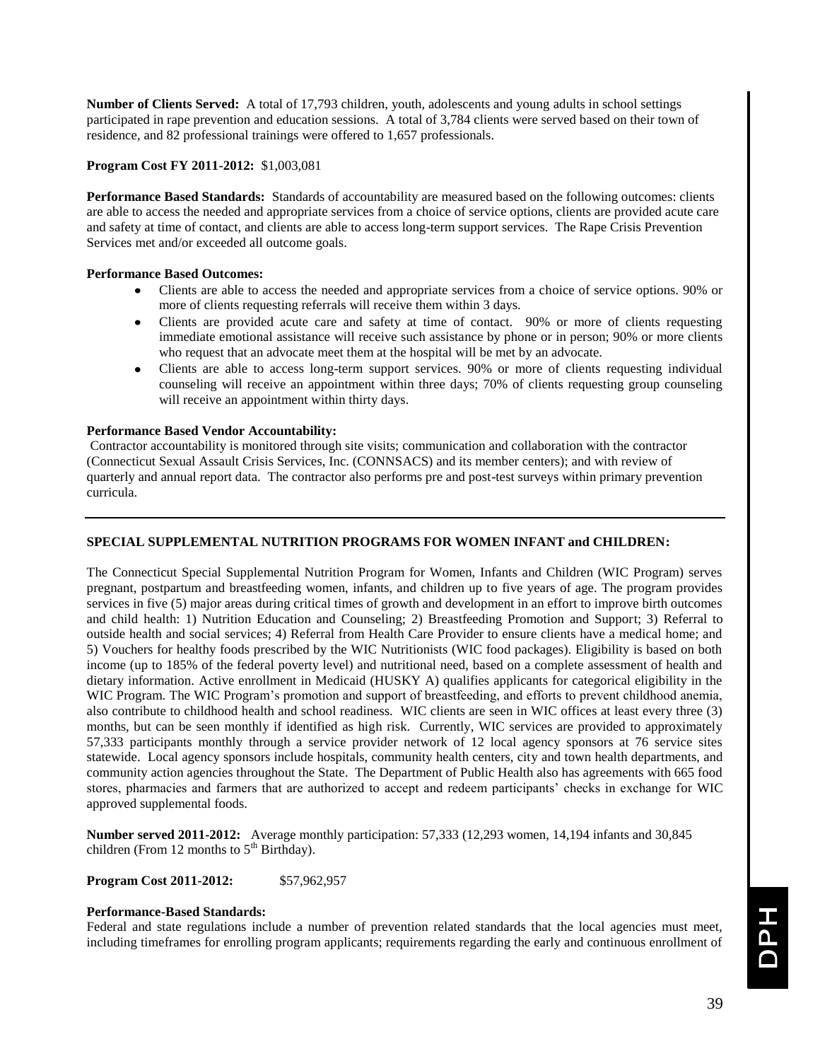**Number of Clients Served:** A total of 17,793 children, youth, adolescents and young adults in school settings participated in rape prevention and education sessions. A total of 3,784 clients were served based on their town of residence, and 82 professional trainings were offered to 1,657 professionals.

**Program Cost FY 2011-2012:** $1,003,081

**Performance Based Standards:** Standards of accountability are measured based on the following outcomes: clients are able to access the needed and appropriate services from a choice of service options, clients are provided acute care and safety at time of contact, and clients are able to access long-term support services. The Rape Crisis Prevention Services met and/or exceeded all outcome goals.

**Performance Based Outcomes:**

- Clients are able to access the needed and appropriate services from a choice of service options. 90% or more of clients requesting referrals will receive them within 3 days.
- Clients are provided acute care and safety at time of contact. 90% or more of clients requesting immediate emotional assistance will receive such assistance by phone or in person; 90% or more clients who request that an advocate meet them at the hospital will be met by an advocate.
- Clients are able to access long-term support services. 90% or more of clients requesting individual counseling will receive an appointment within three days; 70% of clients requesting group counseling will receive an appointment within thirty days.

**Performance Based Vendor Accountability:**

Contractor accountability is monitored through site visits; communication and collaboration with the contractor (Connecticut Sexual Assault Crisis Services, Inc. (CONNSACS) and its member centers); and with review of quarterly and annual report data. The contractor also performs pre and post-test surveys within primary prevention curricula.

---

**SPECIAL SUPPLEMENTAL NUTRITION PROGRAMS FOR WOMEN INFANT and CHILDREN:**

The Connecticut Special Supplemental Nutrition Program for Women, Infants and Children (WIC Program) serves pregnant, postpartum and breastfeeding women, infants, and children up to five years of age. The program provides services in five (5) major areas during critical times of growth and development in an effort to improve birth outcomes and child health: 1) Nutrition Education and Counseling; 2) Breastfeeding Promotion and Support; 3) Referral to outside health and social services; 4) Referral from Health Care Provider to ensure clients have a medical home; and 5) Vouchers for healthy foods prescribed by the WIC Nutritionists (WIC food packages). Eligibility is based on both income (up to 185% of the federal poverty level) and nutritional need, based on a complete assessment of health and dietary information. Active enrollment in Medicaid (HUSKY A) qualifies applicants for categorical eligibility in the WIC Program. The WIC Program's promotion and support of breastfeeding, and efforts to prevent childhood anemia, also contribute to childhood health and school readiness. WIC clients are seen in WIC offices at least every three (3) months, but can be seen monthly if identified as high risk. Currently, WIC services are provided to approximately 57,333 participants monthly through a service provider network of 12 local agency sponsors at 76 service sites statewide. Local agency sponsors include hospitals, community health centers, city and town health departments, and community action agencies throughout the State. The Department of Public Health also has agreements with 665 food stores, pharmacies and farmers that are authorized to accept and redeem participants' checks in exchange for WIC approved supplemental foods.

**Number served 2011-2012:** Average monthly participation: 57,333 (12,293 women, 14,194 infants and 30,845 children (From 12 months to 5th Birthday).

**Program Cost 2011-2012:** $57,962,957

**Performance-Based Standards:**

Federal and state regulations include a number of prevention related standards that the local agencies must meet, including timeframes for enrolling program applicants; requirements regarding the early and continuous enrollment of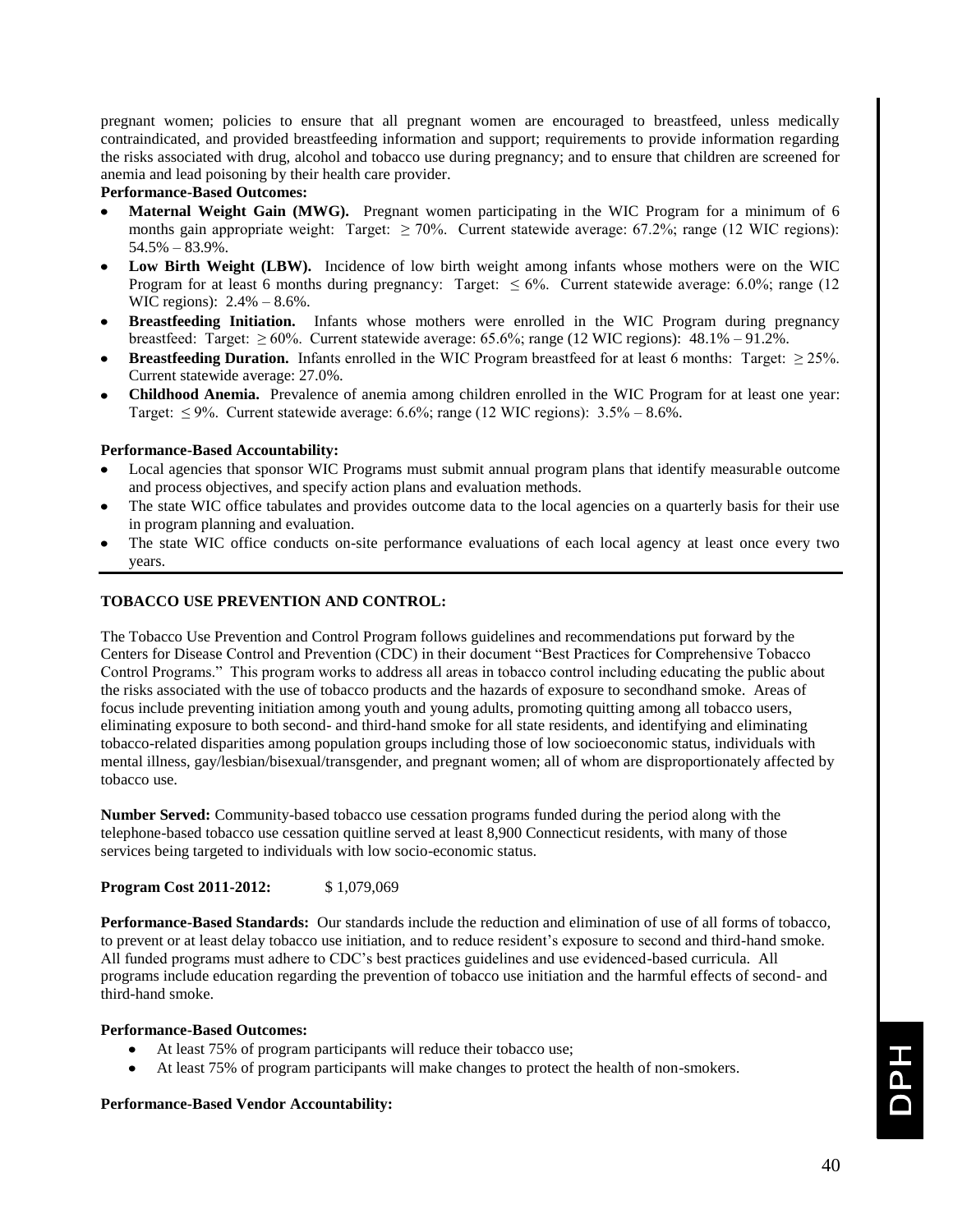pregnant women; policies to ensure that all pregnant women are encouraged to breastfeed, unless medically contraindicated, and provided breastfeeding information and support; requirements to provide information regarding the risks associated with drug, alcohol and tobacco use during pregnancy; and to ensure that children are screened for anemia and lead poisoning by their health care provider.

**Performance-Based Outcomes:**

- **Maternal Weight Gain (MWG).** Pregnant women participating in the WIC Program for a minimum of 6 months gain appropriate weight: Target: ≥ 70%. Current statewide average: 67.2%; range (12 WIC regions): 54.5% – 83.9%.
- **Low Birth Weight (LBW).** Incidence of low birth weight among infants whose mothers were on the WIC Program for at least 6 months during pregnancy: Target: ≤ 6%. Current statewide average: 6.0%; range (12 WIC regions): 2.4% – 8.6%.
- **Breastfeeding Initiation.** Infants whose mothers were enrolled in the WIC Program during pregnancy breastfeed: Target: ≥ 60%. Current statewide average: 65.6%; range (12 WIC regions): 48.1% – 91.2%.
- **Breastfeeding Duration.** Infants enrolled in the WIC Program breastfeed for at least 6 months: Target: ≥ 25%. Current statewide average: 27.0%.
- **Childhood Anemia.** Prevalence of anemia among children enrolled in the WIC Program for at least one year: Target: ≤ 9%. Current statewide average: 6.6%; range (12 WIC regions): 3.5% – 8.6%.

**Performance-Based Accountability:**

- Local agencies that sponsor WIC Programs must submit annual program plans that identify measurable outcome and process objectives, and specify action plans and evaluation methods.
- The state WIC office tabulates and provides outcome data to the local agencies on a quarterly basis for their use in program planning and evaluation.
- The state WIC office conducts on-site performance evaluations of each local agency at least once every two years.

## TOBACCO USE PREVENTION AND CONTROL:

The Tobacco Use Prevention and Control Program follows guidelines and recommendations put forward by the Centers for Disease Control and Prevention (CDC) in their document "Best Practices for Comprehensive Tobacco Control Programs." This program works to address all areas in tobacco control including educating the public about the risks associated with the use of tobacco products and the hazards of exposure to secondhand smoke. Areas of focus include preventing initiation among youth and young adults, promoting quitting among all tobacco users, eliminating exposure to both second- and third-hand smoke for all state residents, and identifying and eliminating tobacco-related disparities among population groups including those of low socioeconomic status, individuals with mental illness, gay/lesbian/bisexual/transgender, and pregnant women; all of whom are disproportionately affected by tobacco use.

**Number Served:** Community-based tobacco use cessation programs funded during the period along with the telephone-based tobacco use cessation quitline served at least 8,900 Connecticut residents, with many of those services being targeted to individuals with low socio-economic status.

**Program Cost 2011-2012:** $ 1,079,069

**Performance-Based Standards:** Our standards include the reduction and elimination of use of all forms of tobacco, to prevent or at least delay tobacco use initiation, and to reduce resident's exposure to second and third-hand smoke. All funded programs must adhere to CDC's best practices guidelines and use evidenced-based curricula. All programs include education regarding the prevention of tobacco use initiation and the harmful effects of second- and third-hand smoke.

**Performance-Based Outcomes:**

- At least 75% of program participants will reduce their tobacco use;
- At least 75% of program participants will make changes to protect the health of non-smokers.

**Performance-Based Vendor Accountability:**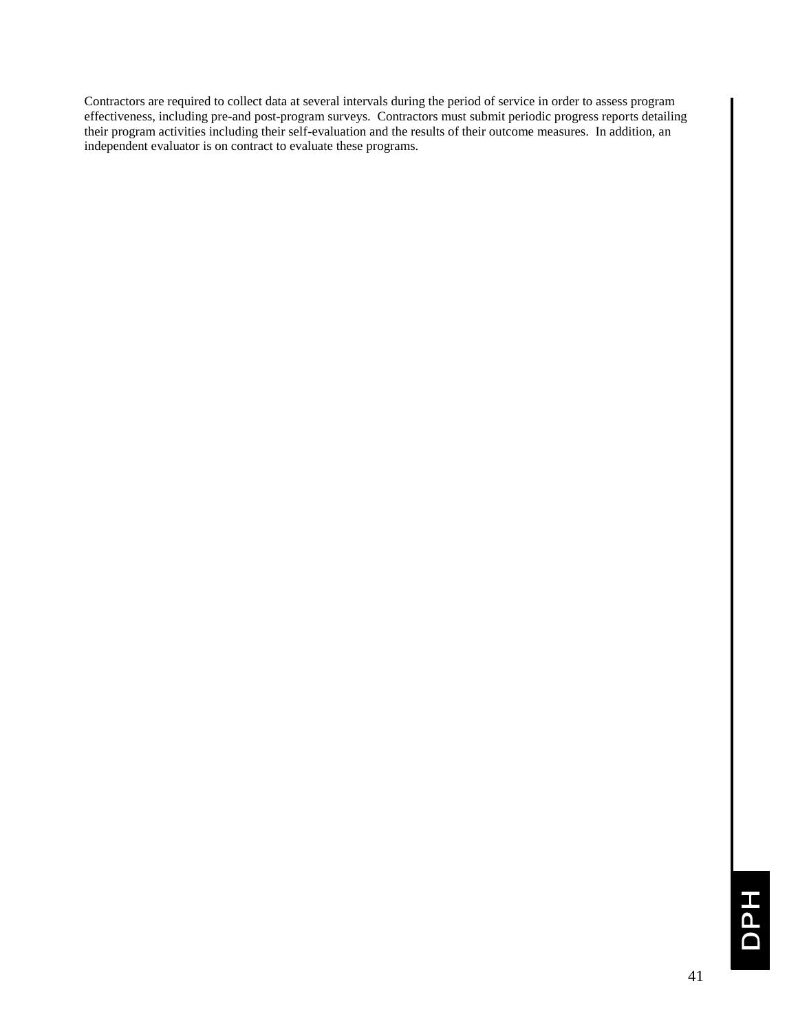Contractors are required to collect data at several intervals during the period of service in order to assess program effectiveness, including pre-and post-program surveys. Contractors must submit periodic progress reports detailing their program activities including their self-evaluation and the results of their outcome measures. In addition, an independent evaluator is on contract to evaluate these programs.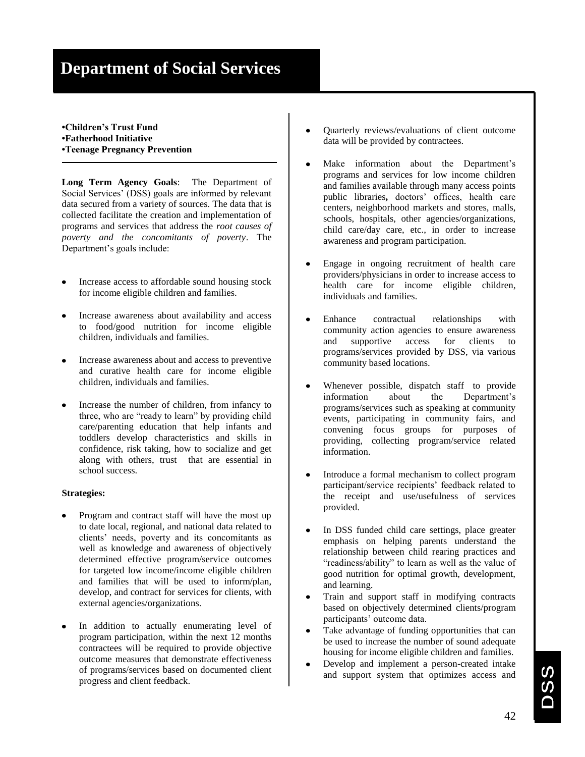# Department of Social Services

**•Children's Trust Fund**
**•Fatherhood Initiative**
**•Teenage Pregnancy Prevention**

---

**Long Term Agency Goals**: The Department of Social Services' (DSS) goals are informed by relevant data secured from a variety of sources. The data that is collected facilitate the creation and implementation of programs and services that address the *root causes of poverty and the concomitants of poverty*. The Department's goals include:

- Increase access to affordable sound housing stock for income eligible children and families.
- Increase awareness about availability and access to food/good nutrition for income eligible children, individuals and families.
- Increase awareness about and access to preventive and curative health care for income eligible children, individuals and families.
- Increase the number of children, from infancy to three, who are "ready to learn" by providing child care/parenting education that help infants and toddlers develop characteristics and skills in confidence, risk taking, how to socialize and get along with others, trust that are essential in school success.

**Strategies:**

- Program and contract staff will have the most up to date local, regional, and national data related to clients' needs, poverty and its concomitants as well as knowledge and awareness of objectively determined effective program/service outcomes for targeted low income/income eligible children and families that will be used to inform/plan, develop, and contract for services for clients, with external agencies/organizations.
- In addition to actually enumerating level of program participation, within the next 12 months contractees will be required to provide objective outcome measures that demonstrate effectiveness of programs/services based on documented client progress and client feedback.
- Quarterly reviews/evaluations of client outcome data will be provided by contractees.
- Make information about the Department's programs and services for low income children and families available through many access points public libraries**,** doctors' offices, health care centers, neighborhood markets and stores, malls, schools, hospitals, other agencies/organizations, child care/day care, etc., in order to increase awareness and program participation.
- Engage in ongoing recruitment of health care providers/physicians in order to increase access to health care for income eligible children, individuals and families.
- Enhance contractual relationships with community action agencies to ensure awareness and supportive access for clients to programs/services provided by DSS, via various community based locations.
- Whenever possible, dispatch staff to provide information about the Department's programs/services such as speaking at community events, participating in community fairs, and convening focus groups for purposes of providing, collecting program/service related information.
- Introduce a formal mechanism to collect program participant/service recipients' feedback related to the receipt and use/usefulness of services provided.
- In DSS funded child care settings, place greater emphasis on helping parents understand the relationship between child rearing practices and "readiness/ability" to learn as well as the value of good nutrition for optimal growth, development, and learning.
- Train and support staff in modifying contracts based on objectively determined clients/program participants' outcome data.
- Take advantage of funding opportunities that can be used to increase the number of sound adequate housing for income eligible children and families.
- Develop and implement a person-created intake and support system that optimizes access and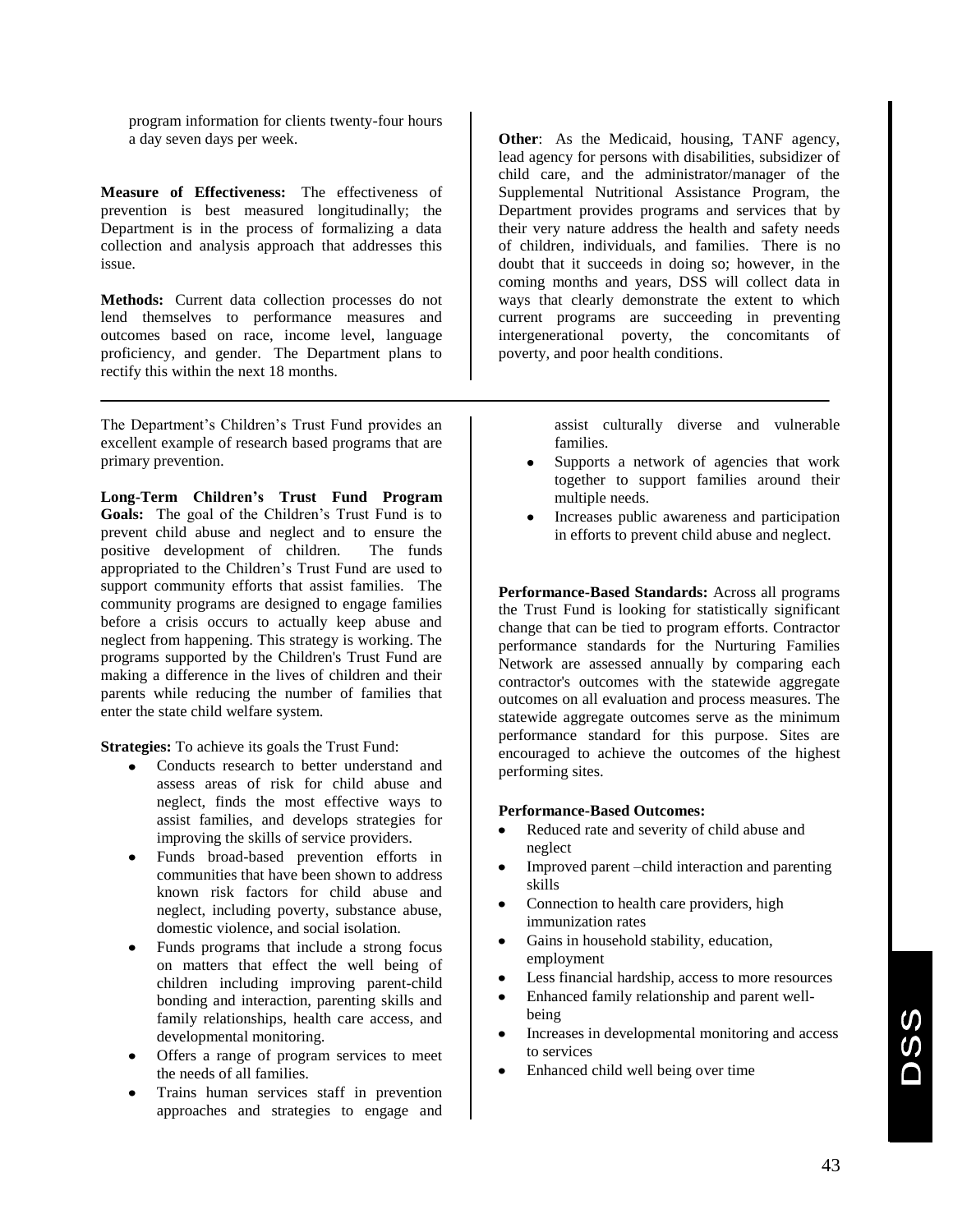program information for clients twenty-four hours a day seven days per week.

**Measure of Effectiveness:** The effectiveness of prevention is best measured longitudinally; the Department is in the process of formalizing a data collection and analysis approach that addresses this issue.

**Methods:** Current data collection processes do not lend themselves to performance measures and outcomes based on race, income level, language proficiency, and gender. The Department plans to rectify this within the next 18 months.

**Other**: As the Medicaid, housing, TANF agency, lead agency for persons with disabilities, subsidizer of child care, and the administrator/manager of the Supplemental Nutritional Assistance Program, the Department provides programs and services that by their very nature address the health and safety needs of children, individuals, and families. There is no doubt that it succeeds in doing so; however, in the coming months and years, DSS will collect data in ways that clearly demonstrate the extent to which current programs are succeeding in preventing intergenerational poverty, the concomitants of poverty, and poor health conditions.

---

The Department's Children's Trust Fund provides an excellent example of research based programs that are primary prevention.

**Long-Term Children's Trust Fund Program Goals:** The goal of the Children's Trust Fund is to prevent child abuse and neglect and to ensure the positive development of children. The funds appropriated to the Children's Trust Fund are used to support community efforts that assist families. The community programs are designed to engage families before a crisis occurs to actually keep abuse and neglect from happening. This strategy is working. The programs supported by the Children's Trust Fund are making a difference in the lives of children and their parents while reducing the number of families that enter the state child welfare system.

**Strategies:** To achieve its goals the Trust Fund:

- Conducts research to better understand and assess areas of risk for child abuse and neglect, finds the most effective ways to assist families, and develops strategies for improving the skills of service providers.
- Funds broad-based prevention efforts in communities that have been shown to address known risk factors for child abuse and neglect, including poverty, substance abuse, domestic violence, and social isolation.
- Funds programs that include a strong focus on matters that effect the well being of children including improving parent-child bonding and interaction, parenting skills and family relationships, health care access, and developmental monitoring.
- Offers a range of program services to meet the needs of all families.
- Trains human services staff in prevention approaches and strategies to engage and assist culturally diverse and vulnerable families.
- Supports a network of agencies that work together to support families around their multiple needs.
- Increases public awareness and participation in efforts to prevent child abuse and neglect.

**Performance-Based Standards:** Across all programs the Trust Fund is looking for statistically significant change that can be tied to program efforts. Contractor performance standards for the Nurturing Families Network are assessed annually by comparing each contractor's outcomes with the statewide aggregate outcomes on all evaluation and process measures. The statewide aggregate outcomes serve as the minimum performance standard for this purpose. Sites are encouraged to achieve the outcomes of the highest performing sites.

**Performance-Based Outcomes:**

- Reduced rate and severity of child abuse and neglect
- Improved parent –child interaction and parenting skills
- Connection to health care providers, high immunization rates
- Gains in household stability, education, employment
- Less financial hardship, access to more resources
- Enhanced family relationship and parent well-being
- Increases in developmental monitoring and access to services
- Enhanced child well being over time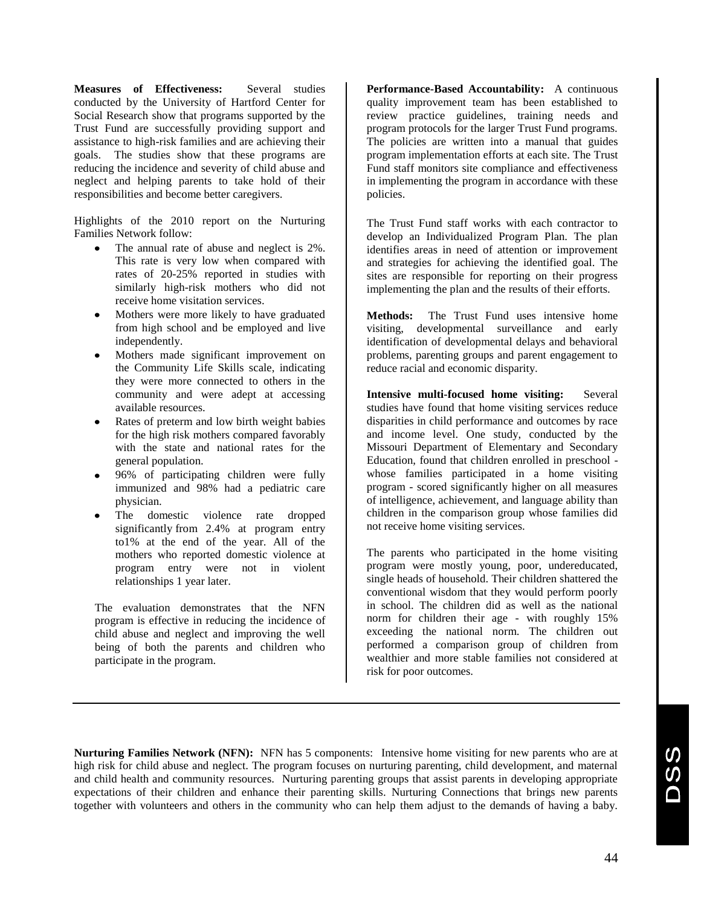**Measures of Effectiveness:** Several studies conducted by the University of Hartford Center for Social Research show that programs supported by the Trust Fund are successfully providing support and assistance to high-risk families and are achieving their goals. The studies show that these programs are reducing the incidence and severity of child abuse and neglect and helping parents to take hold of their responsibilities and become better caregivers.

Highlights of the 2010 report on the Nurturing Families Network follow:

- The annual rate of abuse and neglect is 2%. This rate is very low when compared with rates of 20-25% reported in studies with similarly high-risk mothers who did not receive home visitation services.
- Mothers were more likely to have graduated from high school and be employed and live independently.
- Mothers made significant improvement on the Community Life Skills scale, indicating they were more connected to others in the community and were adept at accessing available resources.
- Rates of preterm and low birth weight babies for the high risk mothers compared favorably with the state and national rates for the general population.
- 96% of participating children were fully immunized and 98% had a pediatric care physician.
- The domestic violence rate dropped significantly from 2.4% at program entry to1% at the end of the year. All of the mothers who reported domestic violence at program entry were not in violent relationships 1 year later.

The evaluation demonstrates that the NFN program is effective in reducing the incidence of child abuse and neglect and improving the well being of both the parents and children who participate in the program.

**Performance-Based Accountability:** A continuous quality improvement team has been established to review practice guidelines, training needs and program protocols for the larger Trust Fund programs. The policies are written into a manual that guides program implementation efforts at each site. The Trust Fund staff monitors site compliance and effectiveness in implementing the program in accordance with these policies.

The Trust Fund staff works with each contractor to develop an Individualized Program Plan. The plan identifies areas in need of attention or improvement and strategies for achieving the identified goal. The sites are responsible for reporting on their progress implementing the plan and the results of their efforts.

**Methods:** The Trust Fund uses intensive home visiting, developmental surveillance and early identification of developmental delays and behavioral problems, parenting groups and parent engagement to reduce racial and economic disparity.

**Intensive multi-focused home visiting:** Several studies have found that home visiting services reduce disparities in child performance and outcomes by race and income level. One study, conducted by the Missouri Department of Elementary and Secondary Education, found that children enrolled in preschool - whose families participated in a home visiting program - scored significantly higher on all measures of intelligence, achievement, and language ability than children in the comparison group whose families did not receive home visiting services.

The parents who participated in the home visiting program were mostly young, poor, undereducated, single heads of household. Their children shattered the conventional wisdom that they would perform poorly in school. The children did as well as the national norm for children their age - with roughly 15% exceeding the national norm. The children out performed a comparison group of children from wealthier and more stable families not considered at risk for poor outcomes.

---

**Nurturing Families Network (NFN):** NFN has 5 components: Intensive home visiting for new parents who are at high risk for child abuse and neglect. The program focuses on nurturing parenting, child development, and maternal and child health and community resources. Nurturing parenting groups that assist parents in developing appropriate expectations of their children and enhance their parenting skills. Nurturing Connections that brings new parents together with volunteers and others in the community who can help them adjust to the demands of having a baby.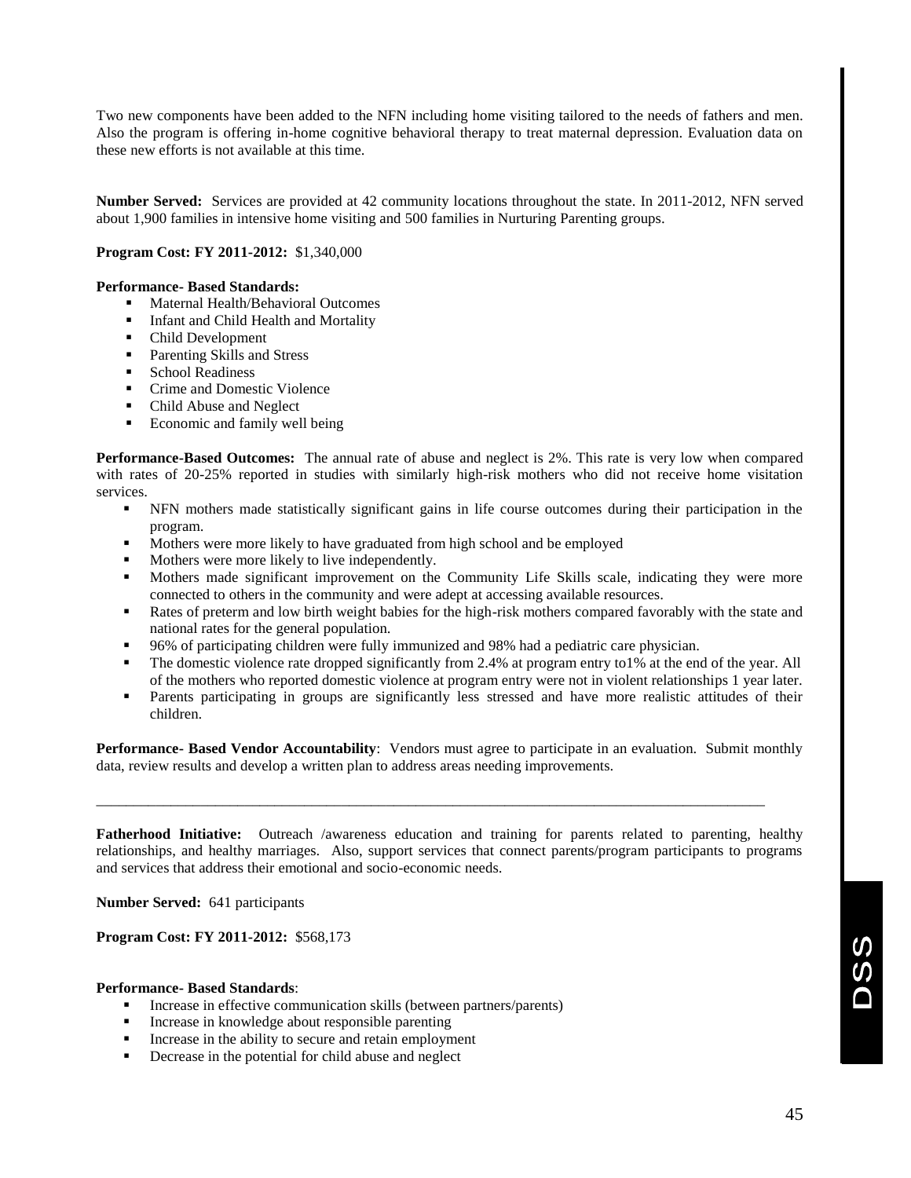Two new components have been added to the NFN including home visiting tailored to the needs of fathers and men. Also the program is offering in-home cognitive behavioral therapy to treat maternal depression. Evaluation data on these new efforts is not available at this time.

**Number Served:** Services are provided at 42 community locations throughout the state. In 2011-2012, NFN served about 1,900 families in intensive home visiting and 500 families in Nurturing Parenting groups.

**Program Cost: FY 2011-2012:** $1,340,000

**Performance- Based Standards:**

- Maternal Health/Behavioral Outcomes
- Infant and Child Health and Mortality
- Child Development
- Parenting Skills and Stress
- School Readiness
- Crime and Domestic Violence
- Child Abuse and Neglect
- Economic and family well being

**Performance-Based Outcomes:** The annual rate of abuse and neglect is 2%. This rate is very low when compared with rates of 20-25% reported in studies with similarly high-risk mothers who did not receive home visitation services.

- NFN mothers made statistically significant gains in life course outcomes during their participation in the program.
- Mothers were more likely to have graduated from high school and be employed
- Mothers were more likely to live independently.
- Mothers made significant improvement on the Community Life Skills scale, indicating they were more connected to others in the community and were adept at accessing available resources.
- Rates of preterm and low birth weight babies for the high-risk mothers compared favorably with the state and national rates for the general population.
- 96% of participating children were fully immunized and 98% had a pediatric care physician.
- The domestic violence rate dropped significantly from 2.4% at program entry to1% at the end of the year. All of the mothers who reported domestic violence at program entry were not in violent relationships 1 year later.
- Parents participating in groups are significantly less stressed and have more realistic attitudes of their children.

**Performance- Based Vendor Accountability**: Vendors must agree to participate in an evaluation. Submit monthly data, review results and develop a written plan to address areas needing improvements.

---

**Fatherhood Initiative:** Outreach /awareness education and training for parents related to parenting, healthy relationships, and healthy marriages. Also, support services that connect parents/program participants to programs and services that address their emotional and socio-economic needs.

**Number Served:** 641 participants

**Program Cost: FY 2011-2012:** $568,173

**Performance- Based Standards**:

- Increase in effective communication skills (between partners/parents)
- Increase in knowledge about responsible parenting
- Increase in the ability to secure and retain employment
- Decrease in the potential for child abuse and neglect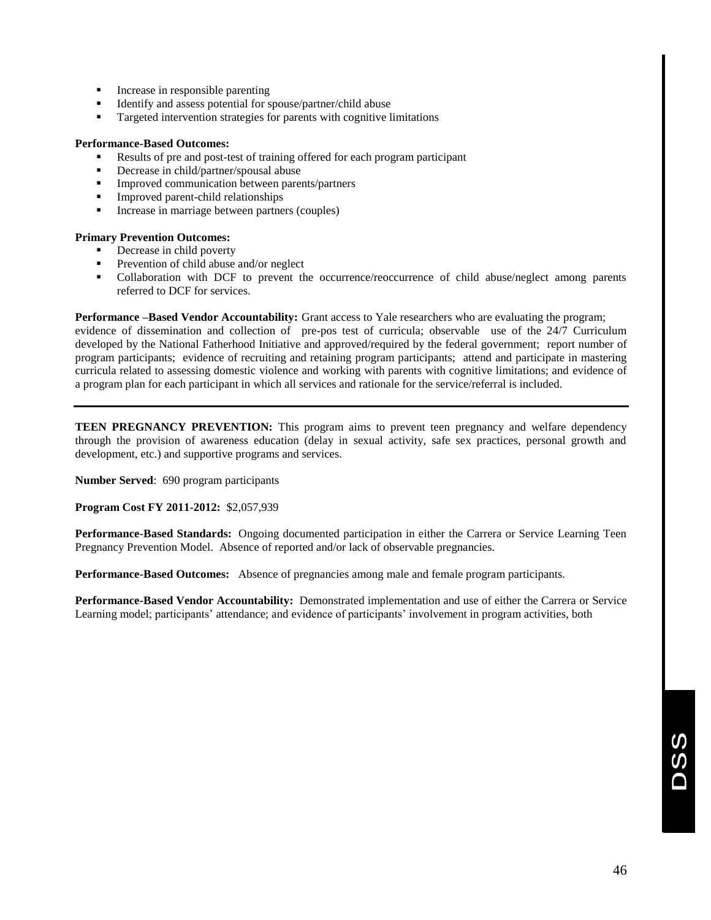- Increase in responsible parenting
- Identify and assess potential for spouse/partner/child abuse
- Targeted intervention strategies for parents with cognitive limitations

**Performance-Based Outcomes:**

- Results of pre and post-test of training offered for each program participant
- Decrease in child/partner/spousal abuse
- Improved communication between parents/partners
- Improved parent-child relationships
- Increase in marriage between partners (couples)

**Primary Prevention Outcomes:**

- Decrease in child poverty
- Prevention of child abuse and/or neglect
- Collaboration with DCF to prevent the occurrence/reoccurrence of child abuse/neglect among parents referred to DCF for services.

**Performance –Based Vendor Accountability:** Grant access to Yale researchers who are evaluating the program; evidence of dissemination and collection of pre-pos test of curricula; observable use of the 24/7 Curriculum developed by the National Fatherhood Initiative and approved/required by the federal government; report number of program participants; evidence of recruiting and retaining program participants; attend and participate in mastering curricula related to assessing domestic violence and working with parents with cognitive limitations; and evidence of a program plan for each participant in which all services and rationale for the service/referral is included.

---

**TEEN PREGNANCY PREVENTION:** This program aims to prevent teen pregnancy and welfare dependency through the provision of awareness education (delay in sexual activity, safe sex practices, personal growth and development, etc.) and supportive programs and services.

**Number Served**: 690 program participants

**Program Cost FY 2011-2012:** $2,057,939

**Performance-Based Standards:** Ongoing documented participation in either the Carrera or Service Learning Teen Pregnancy Prevention Model. Absence of reported and/or lack of observable pregnancies.

**Performance-Based Outcomes:** Absence of pregnancies among male and female program participants.

**Performance-Based Vendor Accountability:** Demonstrated implementation and use of either the Carrera or Service Learning model; participants' attendance; and evidence of participants' involvement in program activities, both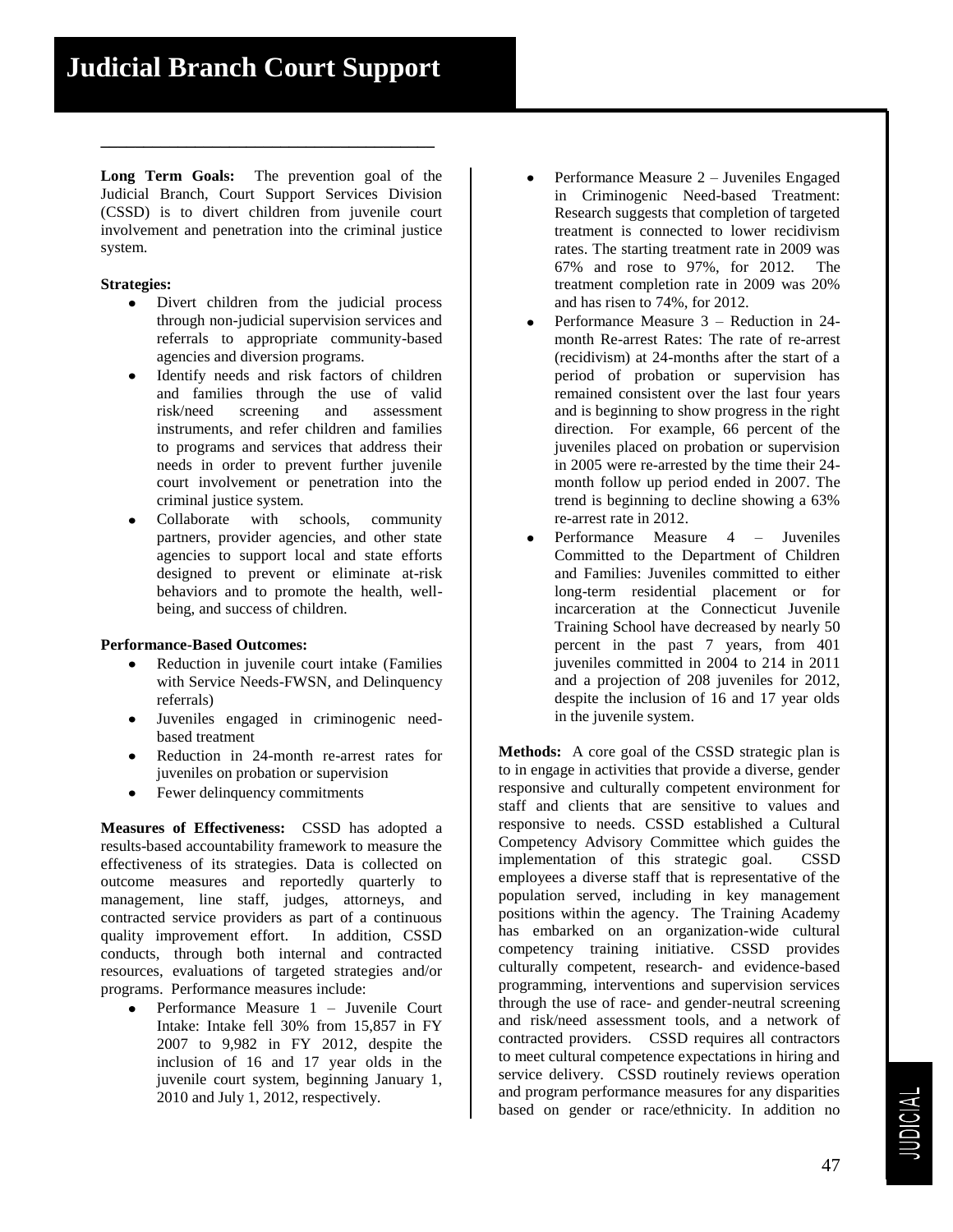# Judicial Branch Court Support

**Long Term Goals:** The prevention goal of the Judicial Branch, Court Support Services Division (CSSD) is to divert children from juvenile court involvement and penetration into the criminal justice system.

**Strategies:**

- Divert children from the judicial process through non-judicial supervision services and referrals to appropriate community-based agencies and diversion programs.
- Identify needs and risk factors of children and families through the use of valid risk/need screening and assessment instruments, and refer children and families to programs and services that address their needs in order to prevent further juvenile court involvement or penetration into the criminal justice system.
- Collaborate with schools, community partners, provider agencies, and other state agencies to support local and state efforts designed to prevent or eliminate at-risk behaviors and to promote the health, well-being, and success of children.

**Performance-Based Outcomes:**

- Reduction in juvenile court intake (Families with Service Needs-FWSN, and Delinquency referrals)
- Juveniles engaged in criminogenic need-based treatment
- Reduction in 24-month re-arrest rates for juveniles on probation or supervision
- Fewer delinquency commitments

**Measures of Effectiveness:** CSSD has adopted a results-based accountability framework to measure the effectiveness of its strategies. Data is collected on outcome measures and reportedly quarterly to management, line staff, judges, attorneys, and contracted service providers as part of a continuous quality improvement effort. In addition, CSSD conducts, through both internal and contracted resources, evaluations of targeted strategies and/or programs. Performance measures include:

- Performance Measure 1 – Juvenile Court Intake: Intake fell 30% from 15,857 in FY 2007 to 9,982 in FY 2012, despite the inclusion of 16 and 17 year olds in the juvenile court system, beginning January 1, 2010 and July 1, 2012, respectively.
- Performance Measure 2 – Juveniles Engaged in Criminogenic Need-based Treatment: Research suggests that completion of targeted treatment is connected to lower recidivism rates. The starting treatment rate in 2009 was 67% and rose to 97%, for 2012. The treatment completion rate in 2009 was 20% and has risen to 74%, for 2012.
- Performance Measure 3 – Reduction in 24-month Re-arrest Rates: The rate of re-arrest (recidivism) at 24-months after the start of a period of probation or supervision has remained consistent over the last four years and is beginning to show progress in the right direction. For example, 66 percent of the juveniles placed on probation or supervision in 2005 were re-arrested by the time their 24-month follow up period ended in 2007. The trend is beginning to decline showing a 63% re-arrest rate in 2012.
- Performance Measure 4 – Juveniles Committed to the Department of Children and Families: Juveniles committed to either long-term residential placement or for incarceration at the Connecticut Juvenile Training School have decreased by nearly 50 percent in the past 7 years, from 401 juveniles committed in 2004 to 214 in 2011 and a projection of 208 juveniles for 2012, despite the inclusion of 16 and 17 year olds in the juvenile system.

**Methods:** A core goal of the CSSD strategic plan is to in engage in activities that provide a diverse, gender responsive and culturally competent environment for staff and clients that are sensitive to values and responsive to needs. CSSD established a Cultural Competency Advisory Committee which guides the implementation of this strategic goal. CSSD employees a diverse staff that is representative of the population served, including in key management positions within the agency. The Training Academy has embarked on an organization-wide cultural competency training initiative. CSSD provides culturally competent, research- and evidence-based programming, interventions and supervision services through the use of race- and gender-neutral screening and risk/need assessment tools, and a network of contracted providers. CSSD requires all contractors to meet cultural competence expectations in hiring and service delivery. CSSD routinely reviews operation and program performance measures for any disparities based on gender or race/ethnicity. In addition no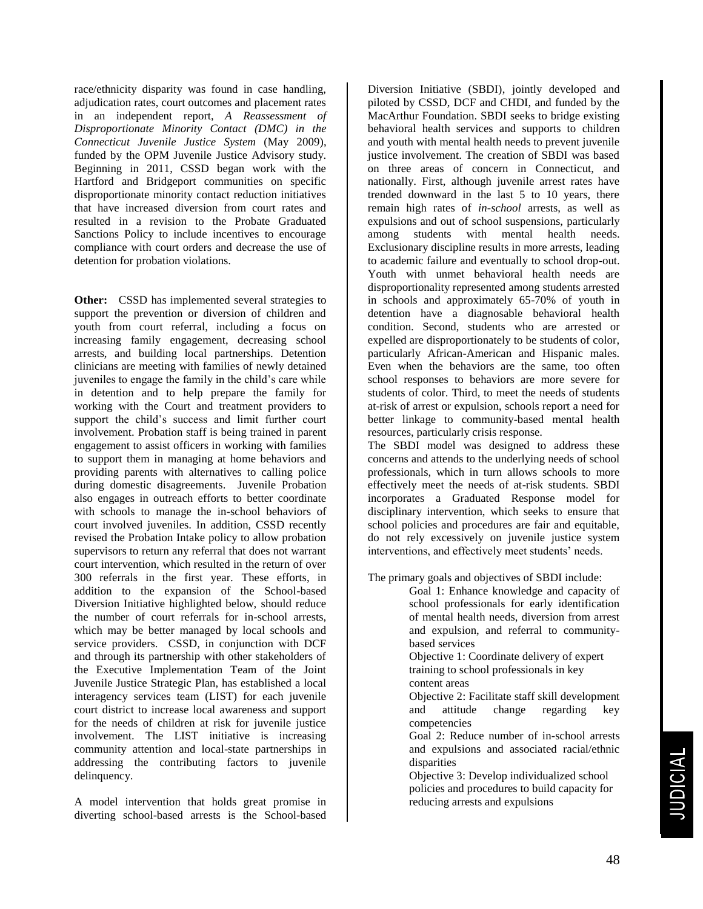race/ethnicity disparity was found in case handling, adjudication rates, court outcomes and placement rates in an independent report, *A Reassessment of Disproportionate Minority Contact (DMC) in the Connecticut Juvenile Justice System* (May 2009), funded by the OPM Juvenile Justice Advisory study. Beginning in 2011, CSSD began work with the Hartford and Bridgeport communities on specific disproportionate minority contact reduction initiatives that have increased diversion from court rates and resulted in a revision to the Probate Graduated Sanctions Policy to include incentives to encourage compliance with court orders and decrease the use of detention for probation violations.

**Other:** CSSD has implemented several strategies to support the prevention or diversion of children and youth from court referral, including a focus on increasing family engagement, decreasing school arrests, and building local partnerships. Detention clinicians are meeting with families of newly detained juveniles to engage the family in the child's care while in detention and to help prepare the family for working with the Court and treatment providers to support the child's success and limit further court involvement. Probation staff is being trained in parent engagement to assist officers in working with families to support them in managing at home behaviors and providing parents with alternatives to calling police during domestic disagreements. Juvenile Probation also engages in outreach efforts to better coordinate with schools to manage the in-school behaviors of court involved juveniles. In addition, CSSD recently revised the Probation Intake policy to allow probation supervisors to return any referral that does not warrant court intervention, which resulted in the return of over 300 referrals in the first year. These efforts, in addition to the expansion of the School-based Diversion Initiative highlighted below, should reduce the number of court referrals for in-school arrests, which may be better managed by local schools and service providers. CSSD, in conjunction with DCF and through its partnership with other stakeholders of the Executive Implementation Team of the Joint Juvenile Justice Strategic Plan, has established a local interagency services team (LIST) for each juvenile court district to increase local awareness and support for the needs of children at risk for juvenile justice involvement. The LIST initiative is increasing community attention and local-state partnerships in addressing the contributing factors to juvenile delinquency.

A model intervention that holds great promise in diverting school-based arrests is the School-based Diversion Initiative (SBDI), jointly developed and piloted by CSSD, DCF and CHDI, and funded by the MacArthur Foundation. SBDI seeks to bridge existing behavioral health services and supports to children and youth with mental health needs to prevent juvenile justice involvement. The creation of SBDI was based on three areas of concern in Connecticut, and nationally. First, although juvenile arrest rates have trended downward in the last 5 to 10 years, there remain high rates of *in-school* arrests, as well as expulsions and out of school suspensions, particularly among students with mental health needs. Exclusionary discipline results in more arrests, leading to academic failure and eventually to school drop-out. Youth with unmet behavioral health needs are disproportionality represented among students arrested in schools and approximately 65-70% of youth in detention have a diagnosable behavioral health condition. Second, students who are arrested or expelled are disproportionately to be students of color, particularly African-American and Hispanic males. Even when the behaviors are the same, too often school responses to behaviors are more severe for students of color. Third, to meet the needs of students at-risk of arrest or expulsion, schools report a need for better linkage to community-based mental health resources, particularly crisis response.

The SBDI model was designed to address these concerns and attends to the underlying needs of school professionals, which in turn allows schools to more effectively meet the needs of at-risk students. SBDI incorporates a Graduated Response model for disciplinary intervention, which seeks to ensure that school policies and procedures are fair and equitable, do not rely excessively on juvenile justice system interventions, and effectively meet students' needs.

The primary goals and objectives of SBDI include:

> Goal 1: Enhance knowledge and capacity of school professionals for early identification of mental health needs, diversion from arrest and expulsion, and referral to community-based services
>
> Objective 1: Coordinate delivery of expert training to school professionals in key content areas
>
> Objective 2: Facilitate staff skill development and attitude change regarding key competencies
>
> Goal 2: Reduce number of in-school arrests and expulsions and associated racial/ethnic disparities
>
> Objective 3: Develop individualized school policies and procedures to build capacity for reducing arrests and expulsions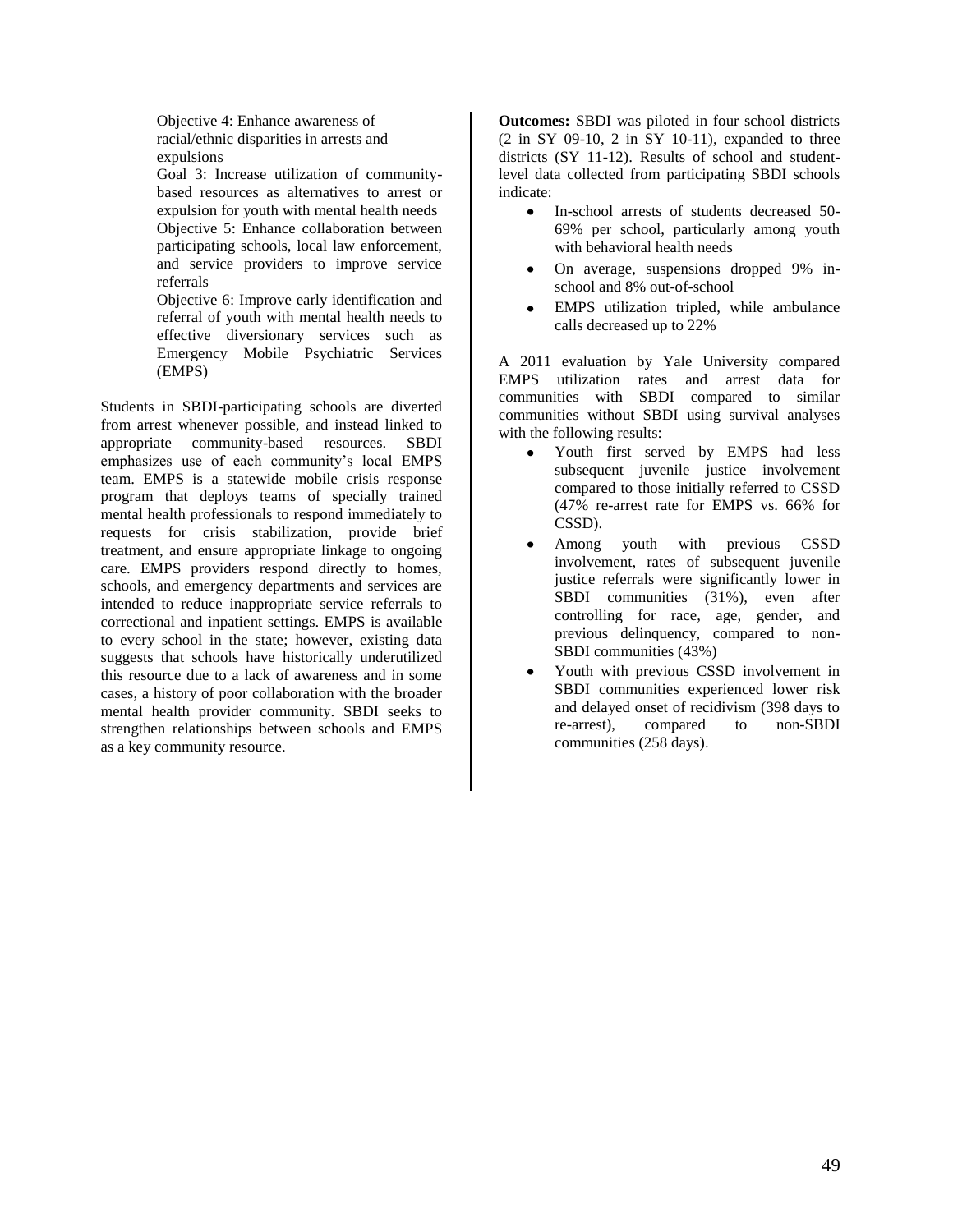Objective 4: Enhance awareness of racial/ethnic disparities in arrests and expulsions

Goal 3: Increase utilization of community-based resources as alternatives to arrest or expulsion for youth with mental health needs

Objective 5: Enhance collaboration between participating schools, local law enforcement, and service providers to improve service referrals

Objective 6: Improve early identification and referral of youth with mental health needs to effective diversionary services such as Emergency Mobile Psychiatric Services (EMPS)

Students in SBDI-participating schools are diverted from arrest whenever possible, and instead linked to appropriate community-based resources. SBDI emphasizes use of each community's local EMPS team. EMPS is a statewide mobile crisis response program that deploys teams of specially trained mental health professionals to respond immediately to requests for crisis stabilization, provide brief treatment, and ensure appropriate linkage to ongoing care. EMPS providers respond directly to homes, schools, and emergency departments and services are intended to reduce inappropriate service referrals to correctional and inpatient settings. EMPS is available to every school in the state; however, existing data suggests that schools have historically underutilized this resource due to a lack of awareness and in some cases, a history of poor collaboration with the broader mental health provider community. SBDI seeks to strengthen relationships between schools and EMPS as a key community resource.

**Outcomes:** SBDI was piloted in four school districts (2 in SY 09-10, 2 in SY 10-11), expanded to three districts (SY 11-12). Results of school and student-level data collected from participating SBDI schools indicate:

- In-school arrests of students decreased 50-69% per school, particularly among youth with behavioral health needs
- On average, suspensions dropped 9% in-school and 8% out-of-school
- EMPS utilization tripled, while ambulance calls decreased up to 22%

A 2011 evaluation by Yale University compared EMPS utilization rates and arrest data for communities with SBDI compared to similar communities without SBDI using survival analyses with the following results:

- Youth first served by EMPS had less subsequent juvenile justice involvement compared to those initially referred to CSSD (47% re-arrest rate for EMPS vs. 66% for CSSD).
- Among youth with previous CSSD involvement, rates of subsequent juvenile justice referrals were significantly lower in SBDI communities (31%), even after controlling for race, age, gender, and previous delinquency, compared to non-SBDI communities (43%)
- Youth with previous CSSD involvement in SBDI communities experienced lower risk and delayed onset of recidivism (398 days to re-arrest), compared to non-SBDI communities (258 days).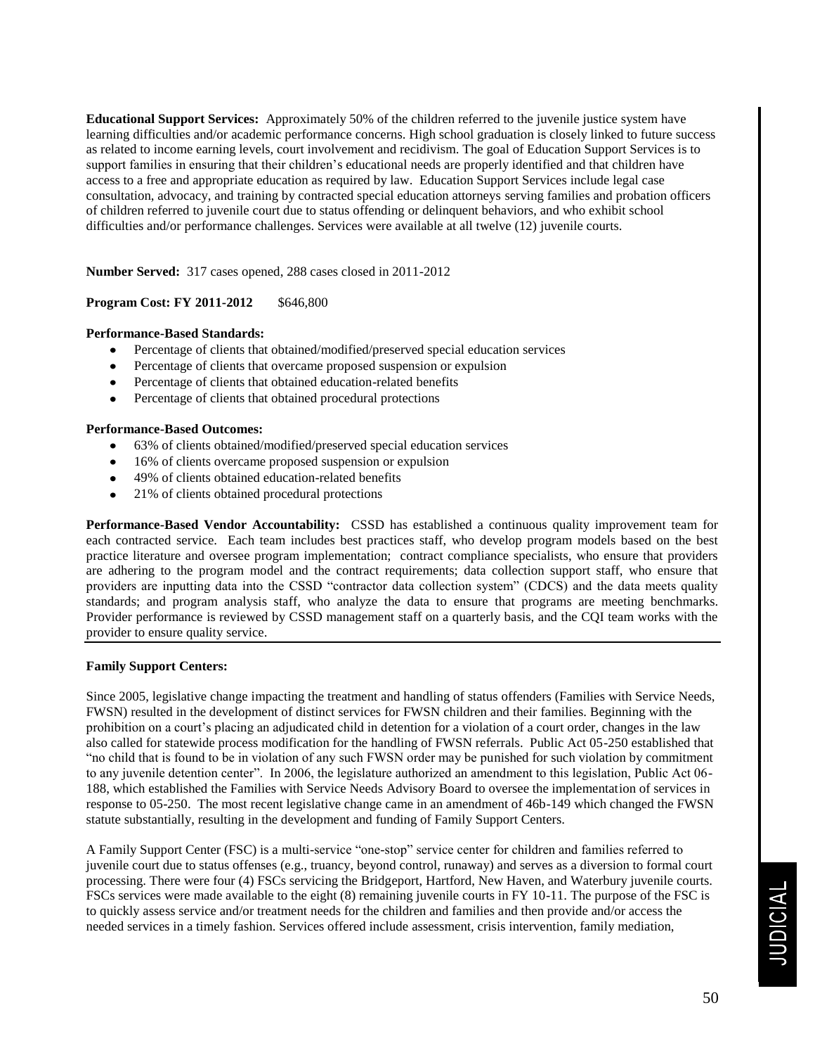**Educational Support Services:** Approximately 50% of the children referred to the juvenile justice system have learning difficulties and/or academic performance concerns. High school graduation is closely linked to future success as related to income earning levels, court involvement and recidivism. The goal of Education Support Services is to support families in ensuring that their children's educational needs are properly identified and that children have access to a free and appropriate education as required by law. Education Support Services include legal case consultation, advocacy, and training by contracted special education attorneys serving families and probation officers of children referred to juvenile court due to status offending or delinquent behaviors, and who exhibit school difficulties and/or performance challenges. Services were available at all twelve (12) juvenile courts.

**Number Served:** 317 cases opened, 288 cases closed in 2011-2012

**Program Cost: FY 2011-2012** $646,800

**Performance-Based Standards:**

- Percentage of clients that obtained/modified/preserved special education services
- Percentage of clients that overcame proposed suspension or expulsion
- Percentage of clients that obtained education-related benefits
- Percentage of clients that obtained procedural protections

**Performance-Based Outcomes:**

- 63% of clients obtained/modified/preserved special education services
- 16% of clients overcame proposed suspension or expulsion
- 49% of clients obtained education-related benefits
- 21% of clients obtained procedural protections

**Performance-Based Vendor Accountability:** CSSD has established a continuous quality improvement team for each contracted service. Each team includes best practices staff, who develop program models based on the best practice literature and oversee program implementation; contract compliance specialists, who ensure that providers are adhering to the program model and the contract requirements; data collection support staff, who ensure that providers are inputting data into the CSSD "contractor data collection system" (CDCS) and the data meets quality standards; and program analysis staff, who analyze the data to ensure that programs are meeting benchmarks. Provider performance is reviewed by CSSD management staff on a quarterly basis, and the CQI team works with the provider to ensure quality service.

---

**Family Support Centers:**

Since 2005, legislative change impacting the treatment and handling of status offenders (Families with Service Needs, FWSN) resulted in the development of distinct services for FWSN children and their families. Beginning with the prohibition on a court's placing an adjudicated child in detention for a violation of a court order, changes in the law also called for statewide process modification for the handling of FWSN referrals. Public Act 05-250 established that "no child that is found to be in violation of any such FWSN order may be punished for such violation by commitment to any juvenile detention center". In 2006, the legislature authorized an amendment to this legislation, Public Act 06-188, which established the Families with Service Needs Advisory Board to oversee the implementation of services in response to 05-250. The most recent legislative change came in an amendment of 46b-149 which changed the FWSN statute substantially, resulting in the development and funding of Family Support Centers.

A Family Support Center (FSC) is a multi-service "one-stop" service center for children and families referred to juvenile court due to status offenses (e.g., truancy, beyond control, runaway) and serves as a diversion to formal court processing. There were four (4) FSCs servicing the Bridgeport, Hartford, New Haven, and Waterbury juvenile courts. FSCs services were made available to the eight (8) remaining juvenile courts in FY 10-11. The purpose of the FSC is to quickly assess service and/or treatment needs for the children and families and then provide and/or access the needed services in a timely fashion. Services offered include assessment, crisis intervention, family mediation,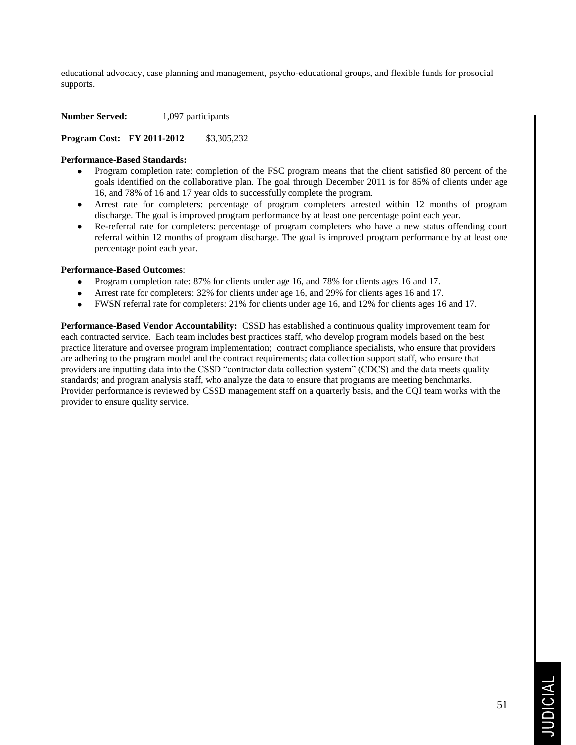educational advocacy, case planning and management, psycho-educational groups, and flexible funds for prosocial supports.

**Number Served:** 1,097 participants

**Program Cost: FY 2011-2012** $3,305,232

**Performance-Based Standards:**

- Program completion rate: completion of the FSC program means that the client satisfied 80 percent of the goals identified on the collaborative plan. The goal through December 2011 is for 85% of clients under age 16, and 78% of 16 and 17 year olds to successfully complete the program.
- Arrest rate for completers: percentage of program completers arrested within 12 months of program discharge. The goal is improved program performance by at least one percentage point each year.
- Re-referral rate for completers: percentage of program completers who have a new status offending court referral within 12 months of program discharge. The goal is improved program performance by at least one percentage point each year.

**Performance-Based Outcomes**:

- Program completion rate: 87% for clients under age 16, and 78% for clients ages 16 and 17.
- Arrest rate for completers: 32% for clients under age 16, and 29% for clients ages 16 and 17.
- FWSN referral rate for completers: 21% for clients under age 16, and 12% for clients ages 16 and 17.

**Performance-Based Vendor Accountability:** CSSD has established a continuous quality improvement team for each contracted service. Each team includes best practices staff, who develop program models based on the best practice literature and oversee program implementation; contract compliance specialists, who ensure that providers are adhering to the program model and the contract requirements; data collection support staff, who ensure that providers are inputting data into the CSSD "contractor data collection system" (CDCS) and the data meets quality standards; and program analysis staff, who analyze the data to ensure that programs are meeting benchmarks. Provider performance is reviewed by CSSD management staff on a quarterly basis, and the CQI team works with the provider to ensure quality service.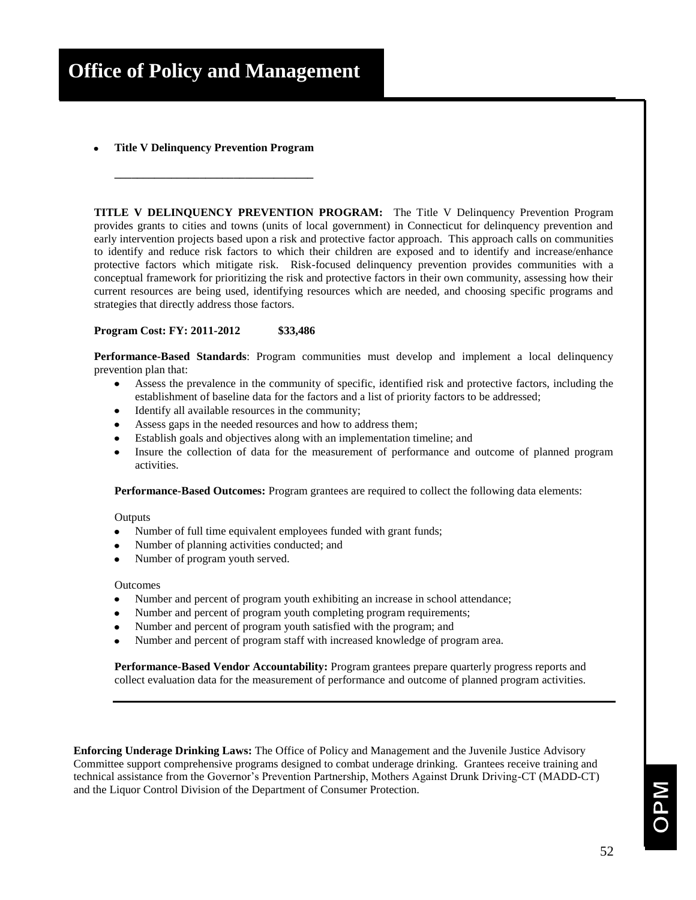# Office of Policy and Management

- **Title V Delinquency Prevention Program**

**TITLE V DELINQUENCY PREVENTION PROGRAM:** The Title V Delinquency Prevention Program provides grants to cities and towns (units of local government) in Connecticut for delinquency prevention and early intervention projects based upon a risk and protective factor approach. This approach calls on communities to identify and reduce risk factors to which their children are exposed and to identify and increase/enhance protective factors which mitigate risk. Risk-focused delinquency prevention provides communities with a conceptual framework for prioritizing the risk and protective factors in their own community, assessing how their current resources are being used, identifying resources which are needed, and choosing specific programs and strategies that directly address those factors.

**Program Cost: FY: 2011-2012 $33,486**

**Performance-Based Standards**: Program communities must develop and implement a local delinquency prevention plan that:

- Assess the prevalence in the community of specific, identified risk and protective factors, including the establishment of baseline data for the factors and a list of priority factors to be addressed;
- Identify all available resources in the community;
- Assess gaps in the needed resources and how to address them;
- Establish goals and objectives along with an implementation timeline; and
- Insure the collection of data for the measurement of performance and outcome of planned program activities.

**Performance-Based Outcomes:** Program grantees are required to collect the following data elements:

Outputs

- Number of full time equivalent employees funded with grant funds;
- Number of planning activities conducted; and
- Number of program youth served.

Outcomes

- Number and percent of program youth exhibiting an increase in school attendance;
- Number and percent of program youth completing program requirements;
- Number and percent of program youth satisfied with the program; and
- Number and percent of program staff with increased knowledge of program area.

**Performance-Based Vendor Accountability:** Program grantees prepare quarterly progress reports and collect evaluation data for the measurement of performance and outcome of planned program activities.

---

**Enforcing Underage Drinking Laws:** The Office of Policy and Management and the Juvenile Justice Advisory Committee support comprehensive programs designed to combat underage drinking. Grantees receive training and technical assistance from the Governor's Prevention Partnership, Mothers Against Drunk Driving-CT (MADD-CT) and the Liquor Control Division of the Department of Consumer Protection.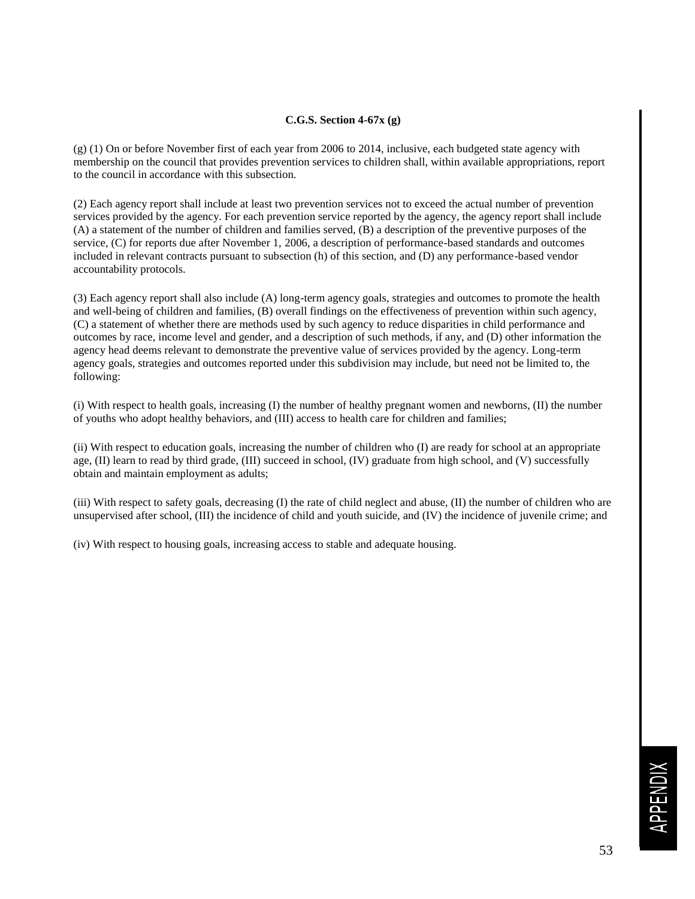**C.G.S. Section 4-67x (g)**

(g) (1) On or before November first of each year from 2006 to 2014, inclusive, each budgeted state agency with membership on the council that provides prevention services to children shall, within available appropriations, report to the council in accordance with this subsection.

(2) Each agency report shall include at least two prevention services not to exceed the actual number of prevention services provided by the agency. For each prevention service reported by the agency, the agency report shall include (A) a statement of the number of children and families served, (B) a description of the preventive purposes of the service, (C) for reports due after November 1, 2006, a description of performance-based standards and outcomes included in relevant contracts pursuant to subsection (h) of this section, and (D) any performance-based vendor accountability protocols.

(3) Each agency report shall also include (A) long-term agency goals, strategies and outcomes to promote the health and well-being of children and families, (B) overall findings on the effectiveness of prevention within such agency, (C) a statement of whether there are methods used by such agency to reduce disparities in child performance and outcomes by race, income level and gender, and a description of such methods, if any, and (D) other information the agency head deems relevant to demonstrate the preventive value of services provided by the agency. Long-term agency goals, strategies and outcomes reported under this subdivision may include, but need not be limited to, the following:

(i) With respect to health goals, increasing (I) the number of healthy pregnant women and newborns, (II) the number of youths who adopt healthy behaviors, and (III) access to health care for children and families;

(ii) With respect to education goals, increasing the number of children who (I) are ready for school at an appropriate age, (II) learn to read by third grade, (III) succeed in school, (IV) graduate from high school, and (V) successfully obtain and maintain employment as adults;

(iii) With respect to safety goals, decreasing (I) the rate of child neglect and abuse, (II) the number of children who are unsupervised after school, (III) the incidence of child and youth suicide, and (IV) the incidence of juvenile crime; and

(iv) With respect to housing goals, increasing access to stable and adequate housing.